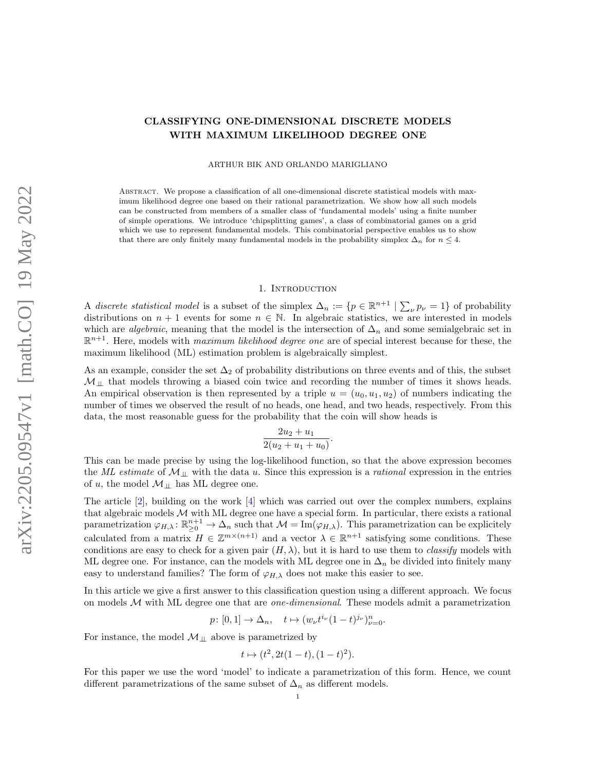# CLASSIFYING ONE-DIMENSIONAL DISCRETE MODELS WITH MAXIMUM LIKELIHOOD DEGREE ONE

ARTHUR BIK AND ORLANDO MARIGLIANO

Abstract. We propose a classification of all one-dimensional discrete statistical models with maximum likelihood degree one based on their rational parametrization. We show how all such models can be constructed from members of a smaller class of 'fundamental models' using a finite number of simple operations. We introduce 'chipsplitting games', a class of combinatorial games on a grid which we use to represent fundamental models. This combinatorial perspective enables us to show that there are only finitely many fundamental models in the probability simplex $\Delta_n$ for $n \leq 4$.

## 1. Introduction

A *discrete statistical model* is a subset of the simplex $\Delta_n := \{p \in \mathbb{R}^{n+1} \mid \sum_\nu p_\nu = 1\}$ of probability distributions on $n+1$ events for some $n \in \mathbb{N}$. In algebraic statistics, we are interested in models which are *algebraic*, meaning that the model is the intersection of $\Delta_n$ and some semialgebraic set in $\mathbb{R}^{n+1}$. Here, models with *maximum likelihood degree one* are of special interest because for these, the maximum likelihood (ML) estimation problem is algebraically simplest.

As an example, consider the set $\Delta_2$ of probability distributions on three events and of this, the subset $\mathcal{M}_{\amalg}$ that models throwing a biased coin twice and recording the number of times it shows heads. An empirical observation is then represented by a triple $u = (u_0, u_1, u_2)$ of numbers indicating the number of times we observed the result of no heads, one head, and two heads, respectively. From this data, the most reasonable guess for the probability that the coin will show heads is

$$\frac{2u_2 + u_1}{2(u_2 + u_1 + u_0)}.$$

This can be made precise by using the log-likelihood function, so that the above expression becomes the *ML estimate* of $\mathcal{M}_{\amalg}$ with the data $u$. Since this expression is a *rational* expression in the entries of $u$, the model $\mathcal{M}_{\amalg}$ has ML degree one.

The article [2], building on the work [4] which was carried out over the complex numbers, explains that algebraic models $\mathcal{M}$ with ML degree one have a special form. In particular, there exists a rational parametrization $\varphi_{H,\lambda} \colon \mathbb{R}^{n+1}_{\geq 0} \to \Delta_n$ such that $\mathcal{M} = \mathrm{Im}(\varphi_{H,\lambda})$. This parametrization can be explicitely calculated from a matrix $H \in \mathbb{Z}^{m \times (n+1)}$ and a vector $\lambda \in \mathbb{R}^{n+1}$ satisfying some conditions. These conditions are easy to check for a given pair $(H, \lambda)$, but it is hard to use them to *classify* models with ML degree one. For instance, can the models with ML degree one in $\Delta_n$ be divided into finitely many easy to understand families? The form of $\varphi_{H,\lambda}$ does not make this easier to see.

In this article we give a first answer to this classification question using a different approach. We focus on models $\mathcal{M}$ with ML degree one that are *one-dimensional*. These models admit a parametrization

$$p \colon [0,1] \to \Delta_n, \quad t \mapsto (w_\nu t^{i_\nu}(1-t)^{j_\nu})_{\nu=0}^n.$$

For instance, the model $\mathcal{M}_{\amalg}$ above is parametrized by

$$t \mapsto (t^2, 2t(1-t), (1-t)^2).$$

For this paper we use the word 'model' to indicate a parametrization of this form. Hence, we count different parametrizations of the same subset of $\Delta_n$ as different models.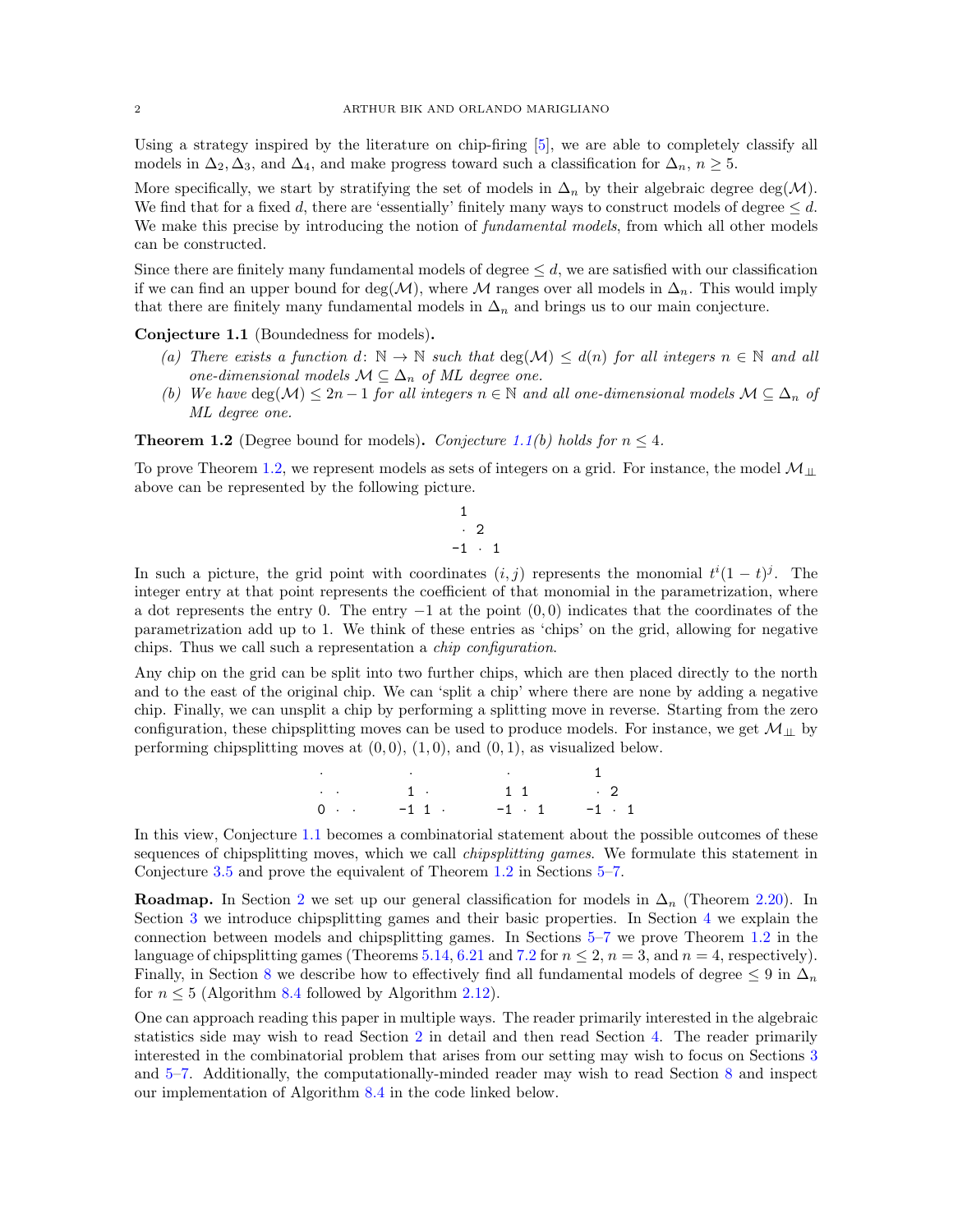Using a strategy inspired by the literature on chip-firing [5], we are able to completely classify all models in $\Delta_2, \Delta_3$, and $\Delta_4$, and make progress toward such a classification for $\Delta_n$, $n \geq 5$.

More specifically, we start by stratifying the set of models in $\Delta_n$ by their algebraic degree $\deg(\mathcal{M})$. We find that for a fixed $d$, there are 'essentially' finitely many ways to construct models of degree $\leq d$. We make this precise by introducing the notion of *fundamental models*, from which all other models can be constructed.

Since there are finitely many fundamental models of degree $\leq d$, we are satisfied with our classification if we can find an upper bound for $\deg(\mathcal{M})$, where $\mathcal{M}$ ranges over all models in $\Delta_n$. This would imply that there are finitely many fundamental models in $\Delta_n$ and brings us to our main conjecture.

**Conjecture 1.1** (Boundedness for models)**.**

*(a) There exists a function $d\colon \mathbb{N} \to \mathbb{N}$ such that $\deg(\mathcal{M}) \leq d(n)$ for all integers $n \in \mathbb{N}$ and all one-dimensional models $\mathcal{M} \subseteq \Delta_n$ of ML degree one.*

*(b) We have $\deg(\mathcal{M}) \leq 2n - 1$ for all integers $n \in \mathbb{N}$ and all one-dimensional models $\mathcal{M} \subseteq \Delta_n$ of ML degree one.*

**Theorem 1.2** (Degree bound for models)**.** *Conjecture 1.1(b) holds for $n \leq 4$.*

To prove Theorem 1.2, we represent models as sets of integers on a grid. For instance, the model $\mathcal{M}_{\perp\!\!\perp}$ above can be represented by the following picture.

```
 1
 · 2
-1 · 1
```

In such a picture, the grid point with coordinates $(i, j)$ represents the monomial $t^i(1-t)^j$. The integer entry at that point represents the coefficient of that monomial in the parametrization, where a dot represents the entry 0. The entry $-1$ at the point $(0, 0)$ indicates that the coordinates of the parametrization add up to 1. We think of these entries as 'chips' on the grid, allowing for negative chips. Thus we call such a representation a *chip configuration*.

Any chip on the grid can be split into two further chips, which are then placed directly to the north and to the east of the original chip. We can 'split a chip' where there are none by adding a negative chip. Finally, we can unsplit a chip by performing a splitting move in reverse. Starting from the zero configuration, these chipsplitting moves can be used to produce models. For instance, we get $\mathcal{M}_{\perp\!\!\perp}$ by performing chipsplitting moves at $(0, 0)$, $(1, 0)$, and $(0, 1)$, as visualized below.

```
·         ·         ·          1
· ·       1 ·       1 1        · 2
0 · ·    -1 1 ·    -1 · 1     -1 · 1
```

In this view, Conjecture 1.1 becomes a combinatorial statement about the possible outcomes of these sequences of chipsplitting moves, which we call *chipsplitting games*. We formulate this statement in Conjecture 3.5 and prove the equivalent of Theorem 1.2 in Sections 5–7.

**Roadmap.** In Section 2 we set up our general classification for models in $\Delta_n$ (Theorem 2.20). In Section 3 we introduce chipsplitting games and their basic properties. In Section 4 we explain the connection between models and chipsplitting games. In Sections 5–7 we prove Theorem 1.2 in the language of chipsplitting games (Theorems 5.14, 6.21 and 7.2 for $n \leq 2$, $n = 3$, and $n = 4$, respectively). Finally, in Section 8 we describe how to effectively find all fundamental models of degree $\leq 9$ in $\Delta_n$ for $n \leq 5$ (Algorithm 8.4 followed by Algorithm 2.12).

One can approach reading this paper in multiple ways. The reader primarily interested in the algebraic statistics side may wish to read Section 2 in detail and then read Section 4. The reader primarily interested in the combinatorial problem that arises from our setting may wish to focus on Sections 3 and 5–7. Additionally, the computationally-minded reader may wish to read Section 8 and inspect our implementation of Algorithm 8.4 in the code linked below.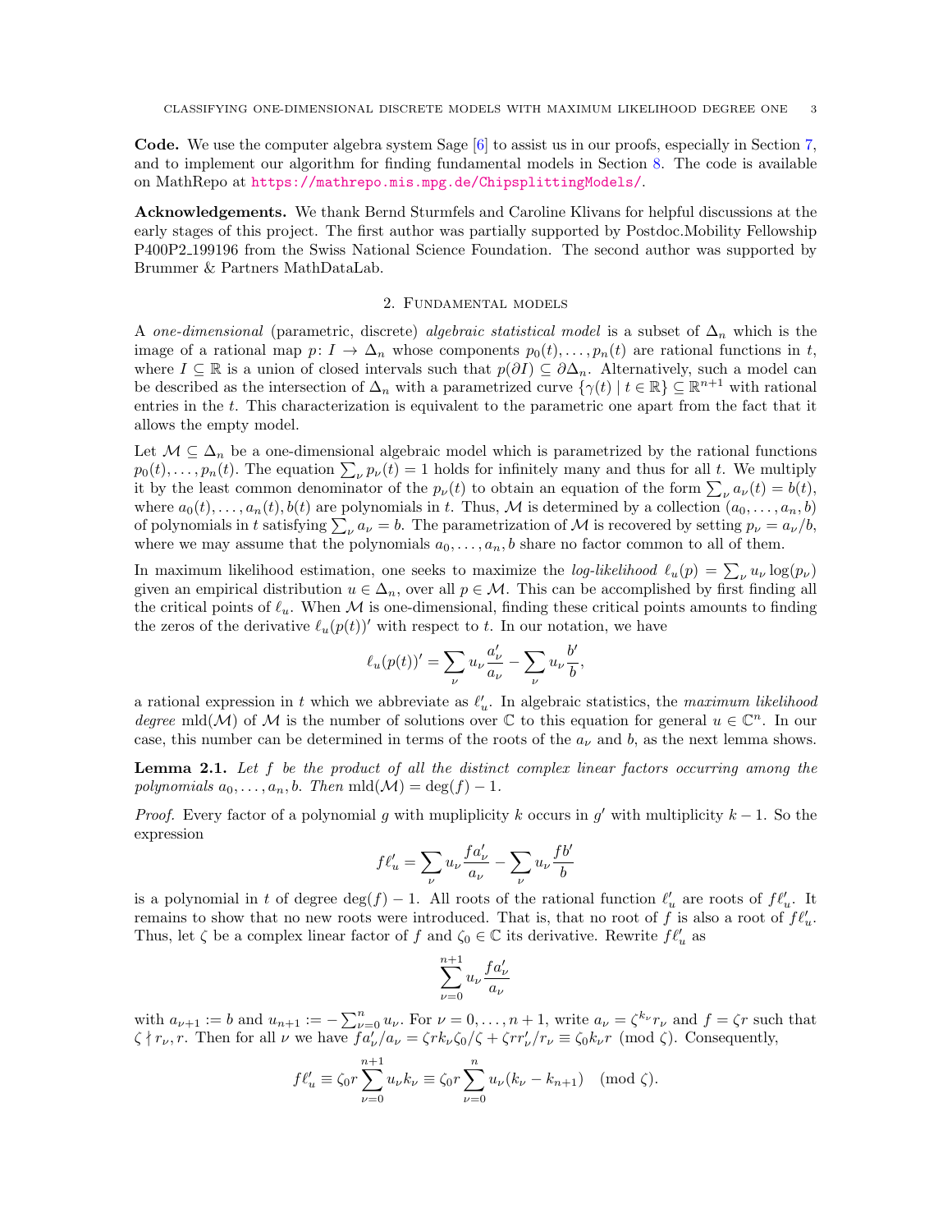**Code.** We use the computer algebra system Sage [6] to assist us in our proofs, especially in Section 7, and to implement our algorithm for finding fundamental models in Section 8. The code is available on MathRepo at https://mathrepo.mis.mpg.de/ChipsplittingModels/.

**Acknowledgements.** We thank Bernd Sturmfels and Caroline Klivans for helpful discussions at the early stages of this project. The first author was partially supported by Postdoc.Mobility Fellowship P400P2_199196 from the Swiss National Science Foundation. The second author was supported by Brummer & Partners MathDataLab.

## 2. Fundamental models

A *one-dimensional* (parametric, discrete) *algebraic statistical model* is a subset of $\Delta_n$ which is the image of a rational map $p\colon I \to \Delta_n$ whose components $p_0(t), \dots, p_n(t)$ are rational functions in $t$, where $I \subseteq \mathbb{R}$ is a union of closed intervals such that $p(\partial I) \subseteq \partial\Delta_n$. Alternatively, such a model can be described as the intersection of $\Delta_n$ with a parametrized curve $\{\gamma(t) \mid t \in \mathbb{R}\} \subseteq \mathbb{R}^{n+1}$ with rational entries in the $t$. This characterization is equivalent to the parametric one apart from the fact that it allows the empty model.

Let $\mathcal{M} \subseteq \Delta_n$ be a one-dimensional algebraic model which is parametrized by the rational functions $p_0(t), \dots, p_n(t)$. The equation $\sum_\nu p_\nu(t) = 1$ holds for infinitely many and thus for all $t$. We multiply it by the least common denominator of the $p_\nu(t)$ to obtain an equation of the form $\sum_\nu a_\nu(t) = b(t)$, where $a_0(t), \dots, a_n(t), b(t)$ are polynomials in $t$. Thus, $\mathcal{M}$ is determined by a collection $(a_0, \dots, a_n, b)$ of polynomials in $t$ satisfying $\sum_\nu a_\nu = b$. The parametrization of $\mathcal{M}$ is recovered by setting $p_\nu = a_\nu/b$, where we may assume that the polynomials $a_0, \dots, a_n, b$ share no factor common to all of them.

In maximum likelihood estimation, one seeks to maximize the *log-likelihood* $\ell_u(p) = \sum_\nu u_\nu \log(p_\nu)$ given an empirical distribution $u \in \Delta_n$, over all $p \in \mathcal{M}$. This can be accomplished by first finding all the critical points of $\ell_u$. When $\mathcal{M}$ is one-dimensional, finding these critical points amounts to finding the zeros of the derivative $\ell_u(p(t))'$ with respect to $t$. In our notation, we have

$$\ell_u(p(t))' = \sum_\nu u_\nu \frac{a_\nu'}{a_\nu} - \sum_\nu u_\nu \frac{b'}{b},$$

a rational expression in $t$ which we abbreviate as $\ell_u'$. In algebraic statistics, the *maximum likelihood degree* $\operatorname{mld}(\mathcal{M})$ of $\mathcal{M}$ is the number of solutions over $\mathbb{C}$ to this equation for general $u \in \mathbb{C}^n$. In our case, this number can be determined in terms of the roots of the $a_\nu$ and $b$, as the next lemma shows.

**Lemma 2.1.** *Let $f$ be the product of all the distinct complex linear factors occurring among the polynomials $a_0, \dots, a_n, b$. Then $\operatorname{mld}(\mathcal{M}) = \deg(f) - 1$.*

*Proof.* Every factor of a polynomial $g$ with mupliplicity $k$ occurs in $g'$ with multiplicity $k-1$. So the expression

$$f\ell_u' = \sum_\nu u_\nu \frac{fa_\nu'}{a_\nu} - \sum_\nu u_\nu \frac{fb'}{b}$$

is a polynomial in $t$ of degree $\deg(f) - 1$. All roots of the rational function $\ell_u'$ are roots of $f\ell_u'$. It remains to show that no new roots were introduced. That is, that no root of $f$ is also a root of $f\ell_u'$. Thus, let $\zeta$ be a complex linear factor of $f$ and $\zeta_0 \in \mathbb{C}$ its derivative. Rewrite $f\ell_u'$ as

$$\sum_{\nu=0}^{n+1} u_\nu \frac{fa_\nu'}{a_\nu}$$

with $a_{\nu+1} := b$ and $u_{n+1} := -\sum_{\nu=0}^n u_\nu$. For $\nu = 0, \dots, n+1$, write $a_\nu = \zeta^{k_\nu} r_\nu$ and $f = \zeta r$ such that $\zeta \nmid r_\nu, r$. Then for all $\nu$ we have $fa_\nu'/a_\nu = \zeta r k_\nu \zeta_0/\zeta + \zeta r r_\nu'/r_\nu \equiv \zeta_0 k_\nu r \pmod{\zeta}$. Consequently,

$$f\ell_u' \equiv \zeta_0 r \sum_{\nu=0}^{n+1} u_\nu k_\nu \equiv \zeta_0 r \sum_{\nu=0}^{n} u_\nu (k_\nu - k_{n+1}) \pmod{\zeta}.$$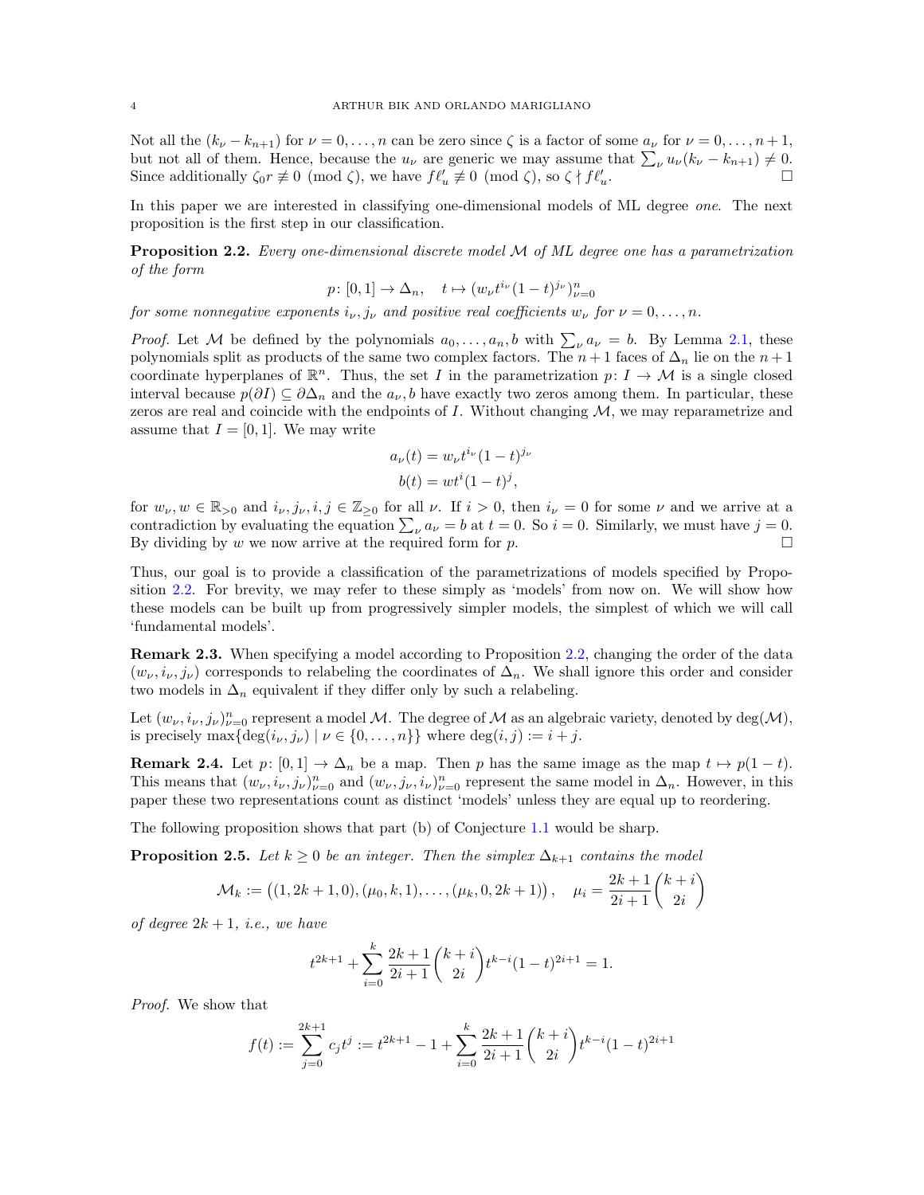Not all the $(k_\nu - k_{n+1})$ for $\nu = 0, \ldots, n$ can be zero since $\zeta$ is a factor of some $a_\nu$ for $\nu = 0, \ldots, n+1$, but not all of them. Hence, because the $u_\nu$ are generic we may assume that $\sum_\nu u_\nu(k_\nu - k_{n+1}) \neq 0$. Since additionally $\zeta_0 r \not\equiv 0 \pmod{\zeta}$, we have $f\ell'_u \not\equiv 0 \pmod{\zeta}$, so $\zeta \nmid f\ell'_u$. $\square$

In this paper we are interested in classifying one-dimensional models of ML degree *one*. The next proposition is the first step in our classification.

**Proposition 2.2.** *Every one-dimensional discrete model $\mathcal{M}$ of ML degree one has a parametrization of the form*

$$p\colon [0,1] \to \Delta_n, \quad t \mapsto (w_\nu t^{i_\nu}(1-t)^{j_\nu})_{\nu=0}^n$$

*for some nonnegative exponents $i_\nu, j_\nu$ and positive real coefficients $w_\nu$ for $\nu = 0, \ldots, n$.*

*Proof.* Let $\mathcal{M}$ be defined by the polynomials $a_0, \ldots, a_n, b$ with $\sum_\nu a_\nu = b$. By Lemma 2.1, these polynomials split as products of the same two complex factors. The $n+1$ faces of $\Delta_n$ lie on the $n+1$ coordinate hyperplanes of $\mathbb{R}^n$. Thus, the set $I$ in the parametrization $p\colon I \to \mathcal{M}$ is a single closed interval because $p(\partial I) \subseteq \partial\Delta_n$ and the $a_\nu, b$ have exactly two zeros among them. In particular, these zeros are real and coincide with the endpoints of $I$. Without changing $\mathcal{M}$, we may reparametrize and assume that $I = [0,1]$. We may write

$$a_\nu(t) = w_\nu t^{i_\nu}(1-t)^{j_\nu}$$
$$b(t) = wt^i(1-t)^j,$$

for $w_\nu, w \in \mathbb{R}_{>0}$ and $i_\nu, j_\nu, i, j \in \mathbb{Z}_{\geq 0}$ for all $\nu$. If $i > 0$, then $i_\nu = 0$ for some $\nu$ and we arrive at a contradiction by evaluating the equation $\sum_\nu a_\nu = b$ at $t = 0$. So $i = 0$. Similarly, we must have $j = 0$. By dividing by $w$ we now arrive at the required form for $p$. $\square$

Thus, our goal is to provide a classification of the parametrizations of models specified by Proposition 2.2. For brevity, we may refer to these simply as 'models' from now on. We will show how these models can be built up from progressively simpler models, the simplest of which we will call 'fundamental models'.

**Remark 2.3.** When specifying a model according to Proposition 2.2, changing the order of the data $(w_\nu, i_\nu, j_\nu)$ corresponds to relabeling the coordinates of $\Delta_n$. We shall ignore this order and consider two models in $\Delta_n$ equivalent if they differ only by such a relabeling.

Let $(w_\nu, i_\nu, j_\nu)_{\nu=0}^n$ represent a model $\mathcal{M}$. The degree of $\mathcal{M}$ as an algebraic variety, denoted by $\deg(\mathcal{M})$, is precisely $\max\{\deg(i_\nu, j_\nu) \mid \nu \in \{0, \ldots, n\}\}$ where $\deg(i,j) := i + j$.

**Remark 2.4.** Let $p\colon [0,1] \to \Delta_n$ be a map. Then $p$ has the same image as the map $t \mapsto p(1-t)$. This means that $(w_\nu, i_\nu, j_\nu)_{\nu=0}^n$ and $(w_\nu, j_\nu, i_\nu)_{\nu=0}^n$ represent the same model in $\Delta_n$. However, in this paper these two representations count as distinct 'models' unless they are equal up to reordering.

The following proposition shows that part (b) of Conjecture 1.1 would be sharp.

**Proposition 2.5.** *Let $k \geq 0$ be an integer. Then the simplex $\Delta_{k+1}$ contains the model*

$$\mathcal{M}_k := \big((1, 2k+1, 0), (\mu_0, k, 1), \ldots, (\mu_k, 0, 2k+1)\big), \quad \mu_i = \frac{2k+1}{2i+1}\binom{k+i}{2i}$$

*of degree $2k+1$, i.e., we have*

$$t^{2k+1} + \sum_{i=0}^{k} \frac{2k+1}{2i+1}\binom{k+i}{2i} t^{k-i}(1-t)^{2i+1} = 1.$$

*Proof.* We show that

$$f(t) := \sum_{j=0}^{2k+1} c_j t^j := t^{2k+1} - 1 + \sum_{i=0}^{k} \frac{2k+1}{2i+1}\binom{k+i}{2i} t^{k-i}(1-t)^{2i+1}$$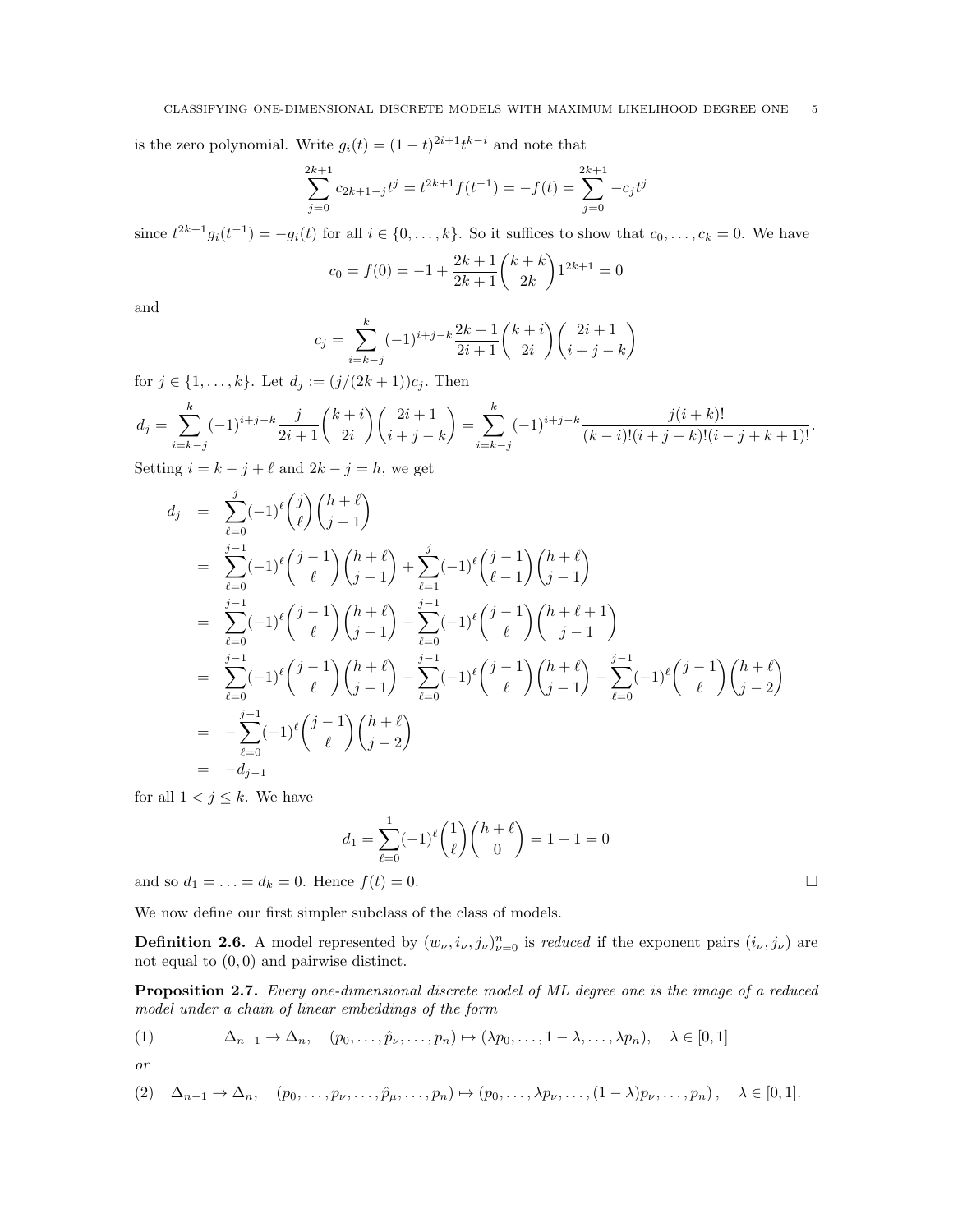is the zero polynomial. Write $g_i(t) = (1-t)^{2i+1}t^{k-i}$ and note that

$$\sum_{j=0}^{2k+1} c_{2k+1-j}t^j = t^{2k+1}f(t^{-1}) = -f(t) = \sum_{j=0}^{2k+1} -c_j t^j$$

since $t^{2k+1}g_i(t^{-1}) = -g_i(t)$ for all $i \in \{0,\dots,k\}$. So it suffices to show that $c_0,\dots,c_k = 0$. We have

$$c_0 = f(0) = -1 + \frac{2k+1}{2k+1}\binom{k+k}{2k}1^{2k+1} = 0$$

and

$$c_j = \sum_{i=k-j}^{k} (-1)^{i+j-k}\frac{2k+1}{2i+1}\binom{k+i}{2i}\binom{2i+1}{i+j-k}$$

for $j \in \{1,\dots,k\}$. Let $d_j := (j/(2k+1))c_j$. Then

$$d_j = \sum_{i=k-j}^{k} (-1)^{i+j-k}\frac{j}{2i+1}\binom{k+i}{2i}\binom{2i+1}{i+j-k} = \sum_{i=k-j}^{k} (-1)^{i+j-k}\frac{j(i+k)!}{(k-i)!(i+j-k)!(i-j+k+1)!}.$$

Setting $i = k-j+\ell$ and $2k-j = h$, we get

$$\begin{aligned}
d_j &= \sum_{\ell=0}^{j}(-1)^\ell\binom{j}{\ell}\binom{h+\ell}{j-1} \\
&= \sum_{\ell=0}^{j-1}(-1)^\ell\binom{j-1}{\ell}\binom{h+\ell}{j-1} + \sum_{\ell=1}^{j}(-1)^\ell\binom{j-1}{\ell-1}\binom{h+\ell}{j-1} \\
&= \sum_{\ell=0}^{j-1}(-1)^\ell\binom{j-1}{\ell}\binom{h+\ell}{j-1} - \sum_{\ell=0}^{j-1}(-1)^\ell\binom{j-1}{\ell}\binom{h+\ell+1}{j-1} \\
&= \sum_{\ell=0}^{j-1}(-1)^\ell\binom{j-1}{\ell}\binom{h+\ell}{j-1} - \sum_{\ell=0}^{j-1}(-1)^\ell\binom{j-1}{\ell}\binom{h+\ell}{j-1} - \sum_{\ell=0}^{j-1}(-1)^\ell\binom{j-1}{\ell}\binom{h+\ell}{j-2} \\
&= -\sum_{\ell=0}^{j-1}(-1)^\ell\binom{j-1}{\ell}\binom{h+\ell}{j-2} \\
&= -d_{j-1}
\end{aligned}$$

for all $1 < j \leq k$. We have

$$d_1 = \sum_{\ell=0}^{1}(-1)^\ell\binom{1}{\ell}\binom{h+\ell}{0} = 1 - 1 = 0$$

and so $d_1 = \ldots = d_k = 0$. Hence $f(t) = 0$. $\square$

We now define our first simpler subclass of the class of models.

**Definition 2.6.** A model represented by $(w_\nu, i_\nu, j_\nu)_{\nu=0}^n$ is *reduced* if the exponent pairs $(i_\nu, j_\nu)$ are not equal to $(0,0)$ and pairwise distinct.

**Proposition 2.7.** *Every one-dimensional discrete model of ML degree one is the image of a reduced model under a chain of linear embeddings of the form*

$$(1) \qquad \Delta_{n-1} \to \Delta_n, \quad (p_0,\dots,\hat{p}_\nu,\dots,p_n) \mapsto (\lambda p_0,\dots,1-\lambda,\dots,\lambda p_n), \quad \lambda \in [0,1]$$

*or*

$$(2) \quad \Delta_{n-1} \to \Delta_n, \quad (p_0,\dots,p_\nu,\dots,\hat{p}_\mu,\dots,p_n) \mapsto (p_0,\dots,\lambda p_\nu,\dots,(1-\lambda)p_\nu,\dots,p_n), \quad \lambda \in [0,1].$$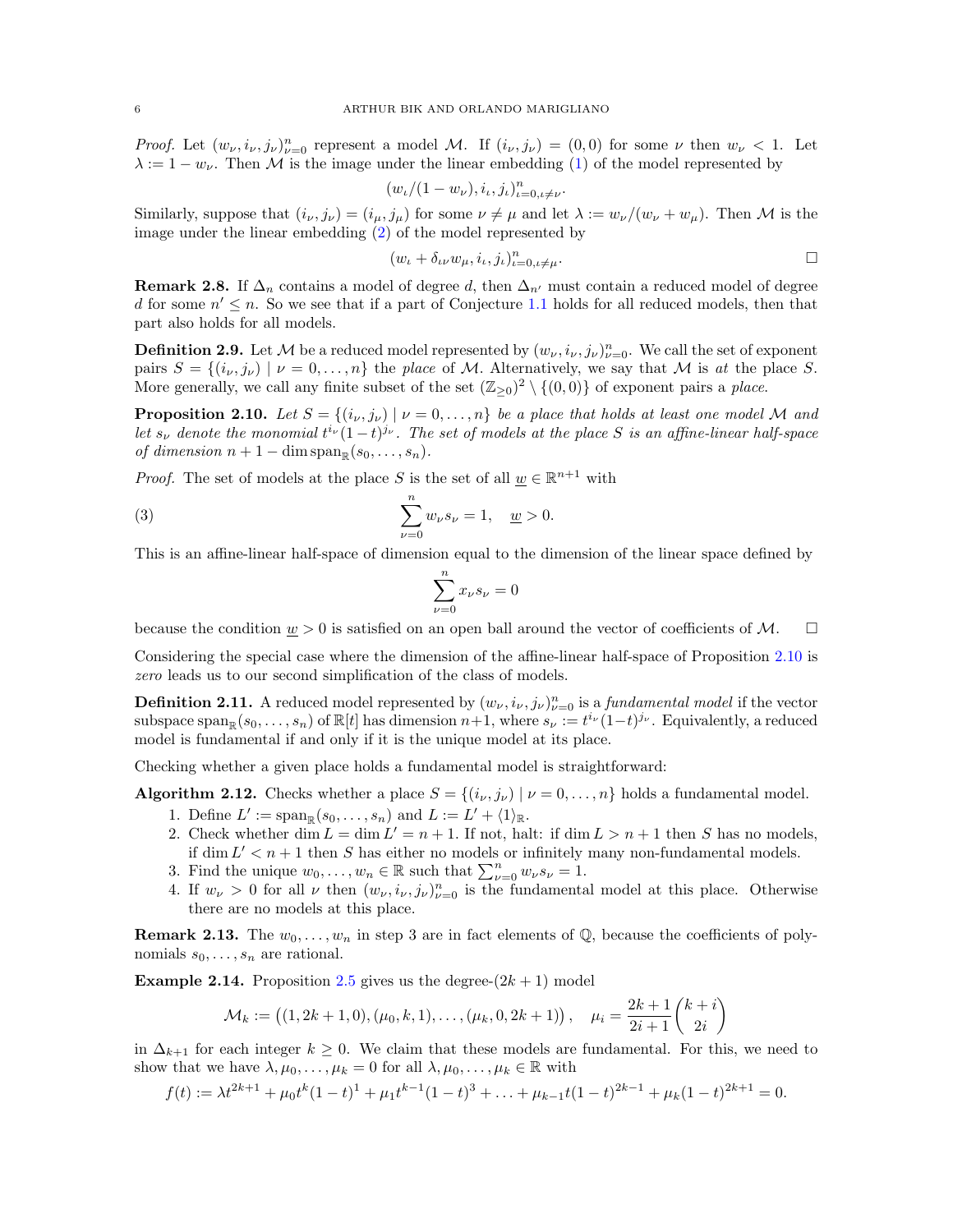*Proof.* Let $(w_\nu, i_\nu, j_\nu)_{\nu=0}^n$ represent a model $\mathcal{M}$. If $(i_\nu, j_\nu) = (0,0)$ for some $\nu$ then $w_\nu < 1$. Let $\lambda := 1 - w_\nu$. Then $\mathcal{M}$ is the image under the linear embedding (1) of the model represented by

$$(w_\iota/(1-w_\nu), i_\iota, j_\iota)_{\iota=0,\iota\neq\nu}^n.$$

Similarly, suppose that $(i_\nu, j_\nu) = (i_\mu, j_\mu)$ for some $\nu \neq \mu$ and let $\lambda := w_\nu/(w_\nu + w_\mu)$. Then $\mathcal{M}$ is the image under the linear embedding (2) of the model represented by

$$(w_\iota + \delta_{\iota\nu} w_\mu, i_\iota, j_\iota)_{\iota=0,\iota\neq\mu}^n. \qquad \square$$

**Remark 2.8.** If $\Delta_n$ contains a model of degree $d$, then $\Delta_{n'}$ must contain a reduced model of degree $d$ for some $n' \leq n$. So we see that if a part of Conjecture 1.1 holds for all reduced models, then that part also holds for all models.

**Definition 2.9.** Let $\mathcal{M}$ be a reduced model represented by $(w_\nu, i_\nu, j_\nu)_{\nu=0}^n$. We call the set of exponent pairs $S = \{(i_\nu, j_\nu) \mid \nu = 0, \ldots, n\}$ the *place* of $\mathcal{M}$. Alternatively, we say that $\mathcal{M}$ is *at* the place $S$. More generally, we call any finite subset of the set $(\mathbb{Z}_{\geq 0})^2 \setminus \{(0,0)\}$ of exponent pairs a *place*.

**Proposition 2.10.** *Let $S = \{(i_\nu, j_\nu) \mid \nu = 0, \ldots, n\}$ be a place that holds at least one model $\mathcal{M}$ and let $s_\nu$ denote the monomial $t^{i_\nu}(1-t)^{j_\nu}$. The set of models at the place $S$ is an affine-linear half-space of dimension $n + 1 - \dim \operatorname{span}_\mathbb{R}(s_0, \ldots, s_n)$.*

*Proof.* The set of models at the place $S$ is the set of all $\underline{w} \in \mathbb{R}^{n+1}$ with

$$\sum_{\nu=0}^n w_\nu s_\nu = 1, \quad \underline{w} > 0. \tag{3}$$

This is an affine-linear half-space of dimension equal to the dimension of the linear space defined by

$$\sum_{\nu=0}^n x_\nu s_\nu = 0$$

because the condition $\underline{w} > 0$ is satisfied on an open ball around the vector of coefficients of $\mathcal{M}$. $\square$

Considering the special case where the dimension of the affine-linear half-space of Proposition 2.10 is *zero* leads us to our second simplification of the class of models.

**Definition 2.11.** A reduced model represented by $(w_\nu, i_\nu, j_\nu)_{\nu=0}^n$ is a *fundamental model* if the vector subspace $\operatorname{span}_\mathbb{R}(s_0, \ldots, s_n)$ of $\mathbb{R}[t]$ has dimension $n+1$, where $s_\nu := t^{i_\nu}(1-t)^{j_\nu}$. Equivalently, a reduced model is fundamental if and only if it is the unique model at its place.

Checking whether a given place holds a fundamental model is straightforward:

**Algorithm 2.12.** Checks whether a place $S = \{(i_\nu, j_\nu) \mid \nu = 0, \ldots, n\}$ holds a fundamental model.

1. Define $L' := \operatorname{span}_\mathbb{R}(s_0, \ldots, s_n)$ and $L := L' + \langle 1 \rangle_\mathbb{R}$.
2. Check whether $\dim L = \dim L' = n + 1$. If not, halt: if $\dim L > n + 1$ then $S$ has no models, if $\dim L' < n + 1$ then $S$ has either no models or infinitely many non-fundamental models.
3. Find the unique $w_0, \ldots, w_n \in \mathbb{R}$ such that $\sum_{\nu=0}^n w_\nu s_\nu = 1$.
4. If $w_\nu > 0$ for all $\nu$ then $(w_\nu, i_\nu, j_\nu)_{\nu=0}^n$ is the fundamental model at this place. Otherwise there are no models at this place.

**Remark 2.13.** The $w_0, \ldots, w_n$ in step 3 are in fact elements of $\mathbb{Q}$, because the coefficients of polynomials $s_0, \ldots, s_n$ are rational.

**Example 2.14.** Proposition 2.5 gives us the degree-$(2k+1)$ model

$$\mathcal{M}_k := \left((1, 2k+1, 0), (\mu_0, k, 1), \ldots, (\mu_k, 0, 2k+1)\right), \quad \mu_i = \frac{2k+1}{2i+1}\binom{k+i}{2i}$$

in $\Delta_{k+1}$ for each integer $k \geq 0$. We claim that these models are fundamental. For this, we need to show that we have $\lambda, \mu_0, \ldots, \mu_k = 0$ for all $\lambda, \mu_0, \ldots, \mu_k \in \mathbb{R}$ with

$$f(t) := \lambda t^{2k+1} + \mu_0 t^k (1-t)^1 + \mu_1 t^{k-1}(1-t)^3 + \ldots + \mu_{k-1} t(1-t)^{2k-1} + \mu_k (1-t)^{2k+1} = 0.$$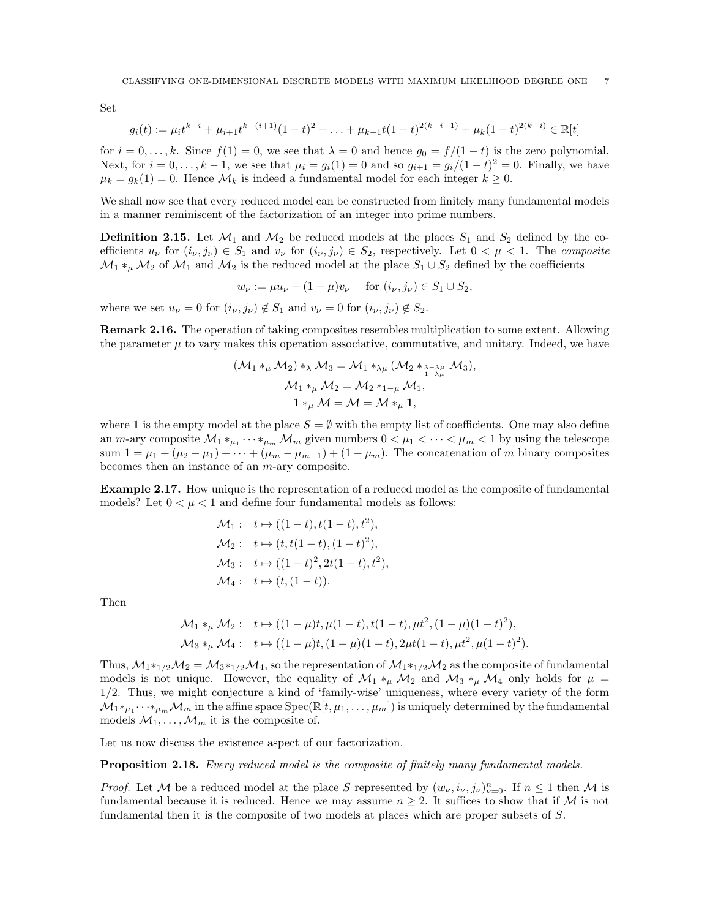Set

$$g_i(t) := \mu_i t^{k-i} + \mu_{i+1} t^{k-(i+1)}(1-t)^2 + \ldots + \mu_{k-1} t(1-t)^{2(k-i-1)} + \mu_k (1-t)^{2(k-i)} \in \mathbb{R}[t]$$

for $i = 0, \ldots, k$. Since $f(1) = 0$, we see that $\lambda = 0$ and hence $g_0 = f/(1-t)$ is the zero polynomial. Next, for $i = 0, \ldots, k-1$, we see that $\mu_i = g_i(1) = 0$ and so $g_{i+1} = g_i/(1-t)^2 = 0$. Finally, we have $\mu_k = g_k(1) = 0$. Hence $\mathcal{M}_k$ is indeed a fundamental model for each integer $k \geq 0$.

We shall now see that every reduced model can be constructed from finitely many fundamental models in a manner reminiscent of the factorization of an integer into prime numbers.

**Definition 2.15.** Let $\mathcal{M}_1$ and $\mathcal{M}_2$ be reduced models at the places $S_1$ and $S_2$ defined by the coefficients $u_\nu$ for $(i_\nu, j_\nu) \in S_1$ and $v_\nu$ for $(i_\nu, j_\nu) \in S_2$, respectively. Let $0 < \mu < 1$. The *composite* $\mathcal{M}_1 *_\mu \mathcal{M}_2$ of $\mathcal{M}_1$ and $\mathcal{M}_2$ is the reduced model at the place $S_1 \cup S_2$ defined by the coefficients

$$w_\nu := \mu u_\nu + (1-\mu) v_\nu \quad \text{ for } (i_\nu, j_\nu) \in S_1 \cup S_2,$$

where we set $u_\nu = 0$ for $(i_\nu, j_\nu) \notin S_1$ and $v_\nu = 0$ for $(i_\nu, j_\nu) \notin S_2$.

**Remark 2.16.** The operation of taking composites resembles multiplication to some extent. Allowing the parameter $\mu$ to vary makes this operation associative, commutative, and unitary. Indeed, we have

$$(\mathcal{M}_1 *_\mu \mathcal{M}_2) *_\lambda \mathcal{M}_3 = \mathcal{M}_1 *_{\lambda\mu} (\mathcal{M}_2 *_{\frac{\lambda - \lambda\mu}{1-\lambda\mu}} \mathcal{M}_3),$$
$$\mathcal{M}_1 *_\mu \mathcal{M}_2 = \mathcal{M}_2 *_{1-\mu} \mathcal{M}_1,$$
$$\mathbf{1} *_\mu \mathcal{M} = \mathcal{M} = \mathcal{M} *_\mu \mathbf{1},$$

where $\mathbf{1}$ is the empty model at the place $S = \emptyset$ with the empty list of coefficients. One may also define an $m$-ary composite $\mathcal{M}_1 *_{\mu_1} \cdots *_{\mu_m} \mathcal{M}_m$ given numbers $0 < \mu_1 < \cdots < \mu_m < 1$ by using the telescope sum $1 = \mu_1 + (\mu_2 - \mu_1) + \cdots + (\mu_m - \mu_{m-1}) + (1 - \mu_m)$. The concatenation of $m$ binary composites becomes then an instance of an $m$-ary composite.

**Example 2.17.** How unique is the representation of a reduced model as the composite of fundamental models? Let $0 < \mu < 1$ and define four fundamental models as follows:

$$\begin{aligned}
\mathcal{M}_1 :& \quad t \mapsto ((1-t), t(1-t), t^2),\\
\mathcal{M}_2 :& \quad t \mapsto (t, t(1-t), (1-t)^2),\\
\mathcal{M}_3 :& \quad t \mapsto ((1-t)^2, 2t(1-t), t^2),\\
\mathcal{M}_4 :& \quad t \mapsto (t, (1-t)).
\end{aligned}$$

Then

$$\begin{aligned}
\mathcal{M}_1 *_\mu \mathcal{M}_2 :& \quad t \mapsto ((1-\mu)t, \mu(1-t), t(1-t), \mu t^2, (1-\mu)(1-t)^2),\\
\mathcal{M}_3 *_\mu \mathcal{M}_4 :& \quad t \mapsto ((1-\mu)t, (1-\mu)(1-t), 2\mu t(1-t), \mu t^2, \mu(1-t)^2).
\end{aligned}$$

Thus, $\mathcal{M}_1 *_{1/2} \mathcal{M}_2 = \mathcal{M}_3 *_{1/2} \mathcal{M}_4$, so the representation of $\mathcal{M}_1 *_{1/2} \mathcal{M}_2$ as the composite of fundamental models is not unique. However, the equality of $\mathcal{M}_1 *_\mu \mathcal{M}_2$ and $\mathcal{M}_3 *_\mu \mathcal{M}_4$ only holds for $\mu = 1/2$. Thus, we might conjecture a kind of 'family-wise' uniqueness, where every variety of the form $\mathcal{M}_1 *_{\mu_1} \cdots *_{\mu_m} \mathcal{M}_m$ in the affine space $\operatorname{Spec}(\mathbb{R}[t, \mu_1, \ldots, \mu_m])$ is uniquely determined by the fundamental models $\mathcal{M}_1, \ldots, \mathcal{M}_m$ it is the composite of.

Let us now discuss the existence aspect of our factorization.

**Proposition 2.18.** *Every reduced model is the composite of finitely many fundamental models.*

*Proof.* Let $\mathcal{M}$ be a reduced model at the place $S$ represented by $(w_\nu, i_\nu, j_\nu)_{\nu=0}^n$. If $n \leq 1$ then $\mathcal{M}$ is fundamental because it is reduced. Hence we may assume $n \geq 2$. It suffices to show that if $\mathcal{M}$ is not fundamental then it is the composite of two models at places which are proper subsets of $S$.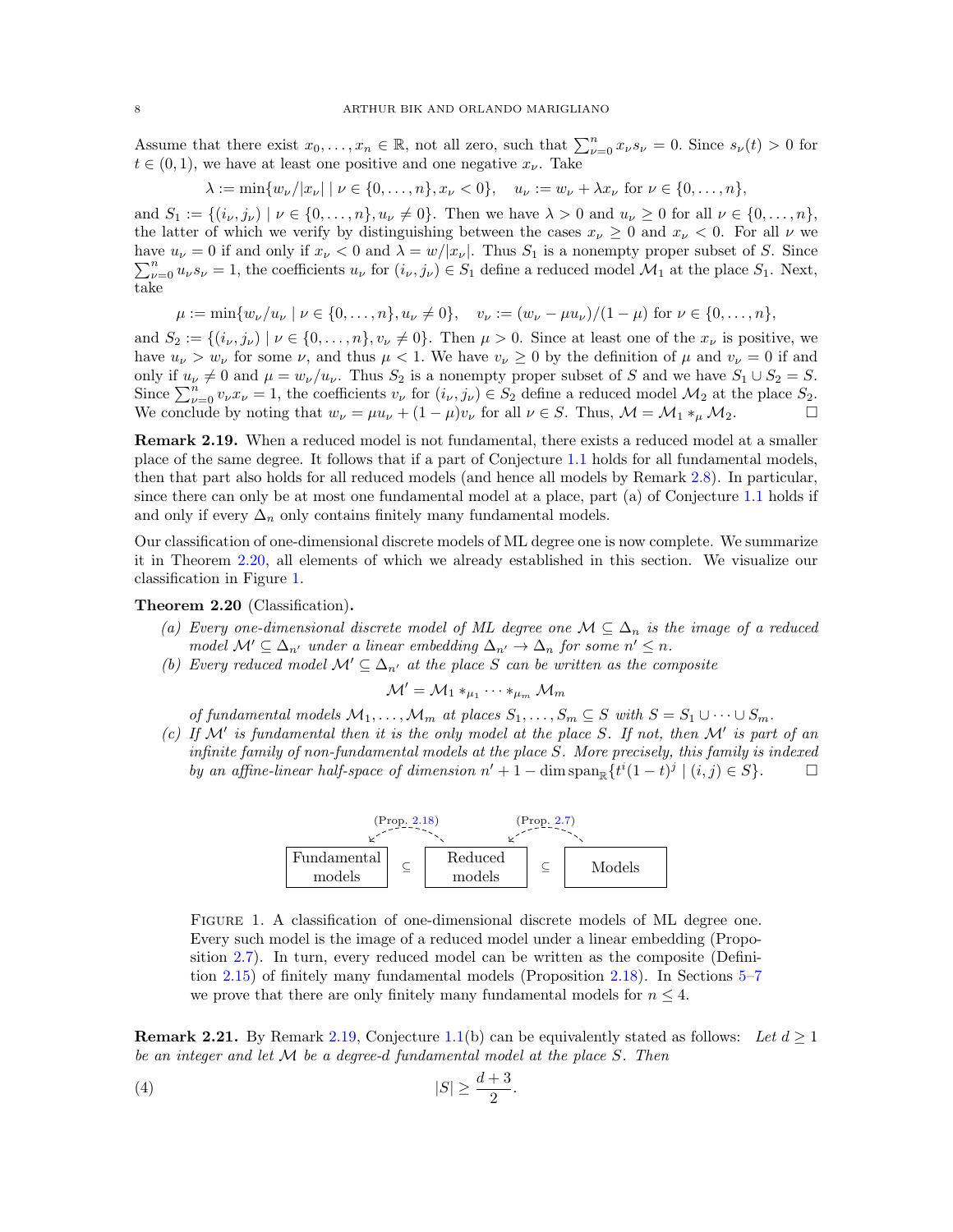Assume that there exist $x_0, \ldots, x_n \in \mathbb{R}$, not all zero, such that $\sum_{\nu=0}^n x_\nu s_\nu = 0$. Since $s_\nu(t) > 0$ for $t \in (0,1)$, we have at least one positive and one negative $x_\nu$. Take

$$\lambda := \min\{w_\nu/|x_\nu| \mid \nu \in \{0,\ldots,n\}, x_\nu < 0\}, \quad u_\nu := w_\nu + \lambda x_\nu \text{ for } \nu \in \{0,\ldots,n\},$$

and $S_1 := \{(i_\nu, j_\nu) \mid \nu \in \{0,\ldots,n\}, u_\nu \neq 0\}$. Then we have $\lambda > 0$ and $u_\nu \geq 0$ for all $\nu \in \{0,\ldots,n\}$, the latter of which we verify by distinguishing between the cases $x_\nu \geq 0$ and $x_\nu < 0$. For all $\nu$ we have $u_\nu = 0$ if and only if $x_\nu < 0$ and $\lambda = w/|x_\nu|$. Thus $S_1$ is a nonempty proper subset of $S$. Since $\sum_{\nu=0}^n u_\nu s_\nu = 1$, the coefficients $u_\nu$ for $(i_\nu, j_\nu) \in S_1$ define a reduced model $\mathcal{M}_1$ at the place $S_1$. Next, take

$$\mu := \min\{w_\nu/u_\nu \mid \nu \in \{0,\ldots,n\}, u_\nu \neq 0\}, \quad v_\nu := (w_\nu - \mu u_\nu)/(1-\mu) \text{ for } \nu \in \{0,\ldots,n\},$$

and $S_2 := \{(i_\nu, j_\nu) \mid \nu \in \{0,\ldots,n\}, v_\nu \neq 0\}$. Then $\mu > 0$. Since at least one of the $x_\nu$ is positive, we have $u_\nu > w_\nu$ for some $\nu$, and thus $\mu < 1$. We have $v_\nu \geq 0$ by the definition of $\mu$ and $v_\nu = 0$ if and only if $u_\nu \neq 0$ and $\mu = w_\nu/u_\nu$. Thus $S_2$ is a nonempty proper subset of $S$ and we have $S_1 \cup S_2 = S$. Since $\sum_{\nu=0}^n v_\nu x_\nu = 1$, the coefficients $v_\nu$ for $(i_\nu, j_\nu) \in S_2$ define a reduced model $\mathcal{M}_2$ at the place $S_2$. We conclude by noting that $w_\nu = \mu u_\nu + (1-\mu)v_\nu$ for all $\nu \in S$. Thus, $\mathcal{M} = \mathcal{M}_1 *_\mu \mathcal{M}_2$. □

**Remark 2.19.** When a reduced model is not fundamental, there exists a reduced model at a smaller place of the same degree. It follows that if a part of Conjecture 1.1 holds for all fundamental models, then that part also holds for all reduced models (and hence all models by Remark 2.8). In particular, since there can only be at most one fundamental model at a place, part (a) of Conjecture 1.1 holds if and only if every $\Delta_n$ only contains finitely many fundamental models.

Our classification of one-dimensional discrete models of ML degree one is now complete. We summarize it in Theorem 2.20, all elements of which we already established in this section. We visualize our classification in Figure 1.

**Theorem 2.20** (Classification)**.**

*(a) Every one-dimensional discrete model of ML degree one $\mathcal{M} \subseteq \Delta_n$ is the image of a reduced model $\mathcal{M}' \subseteq \Delta_{n'}$ under a linear embedding $\Delta_{n'} \to \Delta_n$ for some $n' \leq n$.*

*(b) Every reduced model $\mathcal{M}' \subseteq \Delta_{n'}$ at the place $S$ can be written as the composite*

$$\mathcal{M}' = \mathcal{M}_1 *_{\mu_1} \cdots *_{\mu_m} \mathcal{M}_m$$

*of fundamental models $\mathcal{M}_1, \ldots, \mathcal{M}_m$ at places $S_1, \ldots, S_m \subseteq S$ with $S = S_1 \cup \cdots \cup S_m$.*

*(c) If $\mathcal{M}'$ is fundamental then it is the only model at the place $S$. If not, then $\mathcal{M}'$ is part of an infinite family of non-fundamental models at the place $S$. More precisely, this family is indexed by an affine-linear half-space of dimension $n' + 1 - \dim \operatorname{span}_{\mathbb{R}}\{t^i(1-t)^j \mid (i,j) \in S\}$.* □

(Prop. 2.18) (Prop. 2.7)

Fundamental models ⊆ Reduced models ⊆ Models

FIGURE 1. A classification of one-dimensional discrete models of ML degree one. Every such model is the image of a reduced model under a linear embedding (Proposition 2.7). In turn, every reduced model can be written as the composite (Definition 2.15) of finitely many fundamental models (Proposition 2.18). In Sections 5–7 we prove that there are only finitely many fundamental models for $n \leq 4$.

**Remark 2.21.** By Remark 2.19, Conjecture 1.1(b) can be equivalently stated as follows: *Let $d \geq 1$ be an integer and let $\mathcal{M}$ be a degree-$d$ fundamental model at the place $S$. Then*

$$|S| \geq \frac{d+3}{2}. \tag{4}$$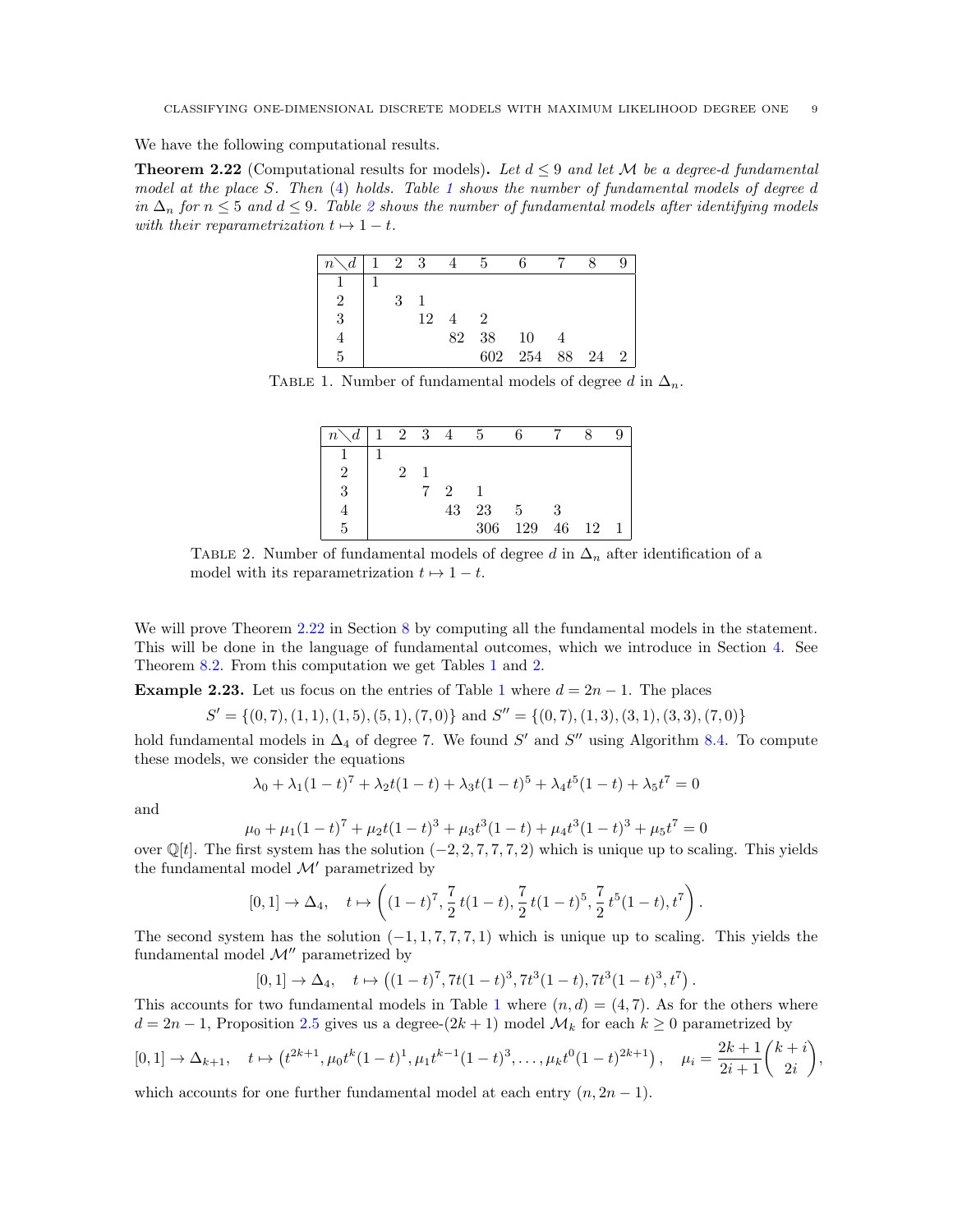We have the following computational results.

**Theorem 2.22** (Computational results for models)**.** *Let $d \leq 9$ and let $\mathcal{M}$ be a degree-$d$ fundamental model at the place $S$. Then (4) holds. Table 1 shows the number of fundamental models of degree $d$ in $\Delta_n$ for $n \leq 5$ and $d \leq 9$. Table 2 shows the number of fundamental models after identifying models with their reparametrization $t \mapsto 1-t$.*

| $n \diagdown d$ | 1 | 2 | 3 | 4 | 5 | 6 | 7 | 8 | 9 |
|---|---|---|---|---|---|---|---|---|---|
| 1 | 1 | | | | | | | | |
| 2 | | 3 | 1 | | | | | | |
| 3 | | | 12 | 4 | 2 | | | | |
| 4 | | | | 82 | 38 | 10 | 4 | | |
| 5 | | | | | 602 | 254 | 88 | 24 | 2 |

Table 1. Number of fundamental models of degree $d$ in $\Delta_n$.

| $n \diagdown d$ | 1 | 2 | 3 | 4 | 5 | 6 | 7 | 8 | 9 |
|---|---|---|---|---|---|---|---|---|---|
| 1 | 1 | | | | | | | | |
| 2 | | 2 | 1 | | | | | | |
| 3 | | | 7 | 2 | 1 | | | | |
| 4 | | | | 43 | 23 | 5 | 3 | | |
| 5 | | | | | 306 | 129 | 46 | 12 | 1 |

Table 2. Number of fundamental models of degree $d$ in $\Delta_n$ after identification of a model with its reparametrization $t \mapsto 1-t$.

We will prove Theorem 2.22 in Section 8 by computing all the fundamental models in the statement. This will be done in the language of fundamental outcomes, which we introduce in Section 4. See Theorem 8.2. From this computation we get Tables 1 and 2.

**Example 2.23.** Let us focus on the entries of Table 1 where $d = 2n-1$. The places

$$S' = \{(0,7),(1,1),(1,5),(5,1),(7,0)\} \text{ and } S'' = \{(0,7),(1,3),(3,1),(3,3),(7,0)\}$$

hold fundamental models in $\Delta_4$ of degree 7. We found $S'$ and $S''$ using Algorithm 8.4. To compute these models, we consider the equations

$$\lambda_0 + \lambda_1(1-t)^7 + \lambda_2 t(1-t) + \lambda_3 t(1-t)^5 + \lambda_4 t^5(1-t) + \lambda_5 t^7 = 0$$

and

$$\mu_0 + \mu_1(1-t)^7 + \mu_2 t(1-t)^3 + \mu_3 t^3(1-t) + \mu_4 t^3(1-t)^3 + \mu_5 t^7 = 0$$

over $\mathbb{Q}[t]$. The first system has the solution $(-2,2,7,7,7,2)$ which is unique up to scaling. This yields the fundamental model $\mathcal{M}'$ parametrized by

$$[0,1] \to \Delta_4, \quad t \mapsto \left((1-t)^7, \frac{7}{2}\,t(1-t), \frac{7}{2}\,t(1-t)^5, \frac{7}{2}\,t^5(1-t), t^7\right).$$

The second system has the solution $(-1,1,7,7,7,1)$ which is unique up to scaling. This yields the fundamental model $\mathcal{M}''$ parametrized by

$$[0,1] \to \Delta_4, \quad t \mapsto \left((1-t)^7, 7t(1-t)^3, 7t^3(1-t), 7t^3(1-t)^3, t^7\right).$$

This accounts for two fundamental models in Table 1 where $(n,d) = (4,7)$. As for the others where $d = 2n-1$, Proposition 2.5 gives us a degree-$(2k+1)$ model $\mathcal{M}_k$ for each $k \geq 0$ parametrized by

$$[0,1] \to \Delta_{k+1}, \quad t \mapsto \left(t^{2k+1}, \mu_0 t^k(1-t)^1, \mu_1 t^{k-1}(1-t)^3, \ldots, \mu_k t^0(1-t)^{2k+1}\right), \quad \mu_i = \frac{2k+1}{2i+1}\binom{k+i}{2i},$$

which accounts for one further fundamental model at each entry $(n, 2n-1)$.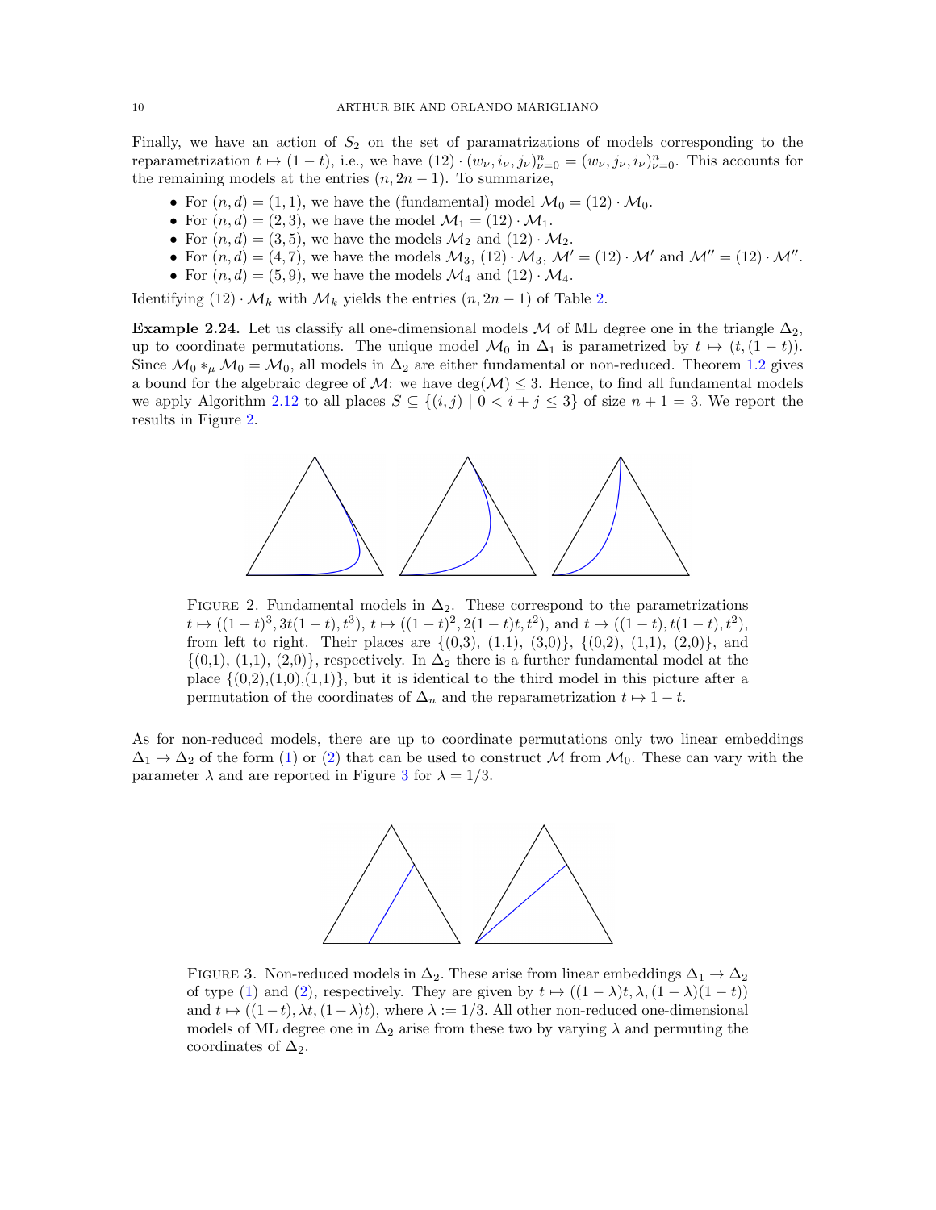Finally, we have an action of $S_2$ on the set of paramatrizations of models corresponding to the reparametrization $t \mapsto (1-t)$, i.e., we have $(12)\cdot(w_\nu, i_\nu, j_\nu)_{\nu=0}^n = (w_\nu, j_\nu, i_\nu)_{\nu=0}^n$. This accounts for the remaining models at the entries $(n, 2n-1)$. To summarize,

- For $(n,d) = (1,1)$, we have the (fundamental) model $\mathcal{M}_0 = (12)\cdot\mathcal{M}_0$.
- For $(n,d) = (2,3)$, we have the model $\mathcal{M}_1 = (12)\cdot\mathcal{M}_1$.
- For $(n,d) = (3,5)$, we have the models $\mathcal{M}_2$ and $(12)\cdot\mathcal{M}_2$.
- For $(n,d) = (4,7)$, we have the models $\mathcal{M}_3$, $(12)\cdot\mathcal{M}_3$, $\mathcal{M}' = (12)\cdot\mathcal{M}'$ and $\mathcal{M}'' = (12)\cdot\mathcal{M}''$.
- For $(n,d) = (5,9)$, we have the models $\mathcal{M}_4$ and $(12)\cdot\mathcal{M}_4$.

Identifying $(12)\cdot\mathcal{M}_k$ with $\mathcal{M}_k$ yields the entries $(n, 2n-1)$ of Table 2.

**Example 2.24.** Let us classify all one-dimensional models $\mathcal{M}$ of ML degree one in the triangle $\Delta_2$, up to coordinate permutations. The unique model $\mathcal{M}_0$ in $\Delta_1$ is parametrized by $t \mapsto (t, (1-t))$. Since $\mathcal{M}_0 *_\mu \mathcal{M}_0 = \mathcal{M}_0$, all models in $\Delta_2$ are either fundamental or non-reduced. Theorem 1.2 gives a bound for the algebraic degree of $\mathcal{M}$: we have $\deg(\mathcal{M}) \leq 3$. Hence, to find all fundamental models we apply Algorithm 2.12 to all places $S \subseteq \{(i,j) \mid 0 < i + j \leq 3\}$ of size $n+1 = 3$. We report the results in Figure 2.

FIGURE 2. Fundamental models in $\Delta_2$. These correspond to the parametrizations $t \mapsto ((1-t)^3, 3t(1-t), t^3)$, $t \mapsto ((1-t)^2, 2(1-t)t, t^2)$, and $t \mapsto ((1-t), t(1-t), t^2)$, from left to right. Their places are {(0,3), (1,1), (3,0)}, {(0,2), (1,1), (2,0)}, and {(0,1), (1,1), (2,0)}, respectively. In $\Delta_2$ there is a further fundamental model at the place {(0,2),(1,0),(1,1)}, but it is identical to the third model in this picture after a permutation of the coordinates of $\Delta_n$ and the reparametrization $t \mapsto 1-t$.

As for non-reduced models, there are up to coordinate permutations only two linear embeddings $\Delta_1 \to \Delta_2$ of the form (1) or (2) that can be used to construct $\mathcal{M}$ from $\mathcal{M}_0$. These can vary with the parameter $\lambda$ and are reported in Figure 3 for $\lambda = 1/3$.

FIGURE 3. Non-reduced models in $\Delta_2$. These arise from linear embeddings $\Delta_1 \to \Delta_2$ of type (1) and (2), respectively. They are given by $t \mapsto ((1-\lambda)t, \lambda, (1-\lambda)(1-t))$ and $t \mapsto ((1-t), \lambda t, (1-\lambda)t)$, where $\lambda := 1/3$. All other non-reduced one-dimensional models of ML degree one in $\Delta_2$ arise from these two by varying $\lambda$ and permuting the coordinates of $\Delta_2$.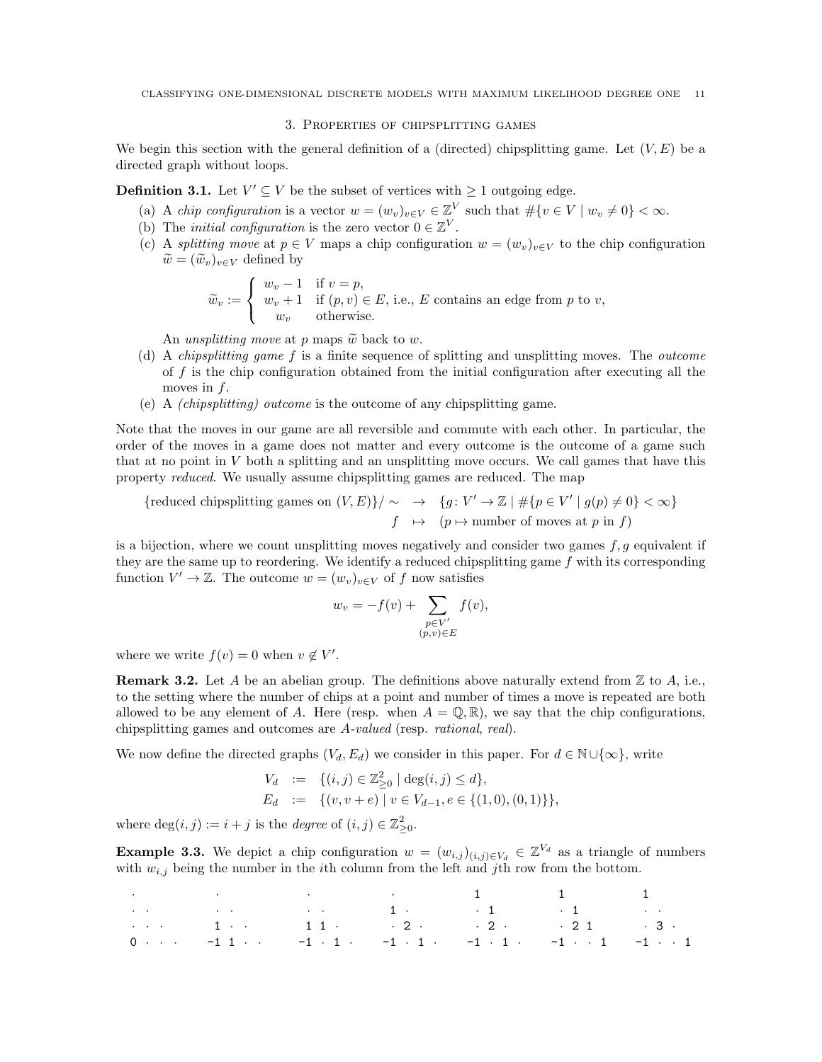## 3. Properties of chipsplitting games

We begin this section with the general definition of a (directed) chipsplitting game. Let $(V, E)$ be a directed graph without loops.

**Definition 3.1.** Let $V' \subseteq V$ be the subset of vertices with $\geq 1$ outgoing edge.

(a) A *chip configuration* is a vector $w = (w_v)_{v \in V} \in \mathbb{Z}^V$ such that $\#\{v \in V \mid w_v \neq 0\} < \infty$.

(b) The *initial configuration* is the zero vector $0 \in \mathbb{Z}^V$.

(c) A *splitting move* at $p \in V$ maps a chip configuration $w = (w_v)_{v \in V}$ to the chip configuration $\widetilde{w} = (\widetilde{w}_v)_{v \in V}$ defined by

$$\widetilde{w}_v := \begin{cases} w_v - 1 & \text{if } v = p, \\ w_v + 1 & \text{if } (p, v) \in E, \text{ i.e., } E \text{ contains an edge from } p \text{ to } v, \\ w_v & \text{otherwise.} \end{cases}$$

An *unsplitting move* at $p$ maps $\widetilde{w}$ back to $w$.

(d) A *chipsplitting game* $f$ is a finite sequence of splitting and unsplitting moves. The *outcome* of $f$ is the chip configuration obtained from the initial configuration after executing all the moves in $f$.

(e) A *(chipsplitting) outcome* is the outcome of any chipsplitting game.

Note that the moves in our game are all reversible and commute with each other. In particular, the order of the moves in a game does not matter and every outcome is the outcome of a game such that at no point in $V$ both a splitting and an unsplitting move occurs. We call games that have this property *reduced*. We usually assume chipsplitting games are reduced. The map

$$\begin{array}{rcl} \{\text{reduced chipsplitting games on } (V,E)\}/\sim & \to & \{g \colon V' \to \mathbb{Z} \mid \#\{p \in V' \mid g(p) \neq 0\} < \infty\} \\ f & \mapsto & (p \mapsto \text{number of moves at } p \text{ in } f) \end{array}$$

is a bijection, where we count unsplitting moves negatively and consider two games $f, g$ equivalent if they are the same up to reordering. We identify a reduced chipsplitting game $f$ with its corresponding function $V' \to \mathbb{Z}$. The outcome $w = (w_v)_{v \in V}$ of $f$ now satisfies

$$w_v = -f(v) + \sum_{\substack{p \in V' \\ (p,v) \in E}} f(v),$$

where we write $f(v) = 0$ when $v \notin V'$.

**Remark 3.2.** Let $A$ be an abelian group. The definitions above naturally extend from $\mathbb{Z}$ to $A$, i.e., to the setting where the number of chips at a point and number of times a move is repeated are both allowed to be any element of $A$. Here (resp. when $A = \mathbb{Q}, \mathbb{R}$), we say that the chip configurations, chipsplitting games and outcomes are *$A$-valued* (resp. *rational*, *real*).

We now define the directed graphs $(V_d, E_d)$ we consider in this paper. For $d \in \mathbb{N} \cup \{\infty\}$, write

$$\begin{array}{rcl} V_d & := & \{(i,j) \in \mathbb{Z}_{\geq 0}^2 \mid \deg(i,j) \leq d\}, \\ E_d & := & \{(v, v+e) \mid v \in V_{d-1}, e \in \{(1,0),(0,1)\}\}, \end{array}$$

where $\deg(i,j) := i + j$ is the *degree* of $(i,j) \in \mathbb{Z}_{\geq 0}^2$.

**Example 3.3.** We depict a chip configuration $w = (w_{i,j})_{(i,j) \in V_d} \in \mathbb{Z}^{V_d}$ as a triangle of numbers with $w_{i,j}$ being the number in the $i$th column from the left and $j$th row from the bottom.

```
·             ·              ·              ·              1              1              1
· ·           · ·            · ·            1 ·            · 1            · 1            · ·
· · ·         1 · ·          1 1 ·          · 2 ·          · 2 ·          · 2 1          · 3 ·
0 · · ·       -1 1 · ·       -1 · 1 ·       -1 · 1 ·       -1 · 1 ·       -1 · · 1       -1 · · 1
```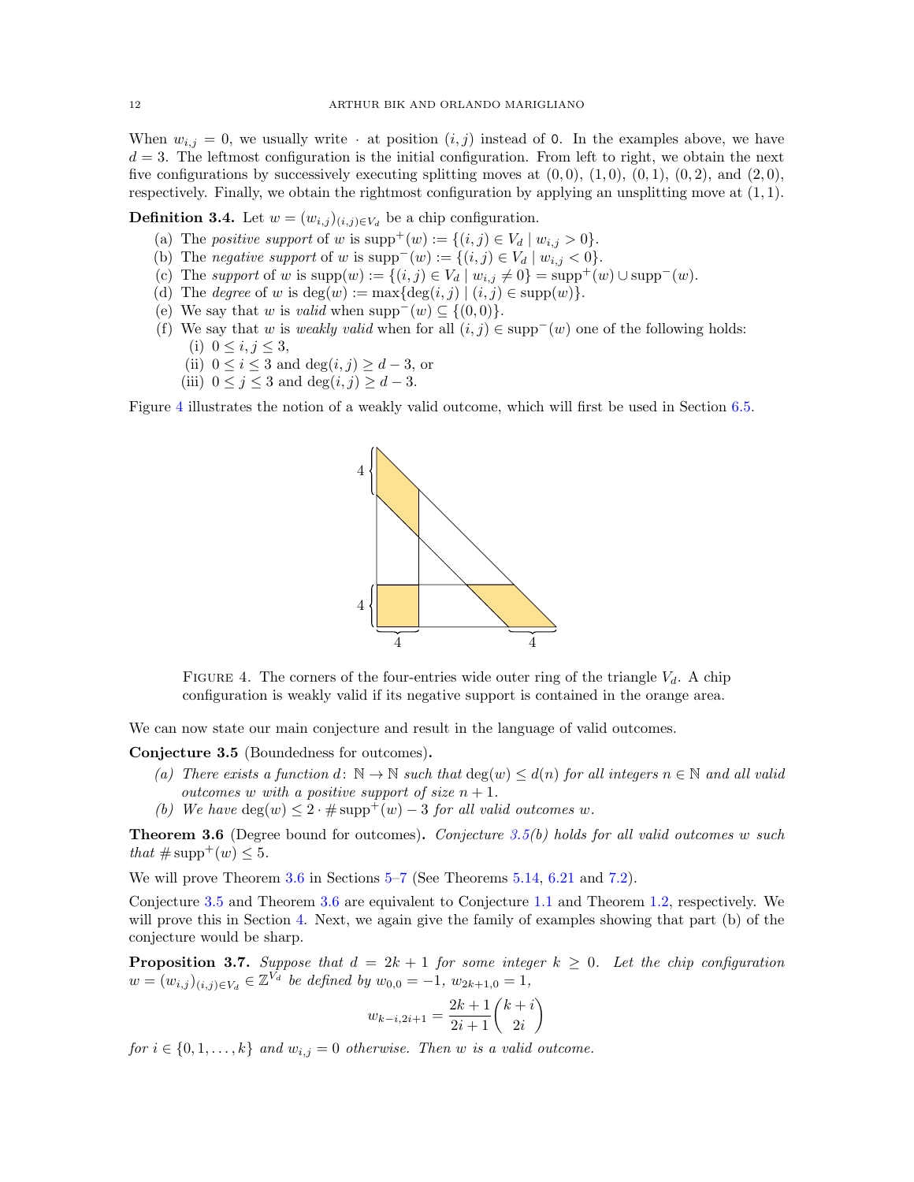When $w_{i,j} = 0$, we usually write $\cdot$ at position $(i,j)$ instead of $0$. In the examples above, we have $d = 3$. The leftmost configuration is the initial configuration. From left to right, we obtain the next five configurations by successively executing splitting moves at $(0,0)$, $(1,0)$, $(0,1)$, $(0,2)$, and $(2,0)$, respectively. Finally, we obtain the rightmost configuration by applying an unsplitting move at $(1,1)$.

**Definition 3.4.** Let $w = (w_{i,j})_{(i,j)\in V_d}$ be a chip configuration.

- (a) The *positive support* of $w$ is $\operatorname{supp}^+(w) := \{(i,j) \in V_d \mid w_{i,j} > 0\}$.
- (b) The *negative support* of $w$ is $\operatorname{supp}^-(w) := \{(i,j) \in V_d \mid w_{i,j} < 0\}$.
- (c) The *support* of $w$ is $\operatorname{supp}(w) := \{(i,j) \in V_d \mid w_{i,j} \neq 0\} = \operatorname{supp}^+(w) \cup \operatorname{supp}^-(w)$.
- (d) The *degree* of $w$ is $\deg(w) := \max\{\deg(i,j) \mid (i,j) \in \operatorname{supp}(w)\}$.
- (e) We say that $w$ is *valid* when $\operatorname{supp}^-(w) \subseteq \{(0,0)\}$.
- (f) We say that $w$ is *weakly valid* when for all $(i,j) \in \operatorname{supp}^-(w)$ one of the following holds:
  - (i) $0 \leq i,j \leq 3$,
  - (ii) $0 \leq i \leq 3$ and $\deg(i,j) \geq d-3$, or
  - (iii) $0 \leq j \leq 3$ and $\deg(i,j) \geq d-3$.

Figure 4 illustrates the notion of a weakly valid outcome, which will first be used in Section 6.5.

FIGURE 4. The corners of the four-entries wide outer ring of the triangle $V_d$. A chip configuration is weakly valid if its negative support is contained in the orange area.

We can now state our main conjecture and result in the language of valid outcomes.

**Conjecture 3.5** (Boundedness for outcomes)**.**

- *(a) There exists a function $d\colon \mathbb{N} \to \mathbb{N}$ such that $\deg(w) \leq d(n)$ for all integers $n \in \mathbb{N}$ and all valid outcomes $w$ with a positive support of size $n+1$.*
- *(b) We have $\deg(w) \leq 2 \cdot \#\operatorname{supp}^+(w) - 3$ for all valid outcomes $w$.*

**Theorem 3.6** (Degree bound for outcomes)**.** *Conjecture 3.5(b) holds for all valid outcomes $w$ such that $\#\operatorname{supp}^+(w) \leq 5$.*

We will prove Theorem 3.6 in Sections 5–7 (See Theorems 5.14, 6.21 and 7.2).

Conjecture 3.5 and Theorem 3.6 are equivalent to Conjecture 1.1 and Theorem 1.2, respectively. We will prove this in Section 4. Next, we again give the family of examples showing that part (b) of the conjecture would be sharp.

**Proposition 3.7.** *Suppose that $d = 2k+1$ for some integer $k \geq 0$. Let the chip configuration $w = (w_{i,j})_{(i,j)\in V_d} \in \mathbb{Z}^{V_d}$ be defined by $w_{0,0} = -1$, $w_{2k+1,0} = 1$,*

$$w_{k-i,2i+1} = \frac{2k+1}{2i+1}\binom{k+i}{2i}$$

*for $i \in \{0,1,\dots,k\}$ and $w_{i,j} = 0$ otherwise. Then $w$ is a valid outcome.*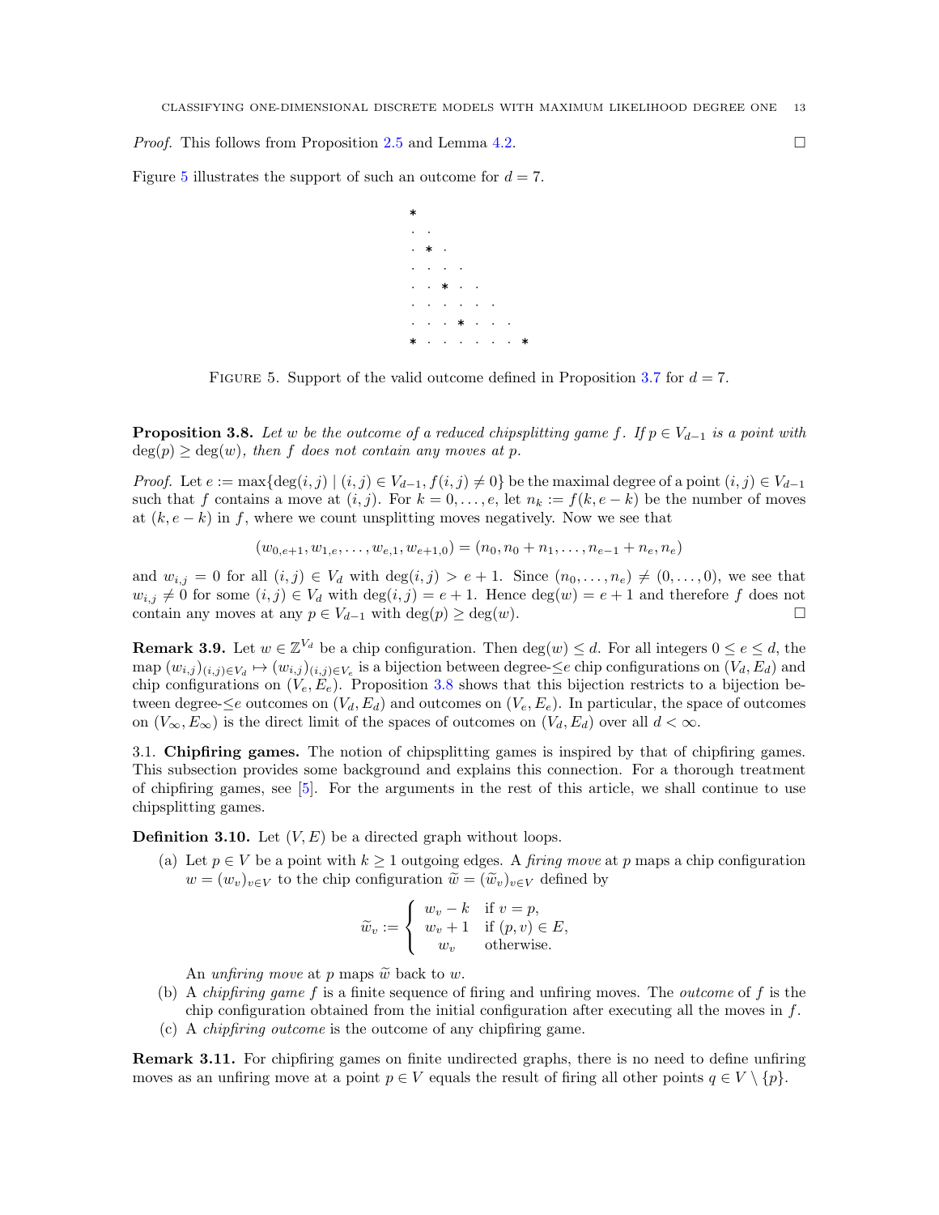*Proof.* This follows from Proposition 2.5 and Lemma 4.2. ◻

Figure 5 illustrates the support of such an outcome for $d = 7$.

```
*
. .
. * .
. . . .
. . * . .
. . . . . .
. . . * . . .
* . . . . . . *
```

FIGURE 5. Support of the valid outcome defined in Proposition 3.7 for $d = 7$.

**Proposition 3.8.** *Let $w$ be the outcome of a reduced chipsplitting game $f$. If $p \in V_{d-1}$ is a point with $\deg(p) \geq \deg(w)$, then $f$ does not contain any moves at $p$.*

*Proof.* Let $e := \max\{\deg(i,j) \mid (i,j) \in V_{d-1}, f(i,j) \neq 0\}$ be the maximal degree of a point $(i,j) \in V_{d-1}$ such that $f$ contains a move at $(i,j)$. For $k = 0, \ldots, e$, let $n_k := f(k, e-k)$ be the number of moves at $(k, e-k)$ in $f$, where we count unsplitting moves negatively. Now we see that

$$(w_{0,e+1}, w_{1,e}, \ldots, w_{e,1}, w_{e+1,0}) = (n_0, n_0 + n_1, \ldots, n_{e-1} + n_e, n_e)$$

and $w_{i,j} = 0$ for all $(i,j) \in V_d$ with $\deg(i,j) > e+1$. Since $(n_0, \ldots, n_e) \neq (0, \ldots, 0)$, we see that $w_{i,j} \neq 0$ for some $(i,j) \in V_d$ with $\deg(i,j) = e+1$. Hence $\deg(w) = e+1$ and therefore $f$ does not contain any moves at any $p \in V_{d-1}$ with $\deg(p) \geq \deg(w)$. ◻

**Remark 3.9.** Let $w \in \mathbb{Z}^{V_d}$ be a chip configuration. Then $\deg(w) \leq d$. For all integers $0 \leq e \leq d$, the map $(w_{i,j})_{(i,j) \in V_d} \mapsto (w_{i,j})_{(i,j) \in V_e}$ is a bijection between degree-$\leq e$ chip configurations on $(V_d, E_d)$ and chip configurations on $(V_e, E_e)$. Proposition 3.8 shows that this bijection restricts to a bijection between degree-$\leq e$ outcomes on $(V_d, E_d)$ and outcomes on $(V_e, E_e)$. In particular, the space of outcomes on $(V_\infty, E_\infty)$ is the direct limit of the spaces of outcomes on $(V_d, E_d)$ over all $d < \infty$.

## 3.1. Chipfiring games.

The notion of chipsplitting games is inspired by that of chipfiring games. This subsection provides some background and explains this connection. For a thorough treatment of chipfiring games, see [5]. For the arguments in the rest of this article, we shall continue to use chipsplitting games.

**Definition 3.10.** Let $(V, E)$ be a directed graph without loops.

(a) Let $p \in V$ be a point with $k \geq 1$ outgoing edges. A *firing move* at $p$ maps a chip configuration $w = (w_v)_{v \in V}$ to the chip configuration $\widetilde{w} = (\widetilde{w}_v)_{v \in V}$ defined by

$$\widetilde{w}_v := \begin{cases} w_v - k & \text{if } v = p, \\ w_v + 1 & \text{if } (p, v) \in E, \\ w_v & \text{otherwise.} \end{cases}$$

An *unfiring move* at $p$ maps $\widetilde{w}$ back to $w$.

(b) A *chipfiring game* $f$ is a finite sequence of firing and unfiring moves. The *outcome* of $f$ is the chip configuration obtained from the initial configuration after executing all the moves in $f$.

(c) A *chipfiring outcome* is the outcome of any chipfiring game.

**Remark 3.11.** For chipfiring games on finite undirected graphs, there is no need to define unfiring moves as an unfiring move at a point $p \in V$ equals the result of firing all other points $q \in V \setminus \{p\}$.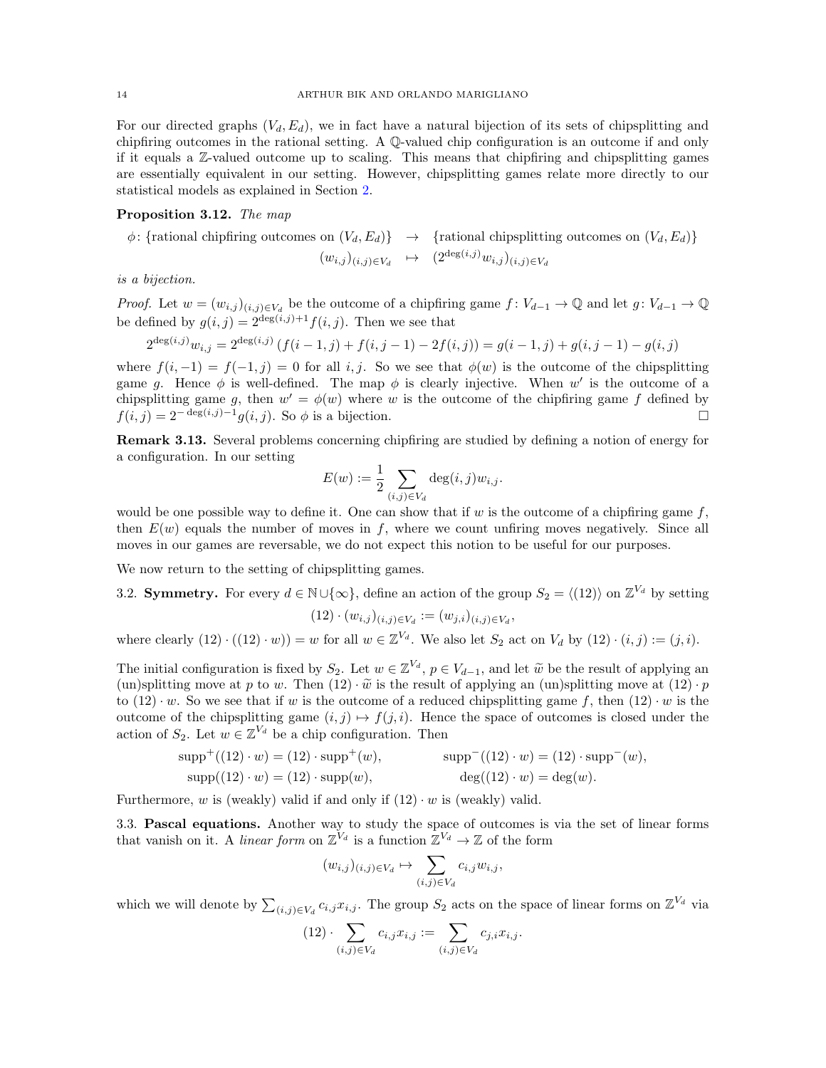For our directed graphs $(V_d, E_d)$, we in fact have a natural bijection of its sets of chipsplitting and chipfiring outcomes in the rational setting. A $\mathbb{Q}$-valued chip configuration is an outcome if and only if it equals a $\mathbb{Z}$-valued outcome up to scaling. This means that chipfiring and chipsplitting games are essentially equivalent in our setting. However, chipsplitting games relate more directly to our statistical models as explained in Section 2.

**Proposition 3.12.** *The map*

$$\phi\colon \{\text{rational chipfiring outcomes on } (V_d, E_d)\} \to \{\text{rational chipsplitting outcomes on } (V_d, E_d)\}$$
$$(w_{i,j})_{(i,j)\in V_d} \mapsto (2^{\deg(i,j)} w_{i,j})_{(i,j)\in V_d}$$

*is a bijection.*

*Proof.* Let $w = (w_{i,j})_{(i,j)\in V_d}$ be the outcome of a chipfiring game $f\colon V_{d-1} \to \mathbb{Q}$ and let $g\colon V_{d-1} \to \mathbb{Q}$ be defined by $g(i,j) = 2^{\deg(i,j)+1} f(i,j)$. Then we see that

$$2^{\deg(i,j)} w_{i,j} = 2^{\deg(i,j)} \left(f(i-1,j) + f(i,j-1) - 2f(i,j)\right) = g(i-1,j) + g(i,j-1) - g(i,j)$$

where $f(i,-1) = f(-1,j) = 0$ for all $i, j$. So we see that $\phi(w)$ is the outcome of the chipsplitting game $g$. Hence $\phi$ is well-defined. The map $\phi$ is clearly injective. When $w'$ is the outcome of a chipsplitting game $g$, then $w' = \phi(w)$ where $w$ is the outcome of the chipfiring game $f$ defined by $f(i,j) = 2^{-\deg(i,j)-1} g(i,j)$. So $\phi$ is a bijection. $\square$

**Remark 3.13.** Several problems concerning chipfiring are studied by defining a notion of energy for a configuration. In our setting

$$E(w) := \frac{1}{2} \sum_{(i,j)\in V_d} \deg(i,j) w_{i,j}.$$

would be one possible way to define it. One can show that if $w$ is the outcome of a chipfiring game $f$, then $E(w)$ equals the number of moves in $f$, where we count unfiring moves negatively. Since all moves in our games are reversable, we do not expect this notion to be useful for our purposes.

We now return to the setting of chipsplitting games.

3.2. **Symmetry.** For every $d \in \mathbb{N}\cup\{\infty\}$, define an action of the group $S_2 = \langle(12)\rangle$ on $\mathbb{Z}^{V_d}$ by setting

$$(12) \cdot (w_{i,j})_{(i,j)\in V_d} := (w_{j,i})_{(i,j)\in V_d},$$

where clearly $(12) \cdot ((12) \cdot w) = w$ for all $w \in \mathbb{Z}^{V_d}$. We also let $S_2$ act on $V_d$ by $(12) \cdot (i,j) := (j,i)$.

The initial configuration is fixed by $S_2$. Let $w \in \mathbb{Z}^{V_d}$, $p \in V_{d-1}$, and let $\widetilde{w}$ be the result of applying an (un)splitting move at $p$ to $w$. Then $(12) \cdot \widetilde{w}$ is the result of applying an (un)splitting move at $(12) \cdot p$ to $(12) \cdot w$. So we see that if $w$ is the outcome of a reduced chipsplitting game $f$, then $(12) \cdot w$ is the outcome of the chipsplitting game $(i,j) \mapsto f(j,i)$. Hence the space of outcomes is closed under the action of $S_2$. Let $w \in \mathbb{Z}^{V_d}$ be a chip configuration. Then

$$\operatorname{supp}^+((12) \cdot w) = (12) \cdot \operatorname{supp}^+(w), \qquad \operatorname{supp}^-((12) \cdot w) = (12) \cdot \operatorname{supp}^-(w),$$
$$\operatorname{supp}((12) \cdot w) = (12) \cdot \operatorname{supp}(w), \qquad \deg((12) \cdot w) = \deg(w).$$

Furthermore, $w$ is (weakly) valid if and only if $(12) \cdot w$ is (weakly) valid.

3.3. **Pascal equations.** Another way to study the space of outcomes is via the set of linear forms that vanish on it. A *linear form* on $\mathbb{Z}^{V_d}$ is a function $\mathbb{Z}^{V_d} \to \mathbb{Z}$ of the form

$$(w_{i,j})_{(i,j)\in V_d} \mapsto \sum_{(i,j)\in V_d} c_{i,j} w_{i,j},$$

which we will denote by $\sum_{(i,j)\in V_d} c_{i,j} x_{i,j}$. The group $S_2$ acts on the space of linear forms on $\mathbb{Z}^{V_d}$ via

$$(12) \cdot \sum_{(i,j)\in V_d} c_{i,j} x_{i,j} := \sum_{(i,j)\in V_d} c_{j,i} x_{i,j}.$$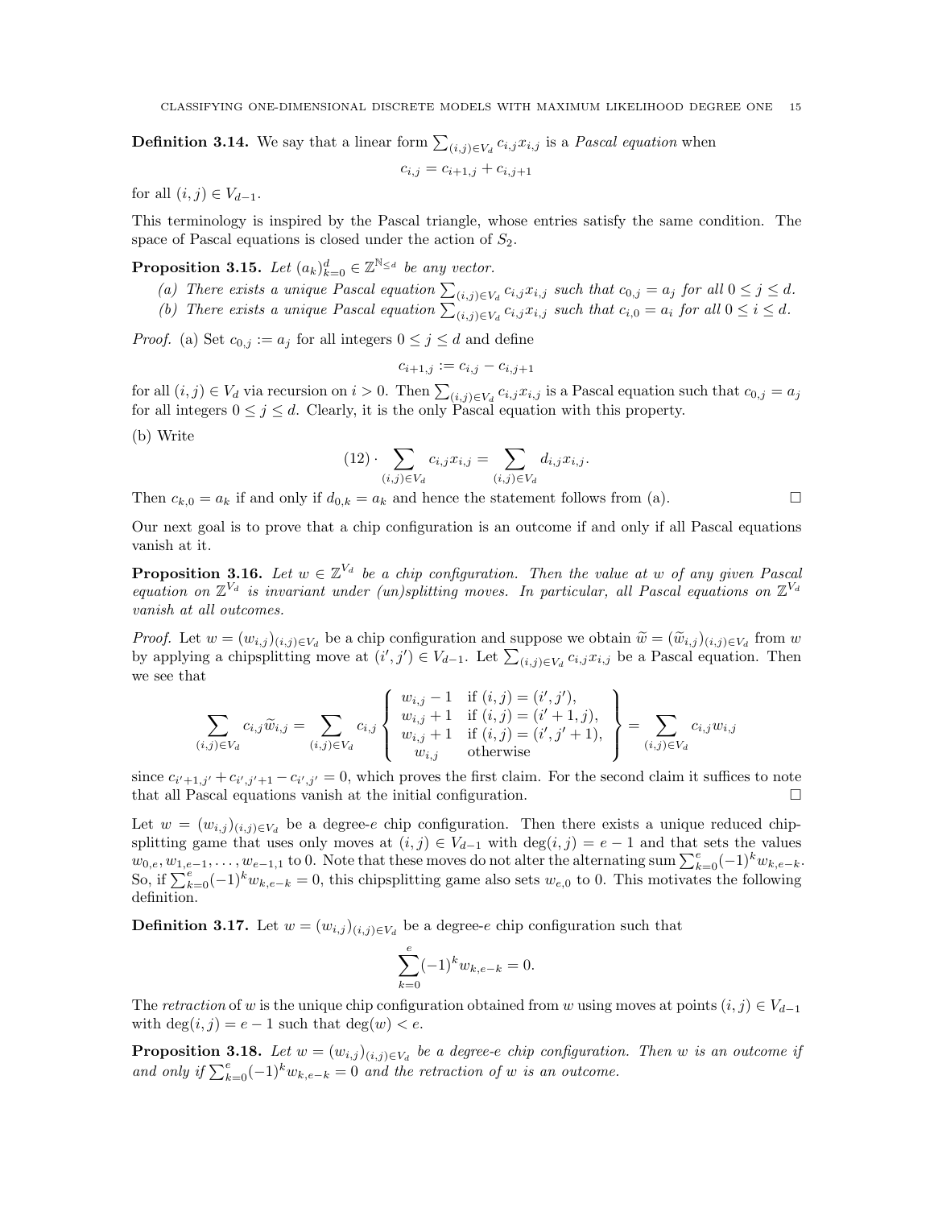**Definition 3.14.** We say that a linear form $\sum_{(i,j)\in V_d} c_{i,j}x_{i,j}$ is a *Pascal equation* when

$$c_{i,j} = c_{i+1,j} + c_{i,j+1}$$

for all $(i,j) \in V_{d-1}$.

This terminology is inspired by the Pascal triangle, whose entries satisfy the same condition. The space of Pascal equations is closed under the action of $S_2$.

**Proposition 3.15.** *Let $(a_k)_{k=0}^d \in \mathbb{Z}^{\mathbb{N}_{\leq d}}$ be any vector.*

*(a) There exists a unique Pascal equation $\sum_{(i,j)\in V_d} c_{i,j}x_{i,j}$ such that $c_{0,j} = a_j$ for all $0 \leq j \leq d$.*
*(b) There exists a unique Pascal equation $\sum_{(i,j)\in V_d} c_{i,j}x_{i,j}$ such that $c_{i,0} = a_i$ for all $0 \leq i \leq d$.*

*Proof.* (a) Set $c_{0,j} := a_j$ for all integers $0 \leq j \leq d$ and define

$$c_{i+1,j} := c_{i,j} - c_{i,j+1}$$

for all $(i,j) \in V_d$ via recursion on $i > 0$. Then $\sum_{(i,j)\in V_d} c_{i,j}x_{i,j}$ is a Pascal equation such that $c_{0,j} = a_j$ for all integers $0 \leq j \leq d$. Clearly, it is the only Pascal equation with this property.

(b) Write

$$(12) \cdot \sum_{(i,j)\in V_d} c_{i,j}x_{i,j} = \sum_{(i,j)\in V_d} d_{i,j}x_{i,j}.$$

Then $c_{k,0} = a_k$ if and only if $d_{0,k} = a_k$ and hence the statement follows from (a). □

Our next goal is to prove that a chip configuration is an outcome if and only if all Pascal equations vanish at it.

**Proposition 3.16.** *Let $w \in \mathbb{Z}^{V_d}$ be a chip configuration. Then the value at $w$ of any given Pascal equation on $\mathbb{Z}^{V_d}$ is invariant under (un)splitting moves. In particular, all Pascal equations on $\mathbb{Z}^{V_d}$ vanish at all outcomes.*

*Proof.* Let $w = (w_{i,j})_{(i,j)\in V_d}$ be a chip configuration and suppose we obtain $\widetilde{w} = (\widetilde{w}_{i,j})_{(i,j)\in V_d}$ from $w$ by applying a chipsplitting move at $(i',j') \in V_{d-1}$. Let $\sum_{(i,j)\in V_d} c_{i,j}x_{i,j}$ be a Pascal equation. Then we see that

$$\sum_{(i,j)\in V_d} c_{i,j}\widetilde{w}_{i,j} = \sum_{(i,j)\in V_d} c_{i,j} \left\{ \begin{array}{ll} w_{i,j} - 1 & \text{if } (i,j) = (i',j'), \\ w_{i,j} + 1 & \text{if } (i,j) = (i'+1,j), \\ w_{i,j} + 1 & \text{if } (i,j) = (i',j'+1), \\ w_{i,j} & \text{otherwise} \end{array} \right\} = \sum_{(i,j)\in V_d} c_{i,j}w_{i,j}$$

since $c_{i'+1,j'} + c_{i',j'+1} - c_{i',j'} = 0$, which proves the first claim. For the second claim it suffices to note that all Pascal equations vanish at the initial configuration. □

Let $w = (w_{i,j})_{(i,j)\in V_d}$ be a degree-$e$ chip configuration. Then there exists a unique reduced chipsplitting game that uses only moves at $(i,j) \in V_{d-1}$ with $\deg(i,j) = e-1$ and that sets the values $w_{0,e}, w_{1,e-1}, \ldots, w_{e-1,1}$ to 0. Note that these moves do not alter the alternating sum $\sum_{k=0}^{e}(-1)^k w_{k,e-k}$. So, if $\sum_{k=0}^{e}(-1)^k w_{k,e-k} = 0$, this chipsplitting game also sets $w_{e,0}$ to 0. This motivates the following definition.

**Definition 3.17.** Let $w = (w_{i,j})_{(i,j)\in V_d}$ be a degree-$e$ chip configuration such that

$$\sum_{k=0}^{e}(-1)^k w_{k,e-k} = 0.$$

The *retraction* of $w$ is the unique chip configuration obtained from $w$ using moves at points $(i,j) \in V_{d-1}$ with $\deg(i,j) = e-1$ such that $\deg(w) < e$.

**Proposition 3.18.** *Let $w = (w_{i,j})_{(i,j)\in V_d}$ be a degree-$e$ chip configuration. Then $w$ is an outcome if and only if $\sum_{k=0}^{e}(-1)^k w_{k,e-k} = 0$ and the retraction of $w$ is an outcome.*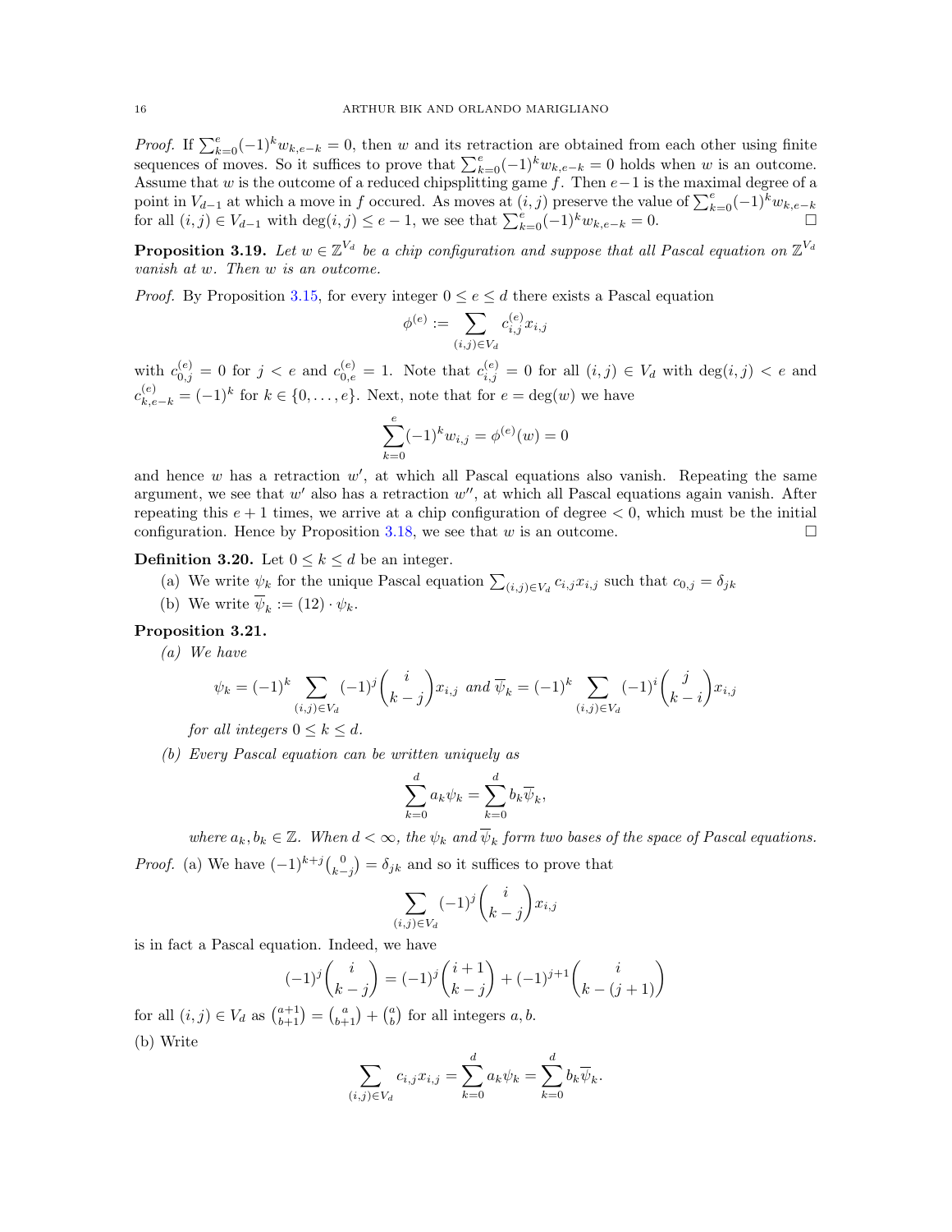*Proof.* If $\sum_{k=0}^{e}(-1)^k w_{k,e-k} = 0$, then $w$ and its retraction are obtained from each other using finite sequences of moves. So it suffices to prove that $\sum_{k=0}^{e}(-1)^k w_{k,e-k} = 0$ holds when $w$ is an outcome. Assume that $w$ is the outcome of a reduced chipsplitting game $f$. Then $e-1$ is the maximal degree of a point in $V_{d-1}$ at which a move in $f$ occured. As moves at $(i,j)$ preserve the value of $\sum_{k=0}^{e}(-1)^k w_{k,e-k}$ for all $(i,j) \in V_{d-1}$ with $\deg(i,j) \le e-1$, we see that $\sum_{k=0}^{e}(-1)^k w_{k,e-k} = 0$. $\square$

**Proposition 3.19.** *Let $w \in \mathbb{Z}^{V_d}$ be a chip configuration and suppose that all Pascal equation on $\mathbb{Z}^{V_d}$ vanish at $w$. Then $w$ is an outcome.*

*Proof.* By Proposition 3.15, for every integer $0 \le e \le d$ there exists a Pascal equation

$$\phi^{(e)} := \sum_{(i,j)\in V_d} c_{i,j}^{(e)} x_{i,j}$$

with $c_{0,j}^{(e)} = 0$ for $j < e$ and $c_{0,e}^{(e)} = 1$. Note that $c_{i,j}^{(e)} = 0$ for all $(i,j) \in V_d$ with $\deg(i,j) < e$ and $c_{k,e-k}^{(e)} = (-1)^k$ for $k \in \{0, \dots, e\}$. Next, note that for $e = \deg(w)$ we have

$$\sum_{k=0}^{e} (-1)^k w_{i,j} = \phi^{(e)}(w) = 0$$

and hence $w$ has a retraction $w'$, at which all Pascal equations also vanish. Repeating the same argument, we see that $w'$ also has a retraction $w''$, at which all Pascal equations again vanish. After repeating this $e+1$ times, we arrive at a chip configuration of degree $< 0$, which must be the initial configuration. Hence by Proposition 3.18, we see that $w$ is an outcome. $\square$

**Definition 3.20.** Let $0 \le k \le d$ be an integer.

(a) We write $\psi_k$ for the unique Pascal equation $\sum_{(i,j)\in V_d} c_{i,j} x_{i,j}$ such that $c_{0,j} = \delta_{jk}$

(b) We write $\overline{\psi}_k := (12) \cdot \psi_k$.

**Proposition 3.21.**

*(a) We have*

$$\psi_k = (-1)^k \sum_{(i,j)\in V_d} (-1)^j \binom{i}{k-j} x_{i,j} \text{ and } \overline{\psi}_k = (-1)^k \sum_{(i,j)\in V_d} (-1)^i \binom{j}{k-i} x_{i,j}$$

*for all integers $0 \le k \le d$.*

*(b) Every Pascal equation can be written uniquely as*

$$\sum_{k=0}^{d} a_k \psi_k = \sum_{k=0}^{d} b_k \overline{\psi}_k,$$

*where $a_k, b_k \in \mathbb{Z}$. When $d < \infty$, the $\psi_k$ and $\overline{\psi}_k$ form two bases of the space of Pascal equations.*

*Proof.* (a) We have $(-1)^{k+j}\binom{0}{k-j} = \delta_{jk}$ and so it suffices to prove that

$$\sum_{(i,j)\in V_d} (-1)^j \binom{i}{k-j} x_{i,j}$$

is in fact a Pascal equation. Indeed, we have

$$(-1)^j \binom{i}{k-j} = (-1)^j \binom{i+1}{k-j} + (-1)^{j+1} \binom{i}{k-(j+1)}$$

for all $(i,j) \in V_d$ as $\binom{a+1}{b+1} = \binom{a}{b+1} + \binom{a}{b}$ for all integers $a, b$.

(b) Write

$$\sum_{(i,j)\in V_d} c_{i,j} x_{i,j} = \sum_{k=0}^{d} a_k \psi_k = \sum_{k=0}^{d} b_k \overline{\psi}_k.$$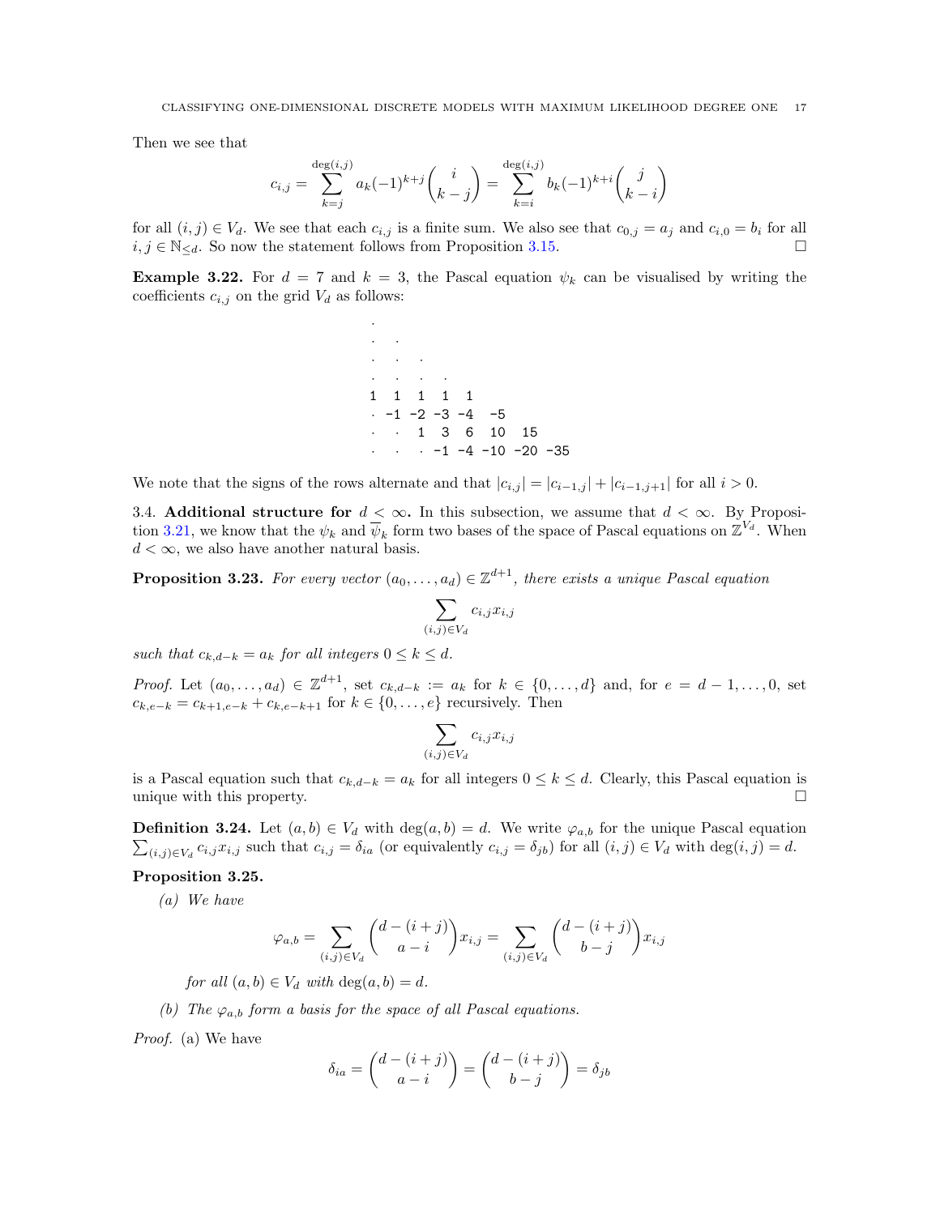Then we see that

$$c_{i,j} = \sum_{k=j}^{\deg(i,j)} a_k (-1)^{k+j} \binom{i}{k-j} = \sum_{k=i}^{\deg(i,j)} b_k (-1)^{k+i} \binom{j}{k-i}$$

for all $(i,j) \in V_d$. We see that each $c_{i,j}$ is a finite sum. We also see that $c_{0,j} = a_j$ and $c_{i,0} = b_i$ for all $i, j \in \mathbb{N}_{\leq d}$. So now the statement follows from Proposition 3.15. $\square$

**Example 3.22.** For $d = 7$ and $k = 3$, the Pascal equation $\psi_k$ can be visualised by writing the coefficients $c_{i,j}$ on the grid $V_d$ as follows:

```
·
·  ·
·  ·  ·
·  ·  ·  ·
1  1  1  1  1
·  -1 -2 -3 -4  -5
·  ·  1  3  6  10  15
·  ·  ·  -1 -4 -10 -20 -35
```

We note that the signs of the rows alternate and that $|c_{i,j}| = |c_{i-1,j}| + |c_{i-1,j+1}|$ for all $i > 0$.

3.4. **Additional structure for $d < \infty$.** In this subsection, we assume that $d < \infty$. By Proposition 3.21, we know that the $\psi_k$ and $\overline{\psi}_k$ form two bases of the space of Pascal equations on $\mathbb{Z}^{V_d}$. When $d < \infty$, we also have another natural basis.

**Proposition 3.23.** *For every vector $(a_0, \ldots, a_d) \in \mathbb{Z}^{d+1}$, there exists a unique Pascal equation*

$$\sum_{(i,j) \in V_d} c_{i,j} x_{i,j}$$

*such that $c_{k,d-k} = a_k$ for all integers $0 \leq k \leq d$.*

*Proof.* Let $(a_0, \ldots, a_d) \in \mathbb{Z}^{d+1}$, set $c_{k,d-k} := a_k$ for $k \in \{0, \ldots, d\}$ and, for $e = d-1, \ldots, 0$, set $c_{k,e-k} = c_{k+1,e-k} + c_{k,e-k+1}$ for $k \in \{0, \ldots, e\}$ recursively. Then

$$\sum_{(i,j) \in V_d} c_{i,j} x_{i,j}$$

is a Pascal equation such that $c_{k,d-k} = a_k$ for all integers $0 \leq k \leq d$. Clearly, this Pascal equation is unique with this property. $\square$

**Definition 3.24.** Let $(a,b) \in V_d$ with $\deg(a,b) = d$. We write $\varphi_{a,b}$ for the unique Pascal equation $\sum_{(i,j) \in V_d} c_{i,j} x_{i,j}$ such that $c_{i,j} = \delta_{ia}$ (or equivalently $c_{i,j} = \delta_{jb}$) for all $(i,j) \in V_d$ with $\deg(i,j) = d$.

**Proposition 3.25.**

*(a) We have*

$$\varphi_{a,b} = \sum_{(i,j) \in V_d} \binom{d-(i+j)}{a-i} x_{i,j} = \sum_{(i,j) \in V_d} \binom{d-(i+j)}{b-j} x_{i,j}$$

*for all $(a,b) \in V_d$ with $\deg(a,b) = d$.*

*(b) The $\varphi_{a,b}$ form a basis for the space of all Pascal equations.*

*Proof.* (a) We have

$$\delta_{ia} = \binom{d-(i+j)}{a-i} = \binom{d-(i+j)}{b-j} = \delta_{jb}$$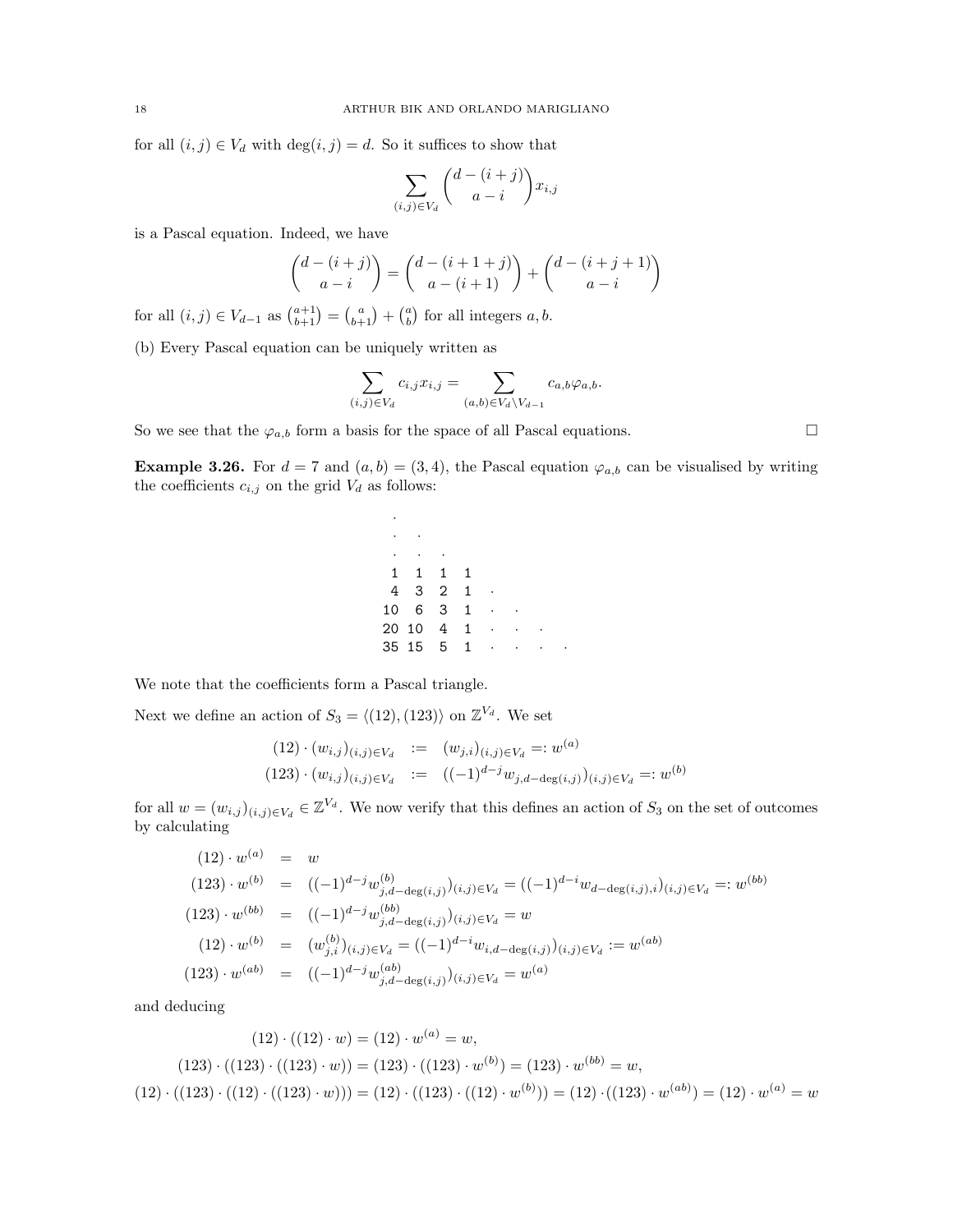for all $(i,j) \in V_d$ with $\deg(i,j) = d$. So it suffices to show that

$$\sum_{(i,j)\in V_d} \binom{d-(i+j)}{a-i} x_{i,j}$$

is a Pascal equation. Indeed, we have

$$\binom{d-(i+j)}{a-i} = \binom{d-(i+1+j)}{a-(i+1)} + \binom{d-(i+j+1)}{a-i}$$

for all $(i,j) \in V_{d-1}$ as $\binom{a+1}{b+1} = \binom{a}{b+1} + \binom{a}{b}$ for all integers $a, b$.

(b) Every Pascal equation can be uniquely written as

$$\sum_{(i,j)\in V_d} c_{i,j} x_{i,j} = \sum_{(a,b)\in V_d \setminus V_{d-1}} c_{a,b} \varphi_{a,b}.$$

So we see that the $\varphi_{a,b}$ form a basis for the space of all Pascal equations. □

**Example 3.26.** For $d = 7$ and $(a,b) = (3,4)$, the Pascal equation $\varphi_{a,b}$ can be visualised by writing the coefficients $c_{i,j}$ on the grid $V_d$ as follows:

```
 ·
 ·  ·
 ·  ·  ·
 1  1  1  1
 4  3  2  1  ·
10  6  3  1  ·  ·
20 10  4  1  ·  ·  ·
35 15  5  1  ·  ·  ·  ·
```

We note that the coefficients form a Pascal triangle.

Next we define an action of $S_3 = \langle (12), (123) \rangle$ on $\mathbb{Z}^{V_d}$. We set

$$\begin{aligned}
(12) \cdot (w_{i,j})_{(i,j)\in V_d} &:= (w_{j,i})_{(i,j)\in V_d} =: w^{(a)} \\
(123) \cdot (w_{i,j})_{(i,j)\in V_d} &:= ((-1)^{d-j} w_{j,d-\deg(i,j)})_{(i,j)\in V_d} =: w^{(b)}
\end{aligned}$$

for all $w = (w_{i,j})_{(i,j)\in V_d} \in \mathbb{Z}^{V_d}$. We now verify that this defines an action of $S_3$ on the set of outcomes by calculating

$$\begin{aligned}
(12) \cdot w^{(a)} &= w \\
(123) \cdot w^{(b)} &= ((-1)^{d-j} w^{(b)}_{j,d-\deg(i,j)})_{(i,j)\in V_d} = ((-1)^{d-i} w_{d-\deg(i,j),i})_{(i,j)\in V_d} =: w^{(bb)} \\
(123) \cdot w^{(bb)} &= ((-1)^{d-j} w^{(bb)}_{j,d-\deg(i,j)})_{(i,j)\in V_d} = w \\
(12) \cdot w^{(b)} &= (w^{(b)}_{j,i})_{(i,j)\in V_d} = ((-1)^{d-i} w_{i,d-\deg(i,j)})_{(i,j)\in V_d} := w^{(ab)} \\
(123) \cdot w^{(ab)} &= ((-1)^{d-j} w^{(ab)}_{j,d-\deg(i,j)})_{(i,j)\in V_d} = w^{(a)}
\end{aligned}$$

and deducing

$$\begin{aligned}
(12) \cdot ((12) \cdot w) = (12) \cdot w^{(a)} &= w, \\
(123) \cdot ((123) \cdot ((123) \cdot w)) = (123) \cdot ((123) \cdot w^{(b)}) = (123) \cdot w^{(bb)} &= w, \\
(12) \cdot ((123) \cdot ((12) \cdot ((123) \cdot w))) = (12) \cdot ((123) \cdot ((12) \cdot w^{(b)})) = (12) \cdot ((123) \cdot w^{(ab)}) = (12) \cdot w^{(a)} &= w
\end{aligned}$$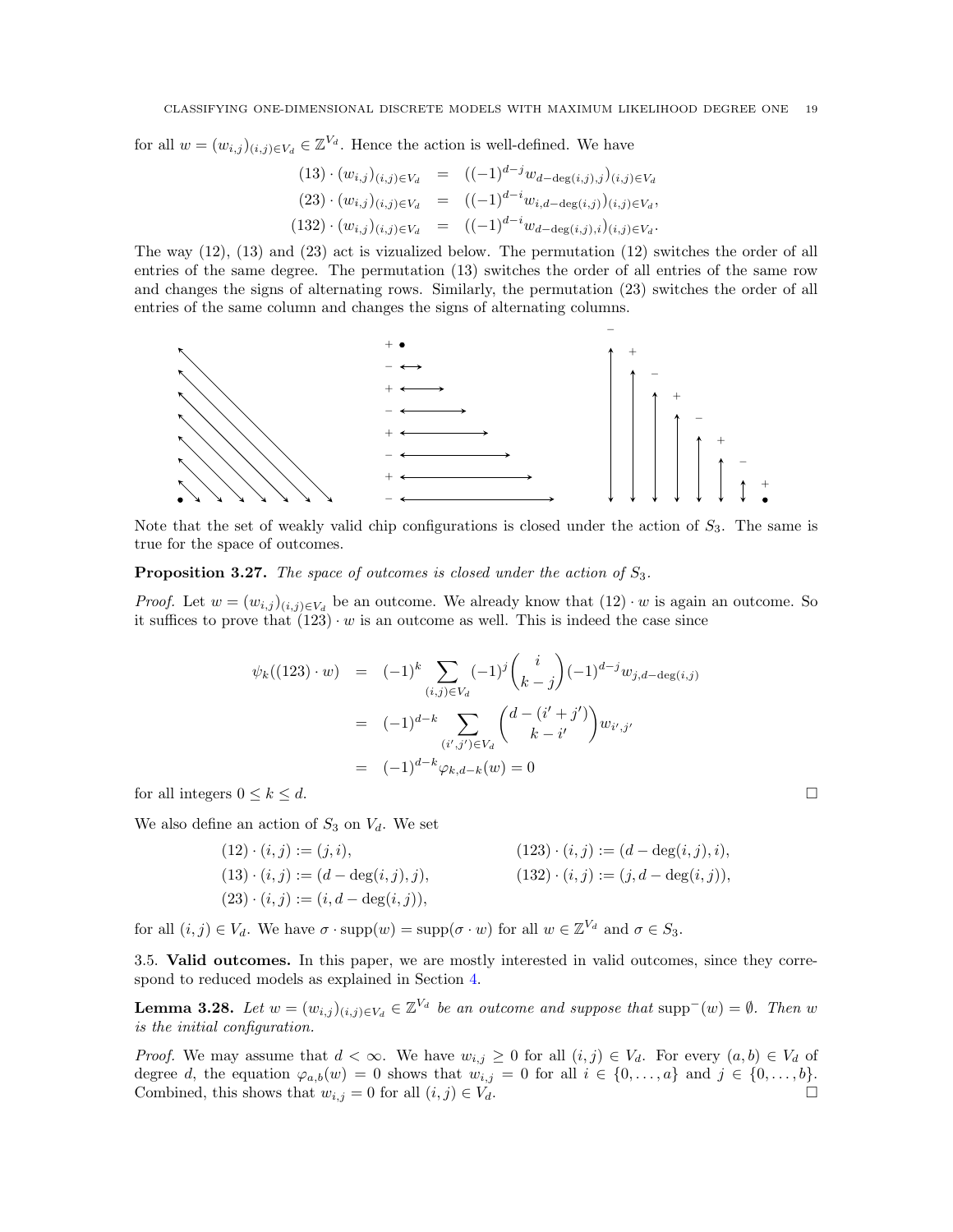for all $w = (w_{i,j})_{(i,j)\in V_d} \in \mathbb{Z}^{V_d}$. Hence the action is well-defined. We have

$$
\begin{aligned}
(13) \cdot (w_{i,j})_{(i,j)\in V_d} &= ((-1)^{d-j} w_{d-\deg(i,j),j})_{(i,j)\in V_d} \\
(23) \cdot (w_{i,j})_{(i,j)\in V_d} &= ((-1)^{d-i} w_{i,d-\deg(i,j)})_{(i,j)\in V_d}, \\
(132) \cdot (w_{i,j})_{(i,j)\in V_d} &= ((-1)^{d-i} w_{d-\deg(i,j),i})_{(i,j)\in V_d}.
\end{aligned}
$$

The way (12), (13) and (23) act is vizualized below. The permutation (12) switches the order of all entries of the same degree. The permutation (13) switches the order of all entries of the same row and changes the signs of alternating rows. Similarly, the permutation (23) switches the order of all entries of the same column and changes the signs of alternating columns.

Note that the set of weakly valid chip configurations is closed under the action of $S_3$. The same is true for the space of outcomes.

**Proposition 3.27.** *The space of outcomes is closed under the action of $S_3$.*

*Proof.* Let $w = (w_{i,j})_{(i,j)\in V_d}$ be an outcome. We already know that $(12) \cdot w$ is again an outcome. So it suffices to prove that $(123) \cdot w$ is an outcome as well. This is indeed the case since

$$
\begin{aligned}
\psi_k((123) \cdot w) &= (-1)^k \sum_{(i,j)\in V_d} (-1)^j \binom{i}{k-j} (-1)^{d-j} w_{j,d-\deg(i,j)} \\
&= (-1)^{d-k} \sum_{(i',j')\in V_d} \binom{d-(i'+j')}{k-i'} w_{i',j'} \\
&= (-1)^{d-k} \varphi_{k,d-k}(w) = 0
\end{aligned}
$$

for all integers $0 \le k \le d$. $\square$

We also define an action of $S_3$ on $V_d$. We set

$$
\begin{aligned}
(12) \cdot (i,j) &:= (j,i), & (123) \cdot (i,j) &:= (d-\deg(i,j), i), \\
(13) \cdot (i,j) &:= (d-\deg(i,j), j), & (132) \cdot (i,j) &:= (j, d-\deg(i,j)), \\
(23) \cdot (i,j) &:= (i, d-\deg(i,j)),
\end{aligned}
$$

for all $(i,j) \in V_d$. We have $\sigma \cdot \operatorname{supp}(w) = \operatorname{supp}(\sigma \cdot w)$ for all $w \in \mathbb{Z}^{V_d}$ and $\sigma \in S_3$.

## 3.5. Valid outcomes.

In this paper, we are mostly interested in valid outcomes, since they correspond to reduced models as explained in Section 4.

**Lemma 3.28.** *Let $w = (w_{i,j})_{(i,j)\in V_d} \in \mathbb{Z}^{V_d}$ be an outcome and suppose that $\operatorname{supp}^-(w) = \emptyset$. Then $w$ is the initial configuration.*

*Proof.* We may assume that $d < \infty$. We have $w_{i,j} \ge 0$ for all $(i,j) \in V_d$. For every $(a,b) \in V_d$ of degree $d$, the equation $\varphi_{a,b}(w) = 0$ shows that $w_{i,j} = 0$ for all $i \in \{0,\dots,a\}$ and $j \in \{0,\dots,b\}$. Combined, this shows that $w_{i,j} = 0$ for all $(i,j) \in V_d$. $\square$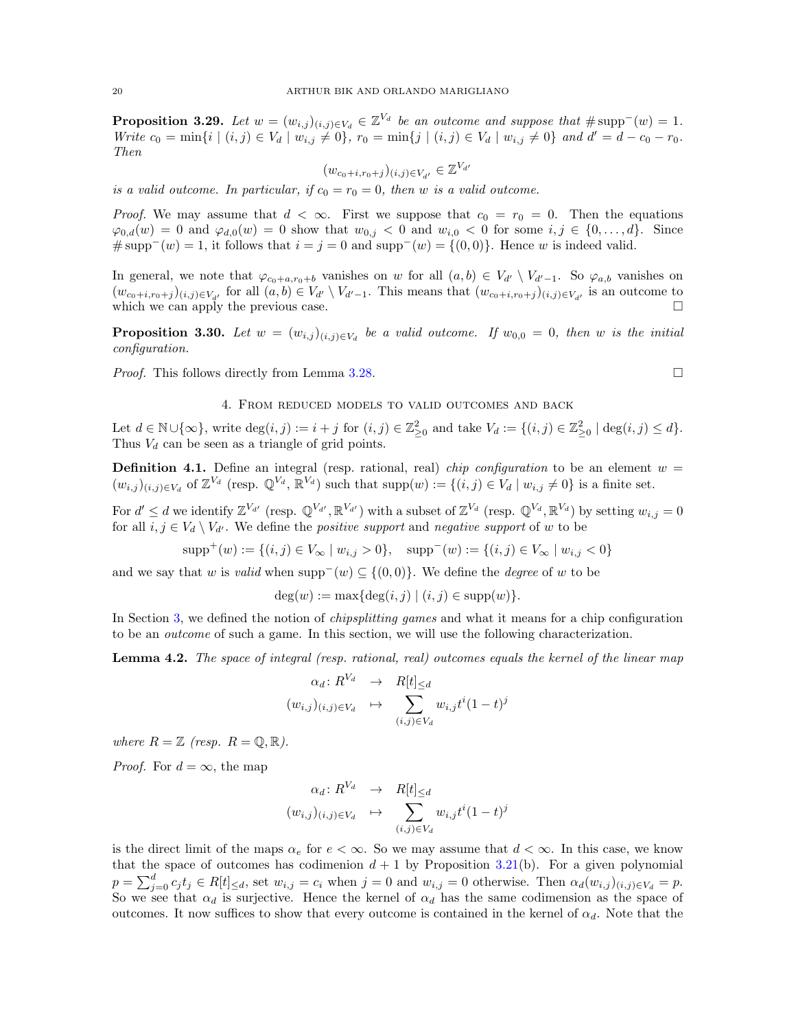**Proposition 3.29.** *Let $w = (w_{i,j})_{(i,j)\in V_d} \in \mathbb{Z}^{V_d}$ be an outcome and suppose that $\#\operatorname{supp}^-(w) = 1$. Write $c_0 = \min\{i \mid (i,j) \in V_d \mid w_{i,j} \neq 0\}$, $r_0 = \min\{j \mid (i,j) \in V_d \mid w_{i,j} \neq 0\}$ and $d' = d - c_0 - r_0$. Then*

$$(w_{c_0+i,r_0+j})_{(i,j)\in V_{d'}} \in \mathbb{Z}^{V_{d'}}$$

*is a valid outcome. In particular, if $c_0 = r_0 = 0$, then $w$ is a valid outcome.*

*Proof.* We may assume that $d < \infty$. First we suppose that $c_0 = r_0 = 0$. Then the equations $\varphi_{0,d}(w) = 0$ and $\varphi_{d,0}(w) = 0$ show that $w_{0,j} < 0$ and $w_{i,0} < 0$ for some $i, j \in \{0, \dots, d\}$. Since $\#\operatorname{supp}^-(w) = 1$, it follows that $i = j = 0$ and $\operatorname{supp}^-(w) = \{(0,0)\}$. Hence $w$ is indeed valid.

In general, we note that $\varphi_{c_0+a,r_0+b}$ vanishes on $w$ for all $(a,b) \in V_{d'} \setminus V_{d'-1}$. So $\varphi_{a,b}$ vanishes on $(w_{c_0+i,r_0+j})_{(i,j)\in V_{d'}}$ for all $(a,b) \in V_{d'} \setminus V_{d'-1}$. This means that $(w_{c_0+i,r_0+j})_{(i,j)\in V_{d'}}$ is an outcome to which we can apply the previous case. □

**Proposition 3.30.** *Let $w = (w_{i,j})_{(i,j)\in V_d}$ be a valid outcome. If $w_{0,0} = 0$, then $w$ is the initial configuration.*

*Proof.* This follows directly from Lemma 3.28. □

## 4. From reduced models to valid outcomes and back

Let $d \in \mathbb{N} \cup \{\infty\}$, write $\deg(i,j) := i + j$ for $(i,j) \in \mathbb{Z}^2_{\geq 0}$ and take $V_d := \{(i,j) \in \mathbb{Z}^2_{\geq 0} \mid \deg(i,j) \leq d\}$. Thus $V_d$ can be seen as a triangle of grid points.

**Definition 4.1.** Define an integral (resp. rational, real) *chip configuration* to be an element $w = (w_{i,j})_{(i,j)\in V_d}$ of $\mathbb{Z}^{V_d}$ (resp. $\mathbb{Q}^{V_d}$, $\mathbb{R}^{V_d}$) such that $\operatorname{supp}(w) := \{(i,j) \in V_d \mid w_{i,j} \neq 0\}$ is a finite set.

For $d' \leq d$ we identify $\mathbb{Z}^{V_{d'}}$ (resp. $\mathbb{Q}^{V_{d'}}, \mathbb{R}^{V_{d'}}$) with a subset of $\mathbb{Z}^{V_d}$ (resp. $\mathbb{Q}^{V_d}, \mathbb{R}^{V_d}$) by setting $w_{i,j} = 0$ for all $i, j \in V_d \setminus V_{d'}$. We define the *positive support* and *negative support* of $w$ to be

$$\operatorname{supp}^+(w) := \{(i,j) \in V_\infty \mid w_{i,j} > 0\}, \quad \operatorname{supp}^-(w) := \{(i,j) \in V_\infty \mid w_{i,j} < 0\}$$

and we say that $w$ is *valid* when $\operatorname{supp}^-(w) \subseteq \{(0,0)\}$. We define the *degree* of $w$ to be

$$\deg(w) := \max\{\deg(i,j) \mid (i,j) \in \operatorname{supp}(w)\}.$$

In Section 3, we defined the notion of *chipsplitting games* and what it means for a chip configuration to be an *outcome* of such a game. In this section, we will use the following characterization.

**Lemma 4.2.** *The space of integral (resp. rational, real) outcomes equals the kernel of the linear map*

$$\begin{array}{rcl} \alpha_d\colon R^{V_d} & \to & R[t]_{\leq d} \\ (w_{i,j})_{(i,j)\in V_d} & \mapsto & \displaystyle\sum_{(i,j)\in V_d} w_{i,j} t^i (1-t)^j \end{array}$$

*where $R = \mathbb{Z}$ (resp. $R = \mathbb{Q}, \mathbb{R}$).*

*Proof.* For $d = \infty$, the map

$$\begin{array}{rcl} \alpha_d\colon R^{V_d} & \to & R[t]_{\leq d} \\ (w_{i,j})_{(i,j)\in V_d} & \mapsto & \displaystyle\sum_{(i,j)\in V_d} w_{i,j} t^i (1-t)^j \end{array}$$

is the direct limit of the maps $\alpha_e$ for $e < \infty$. So we may assume that $d < \infty$. In this case, we know that the space of outcomes has codimenion $d + 1$ by Proposition 3.21(b). For a given polynomial $p = \sum_{j=0}^{d} c_j t_j \in R[t]_{\leq d}$, set $w_{i,j} = c_i$ when $j = 0$ and $w_{i,j} = 0$ otherwise. Then $\alpha_d(w_{i,j})_{(i,j)\in V_d} = p$. So we see that $\alpha_d$ is surjective. Hence the kernel of $\alpha_d$ has the same codimension as the space of outcomes. It now suffices to show that every outcome is contained in the kernel of $\alpha_d$. Note that the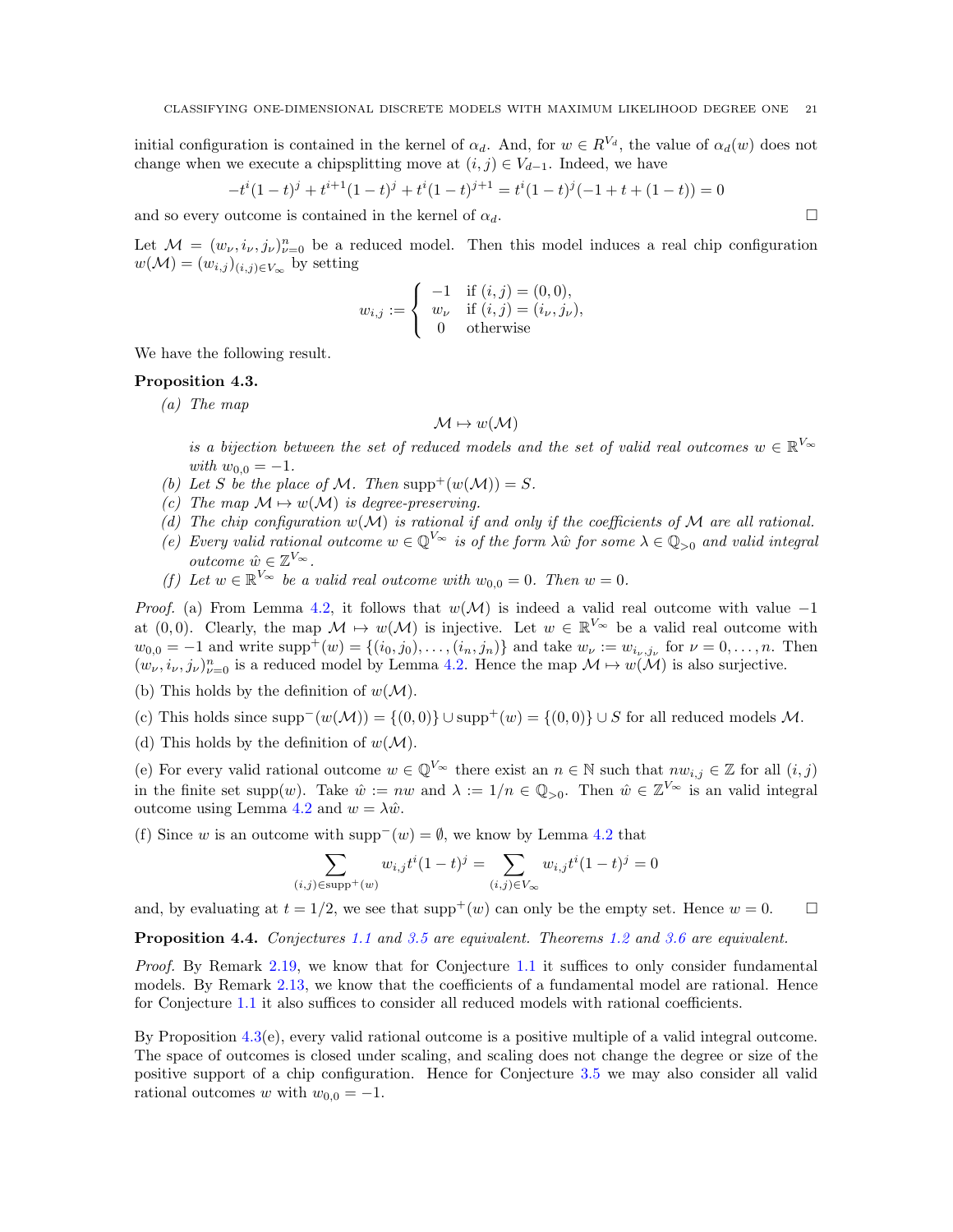initial configuration is contained in the kernel of $\alpha_d$. And, for $w \in R^{V_d}$, the value of $\alpha_d(w)$ does not change when we execute a chipsplitting move at $(i,j) \in V_{d-1}$. Indeed, we have

$$-t^i(1-t)^j + t^{i+1}(1-t)^j + t^i(1-t)^{j+1} = t^i(1-t)^j(-1+t+(1-t)) = 0$$

and so every outcome is contained in the kernel of $\alpha_d$. □

Let $\mathcal{M} = (w_\nu, i_\nu, j_\nu)_{\nu=0}^n$ be a reduced model. Then this model induces a real chip configuration $w(\mathcal{M}) = (w_{i,j})_{(i,j)\in V_\infty}$ by setting

$$w_{i,j} := \begin{cases} -1 & \text{if } (i,j) = (0,0), \\ w_\nu & \text{if } (i,j) = (i_\nu, j_\nu), \\ 0 & \text{otherwise} \end{cases}$$

We have the following result.

**Proposition 4.3.**

*(a) The map*

$$\mathcal{M} \mapsto w(\mathcal{M})$$

*is a bijection between the set of reduced models and the set of valid real outcomes $w \in \mathbb{R}^{V_\infty}$ with $w_{0,0} = -1$.*

*(b) Let $S$ be the place of $\mathcal{M}$. Then $\operatorname{supp}^+(w(\mathcal{M})) = S$.*

*(c) The map $\mathcal{M} \mapsto w(\mathcal{M})$ is degree-preserving.*

*(d) The chip configuration $w(\mathcal{M})$ is rational if and only if the coefficients of $\mathcal{M}$ are all rational.*

*(e) Every valid rational outcome $w \in \mathbb{Q}^{V_\infty}$ is of the form $\lambda\hat{w}$ for some $\lambda \in \mathbb{Q}_{>0}$ and valid integral outcome $\hat{w} \in \mathbb{Z}^{V_\infty}$.*

*(f) Let $w \in \mathbb{R}^{V_\infty}$ be a valid real outcome with $w_{0,0} = 0$. Then $w = 0$.*

*Proof.* (a) From Lemma 4.2, it follows that $w(\mathcal{M})$ is indeed a valid real outcome with value $-1$ at $(0,0)$. Clearly, the map $\mathcal{M} \mapsto w(\mathcal{M})$ is injective. Let $w \in \mathbb{R}^{V_\infty}$ be a valid real outcome with $w_{0,0} = -1$ and write $\operatorname{supp}^+(w) = \{(i_0,j_0),\dots,(i_n,j_n)\}$ and take $w_\nu := w_{i_\nu,j_\nu}$ for $\nu = 0,\dots,n$. Then $(w_\nu, i_\nu, j_\nu)_{\nu=0}^n$ is a reduced model by Lemma 4.2. Hence the map $\mathcal{M} \mapsto w(\mathcal{M})$ is also surjective.

(b) This holds by the definition of $w(\mathcal{M})$.

(c) This holds since $\operatorname{supp}^-(w(\mathcal{M})) = \{(0,0)\} \cup \operatorname{supp}^+(w) = \{(0,0)\} \cup S$ for all reduced models $\mathcal{M}$.

(d) This holds by the definition of $w(\mathcal{M})$.

(e) For every valid rational outcome $w \in \mathbb{Q}^{V_\infty}$ there exist an $n \in \mathbb{N}$ such that $nw_{i,j} \in \mathbb{Z}$ for all $(i,j)$ in the finite set $\operatorname{supp}(w)$. Take $\hat{w} := nw$ and $\lambda := 1/n \in \mathbb{Q}_{>0}$. Then $\hat{w} \in \mathbb{Z}^{V_\infty}$ is an valid integral outcome using Lemma 4.2 and $w = \lambda\hat{w}$.

(f) Since $w$ is an outcome with $\operatorname{supp}^-(w) = \emptyset$, we know by Lemma 4.2 that

$$\sum_{(i,j)\in\operatorname{supp}^+(w)} w_{i,j}t^i(1-t)^j = \sum_{(i,j)\in V_\infty} w_{i,j}t^i(1-t)^j = 0$$

and, by evaluating at $t = 1/2$, we see that $\operatorname{supp}^+(w)$ can only be the empty set. Hence $w = 0$. □

**Proposition 4.4.** *Conjectures 1.1 and 3.5 are equivalent. Theorems 1.2 and 3.6 are equivalent.*

*Proof.* By Remark 2.19, we know that for Conjecture 1.1 it suffices to only consider fundamental models. By Remark 2.13, we know that the coefficients of a fundamental model are rational. Hence for Conjecture 1.1 it also suffices to consider all reduced models with rational coefficients.

By Proposition 4.3(e), every valid rational outcome is a positive multiple of a valid integral outcome. The space of outcomes is closed under scaling, and scaling does not change the degree or size of the positive support of a chip configuration. Hence for Conjecture 3.5 we may also consider all valid rational outcomes $w$ with $w_{0,0} = -1$.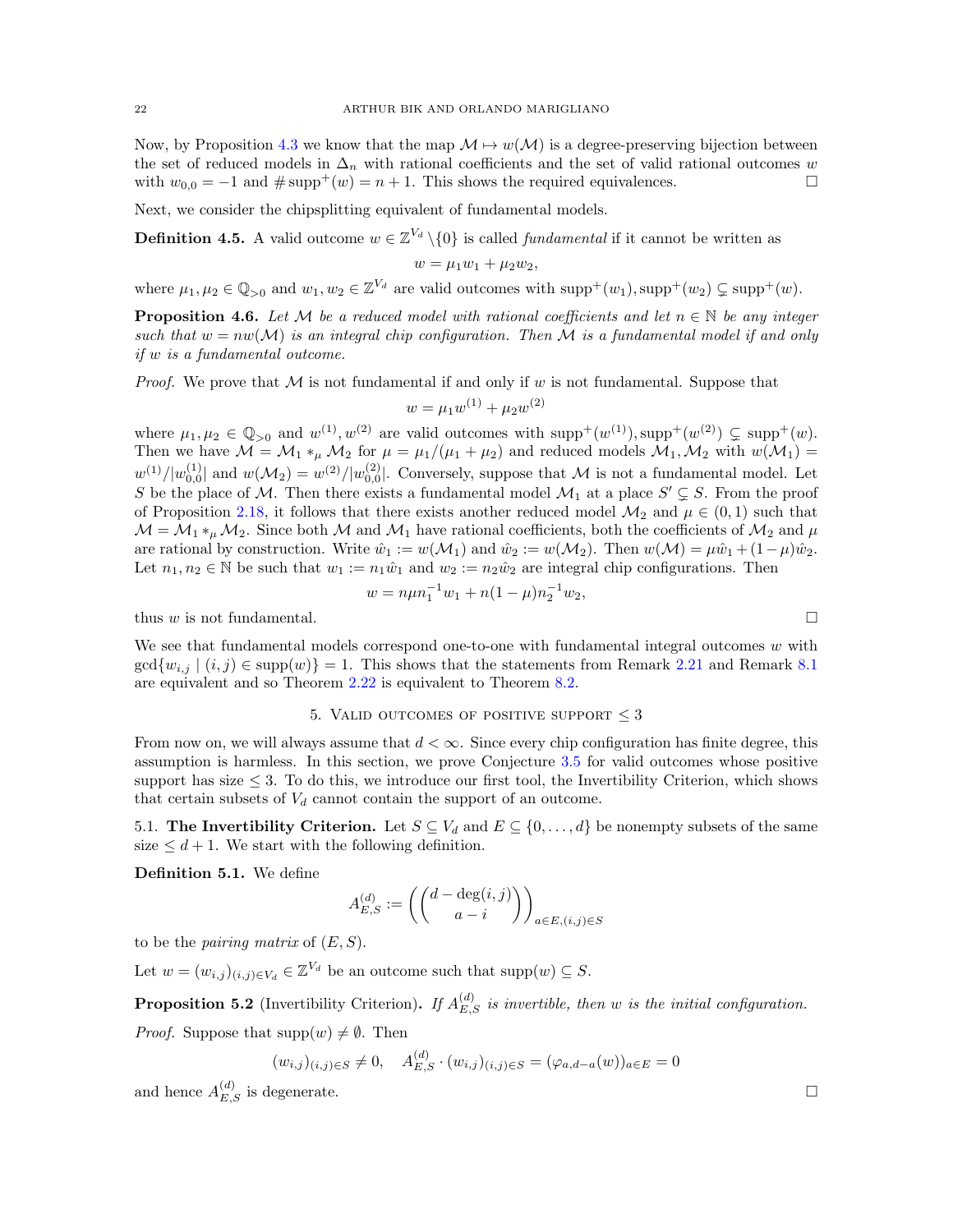Now, by Proposition 4.3 we know that the map $\mathcal{M} \mapsto w(\mathcal{M})$ is a degree-preserving bijection between the set of reduced models in $\Delta_n$ with rational coefficients and the set of valid rational outcomes $w$ with $w_{0,0} = -1$ and $\#\operatorname{supp}^+(w) = n + 1$. This shows the required equivalences. □

Next, we consider the chipsplitting equivalent of fundamental models.

**Definition 4.5.** A valid outcome $w \in \mathbb{Z}^{V_d} \setminus \{0\}$ is called *fundamental* if it cannot be written as

$$w = \mu_1 w_1 + \mu_2 w_2,$$

where $\mu_1, \mu_2 \in \mathbb{Q}_{>0}$ and $w_1, w_2 \in \mathbb{Z}^{V_d}$ are valid outcomes with $\operatorname{supp}^+(w_1), \operatorname{supp}^+(w_2) \subsetneq \operatorname{supp}^+(w)$.

**Proposition 4.6.** *Let $\mathcal{M}$ be a reduced model with rational coefficients and let $n \in \mathbb{N}$ be any integer such that $w = nw(\mathcal{M})$ is an integral chip configuration. Then $\mathcal{M}$ is a fundamental model if and only if $w$ is a fundamental outcome.*

*Proof.* We prove that $\mathcal{M}$ is not fundamental if and only if $w$ is not fundamental. Suppose that

$$w = \mu_1 w^{(1)} + \mu_2 w^{(2)}$$

where $\mu_1, \mu_2 \in \mathbb{Q}_{>0}$ and $w^{(1)}, w^{(2)}$ are valid outcomes with $\operatorname{supp}^+(w^{(1)}), \operatorname{supp}^+(w^{(2)}) \subsetneq \operatorname{supp}^+(w)$. Then we have $\mathcal{M} = \mathcal{M}_1 *_\mu \mathcal{M}_2$ for $\mu = \mu_1/(\mu_1 + \mu_2)$ and reduced models $\mathcal{M}_1, \mathcal{M}_2$ with $w(\mathcal{M}_1) = w^{(1)}/|w^{(1)}_{0,0}|$ and $w(\mathcal{M}_2) = w^{(2)}/|w^{(2)}_{0,0}|$. Conversely, suppose that $\mathcal{M}$ is not a fundamental model. Let $S$ be the place of $\mathcal{M}$. Then there exists a fundamental model $\mathcal{M}_1$ at a place $S' \subsetneq S$. From the proof of Proposition 2.18, it follows that there exists another reduced model $\mathcal{M}_2$ and $\mu \in (0, 1)$ such that $\mathcal{M} = \mathcal{M}_1 *_\mu \mathcal{M}_2$. Since both $\mathcal{M}$ and $\mathcal{M}_1$ have rational coefficients, both the coefficients of $\mathcal{M}_2$ and $\mu$ are rational by construction. Write $\hat{w}_1 := w(\mathcal{M}_1)$ and $\hat{w}_2 := w(\mathcal{M}_2)$. Then $w(\mathcal{M}) = \mu \hat{w}_1 + (1-\mu)\hat{w}_2$. Let $n_1, n_2 \in \mathbb{N}$ be such that $w_1 := n_1 \hat{w}_1$ and $w_2 := n_2 \hat{w}_2$ are integral chip configurations. Then

$$w = n\mu n_1^{-1} w_1 + n(1-\mu) n_2^{-1} w_2,$$

thus $w$ is not fundamental. □

We see that fundamental models correspond one-to-one with fundamental integral outcomes $w$ with $\gcd\{w_{i,j} \mid (i,j) \in \operatorname{supp}(w)\} = 1$. This shows that the statements from Remark 2.21 and Remark 8.1 are equivalent and so Theorem 2.22 is equivalent to Theorem 8.2.

## 5. Valid outcomes of positive support $\leq 3$

From now on, we will always assume that $d < \infty$. Since every chip configuration has finite degree, this assumption is harmless. In this section, we prove Conjecture 3.5 for valid outcomes whose positive support has size $\leq 3$. To do this, we introduce our first tool, the Invertibility Criterion, which shows that certain subsets of $V_d$ cannot contain the support of an outcome.

### 5.1. The Invertibility Criterion.

Let $S \subseteq V_d$ and $E \subseteq \{0, \ldots, d\}$ be nonempty subsets of the same size $\leq d + 1$. We start with the following definition.

**Definition 5.1.** We define

$$A^{(d)}_{E,S} := \left( \binom{d - \deg(i,j)}{a - i} \right)_{a \in E, (i,j) \in S}$$

to be the *pairing matrix* of $(E, S)$.

Let $w = (w_{i,j})_{(i,j) \in V_d} \in \mathbb{Z}^{V_d}$ be an outcome such that $\operatorname{supp}(w) \subseteq S$.

**Proposition 5.2** (Invertibility Criterion)**.** *If $A^{(d)}_{E,S}$ is invertible, then $w$ is the initial configuration.*

*Proof.* Suppose that $\operatorname{supp}(w) \neq \emptyset$. Then

$$(w_{i,j})_{(i,j) \in S} \neq 0, \quad A^{(d)}_{E,S} \cdot (w_{i,j})_{(i,j) \in S} = (\varphi_{a,d-a}(w))_{a \in E} = 0$$

and hence $A^{(d)}_{E,S}$ is degenerate. □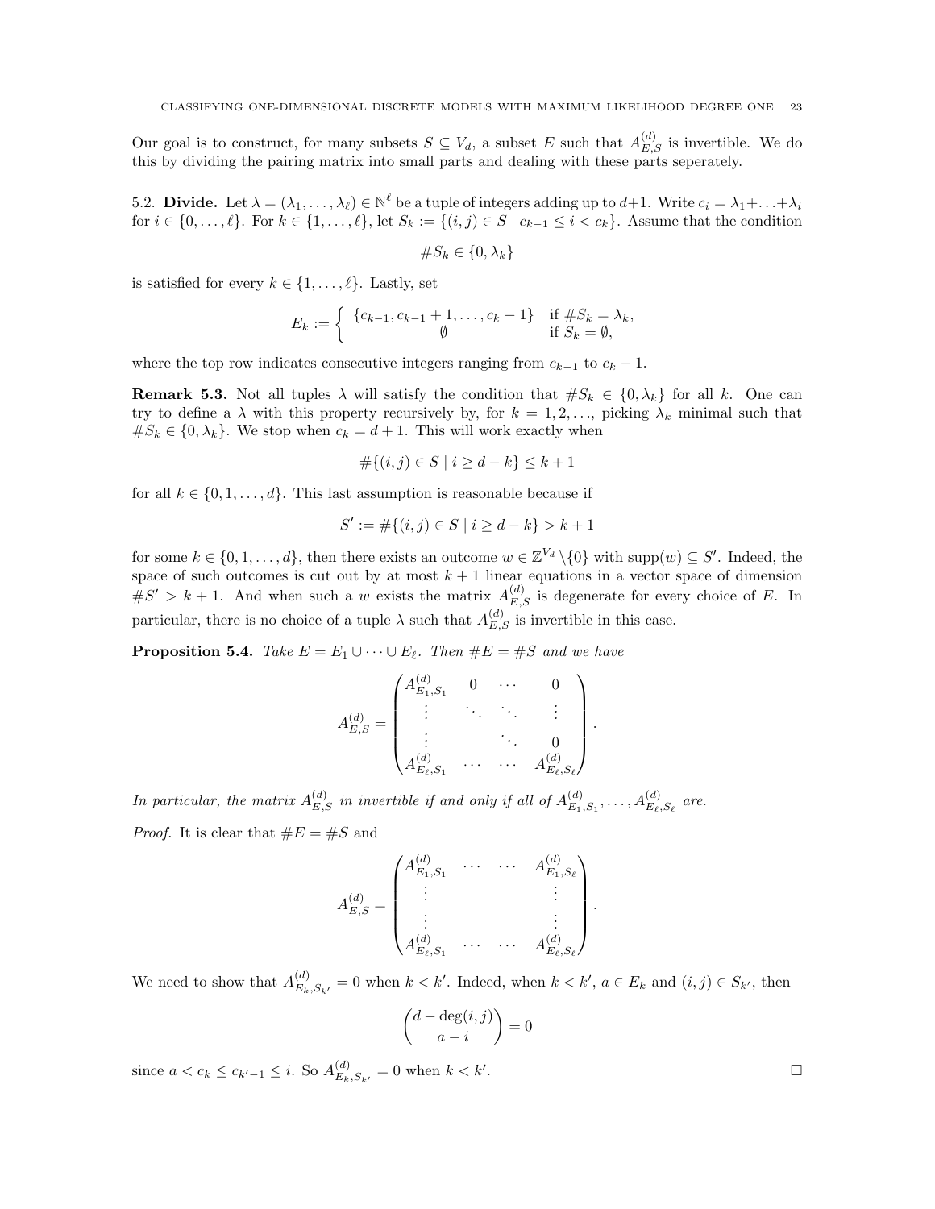Our goal is to construct, for many subsets $S \subseteq V_d$, a subset $E$ such that $A^{(d)}_{E,S}$ is invertible. We do this by dividing the pairing matrix into small parts and dealing with these parts seperately.

**5.2. Divide.** Let $\lambda = (\lambda_1, \ldots, \lambda_\ell) \in \mathbb{N}^\ell$ be a tuple of integers adding up to $d+1$. Write $c_i = \lambda_1 + \ldots + \lambda_i$ for $i \in \{0, \ldots, \ell\}$. For $k \in \{1, \ldots, \ell\}$, let $S_k := \{(i,j) \in S \mid c_{k-1} \leq i < c_k\}$. Assume that the condition

$$\#S_k \in \{0, \lambda_k\}$$

is satisfied for every $k \in \{1, \ldots, \ell\}$. Lastly, set

$$E_k := \begin{cases} \{c_{k-1}, c_{k-1}+1, \ldots, c_k - 1\} & \text{if } \#S_k = \lambda_k, \\ \emptyset & \text{if } S_k = \emptyset, \end{cases}$$

where the top row indicates consecutive integers ranging from $c_{k-1}$ to $c_k - 1$.

**Remark 5.3.** Not all tuples $\lambda$ will satisfy the condition that $\#S_k \in \{0, \lambda_k\}$ for all $k$. One can try to define a $\lambda$ with this property recursively by, for $k = 1, 2, \ldots$, picking $\lambda_k$ minimal such that $\#S_k \in \{0, \lambda_k\}$. We stop when $c_k = d+1$. This will work exactly when

$$\#\{(i,j) \in S \mid i \geq d-k\} \leq k+1$$

for all $k \in \{0, 1, \ldots, d\}$. This last assumption is reasonable because if

$$S' := \#\{(i,j) \in S \mid i \geq d-k\} > k+1$$

for some $k \in \{0, 1, \ldots, d\}$, then there exists an outcome $w \in \mathbb{Z}^{V_d} \setminus \{0\}$ with $\mathrm{supp}(w) \subseteq S'$. Indeed, the space of such outcomes is cut out by at most $k+1$ linear equations in a vector space of dimension $\#S' > k+1$. And when such a $w$ exists the matrix $A^{(d)}_{E,S}$ is degenerate for every choice of $E$. In particular, there is no choice of a tuple $\lambda$ such that $A^{(d)}_{E,S}$ is invertible in this case.

**Proposition 5.4.** *Take $E = E_1 \cup \cdots \cup E_\ell$. Then $\#E = \#S$ and we have*

$$A^{(d)}_{E,S} = \begin{pmatrix} A^{(d)}_{E_1,S_1} & 0 & \cdots & 0 \\ \vdots & \ddots & \ddots & \vdots \\ \vdots & & \ddots & 0 \\ A^{(d)}_{E_\ell,S_1} & \cdots & \cdots & A^{(d)}_{E_\ell,S_\ell} \end{pmatrix}.$$

*In particular, the matrix $A^{(d)}_{E,S}$ in invertible if and only if all of $A^{(d)}_{E_1,S_1}, \ldots, A^{(d)}_{E_\ell,S_\ell}$ are.*

*Proof.* It is clear that $\#E = \#S$ and

$$A^{(d)}_{E,S} = \begin{pmatrix} A^{(d)}_{E_1,S_1} & \cdots & \cdots & A^{(d)}_{E_1,S_\ell} \\ \vdots & & & \vdots \\ \vdots & & & \vdots \\ A^{(d)}_{E_\ell,S_1} & \cdots & \cdots & A^{(d)}_{E_\ell,S_\ell} \end{pmatrix}.$$

We need to show that $A^{(d)}_{E_k,S_{k'}} = 0$ when $k < k'$. Indeed, when $k < k'$, $a \in E_k$ and $(i,j) \in S_{k'}$, then

$$\binom{d - \deg(i,j)}{a - i} = 0$$

since $a < c_k \leq c_{k'-1} \leq i$. So $A^{(d)}_{E_k,S_{k'}} = 0$ when $k < k'$. $\square$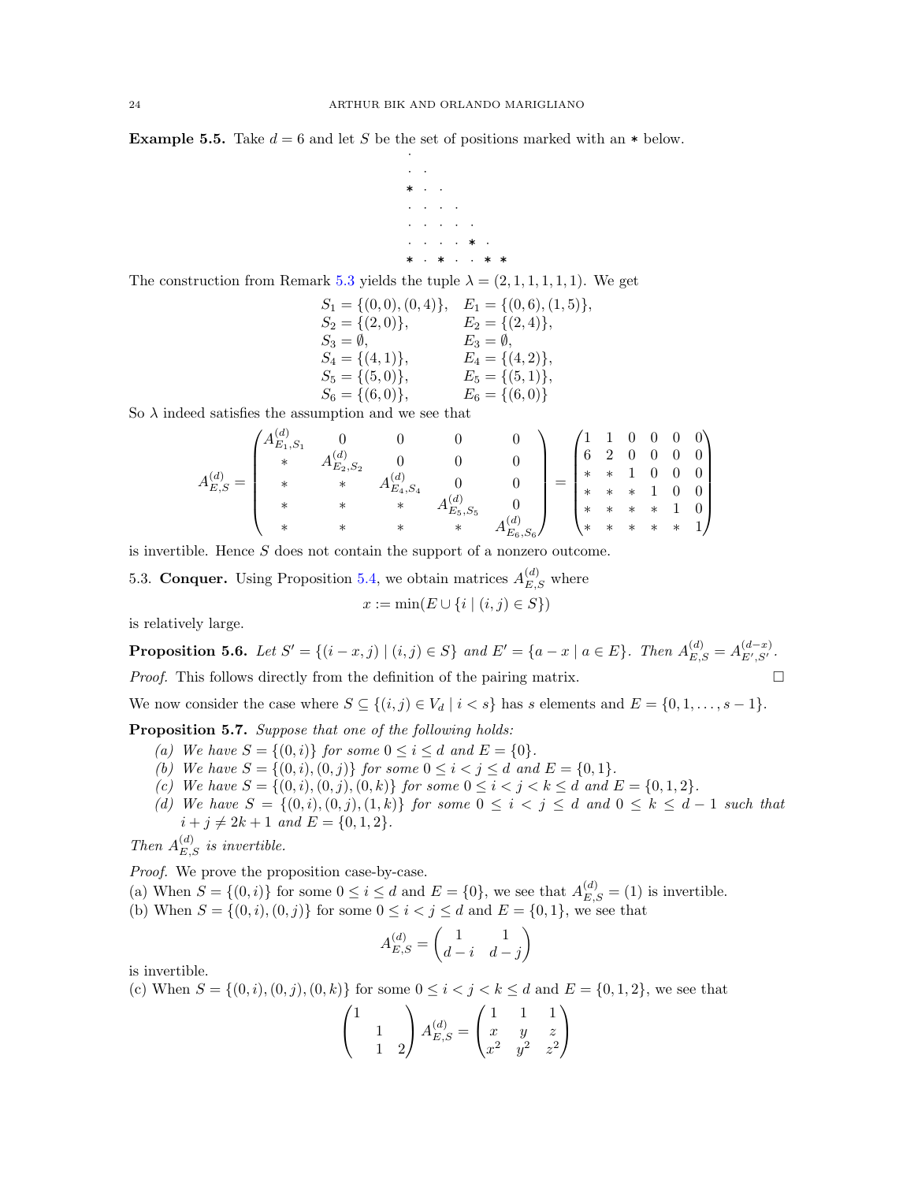**Example 5.5.** Take $d = 6$ and let $S$ be the set of positions marked with an $*$ below.

```
·
· ·
* · ·
· · · ·
· · · · ·
· · · · * ·
* · * · · * *
```

The construction from Remark 5.3 yields the tuple $\lambda = (2, 1, 1, 1, 1, 1)$. We get

$$\begin{aligned}
S_1 &= \{(0,0),(0,4)\}, & E_1 &= \{(0,6),(1,5)\},\\
S_2 &= \{(2,0)\}, & E_2 &= \{(2,4)\},\\
S_3 &= \emptyset, & E_3 &= \emptyset,\\
S_4 &= \{(4,1)\}, & E_4 &= \{(4,2)\},\\
S_5 &= \{(5,0)\}, & E_5 &= \{(5,1)\},\\
S_6 &= \{(6,0)\}, & E_6 &= \{(6,0)\}
\end{aligned}$$

So $\lambda$ indeed satisfies the assumption and we see that

$$A^{(d)}_{E,S} = \begin{pmatrix} A^{(d)}_{E_1,S_1} & 0 & 0 & 0 & 0 \\ * & A^{(d)}_{E_2,S_2} & 0 & 0 & 0 \\ * & * & A^{(d)}_{E_4,S_4} & 0 & 0 \\ * & * & * & A^{(d)}_{E_5,S_5} & 0 \\ * & * & * & * & A^{(d)}_{E_6,S_6} \end{pmatrix} = \begin{pmatrix} 1 & 1 & 0 & 0 & 0 & 0 \\ 6 & 2 & 0 & 0 & 0 & 0 \\ * & * & 1 & 0 & 0 & 0 \\ * & * & * & 1 & 0 & 0 \\ * & * & * & * & 1 & 0 \\ * & * & * & * & * & 1 \end{pmatrix}$$

is invertible. Hence $S$ does not contain the support of a nonzero outcome.

## 5.3. Conquer.

Using Proposition 5.4, we obtain matrices $A^{(d)}_{E,S}$ where

$$x := \min(E \cup \{i \mid (i,j) \in S\})$$

is relatively large.

**Proposition 5.6.** *Let $S' = \{(i-x, j) \mid (i,j) \in S\}$ and $E' = \{a - x \mid a \in E\}$. Then $A^{(d)}_{E,S} = A^{(d-x)}_{E',S'}$.*

*Proof.* This follows directly from the definition of the pairing matrix. □

We now consider the case where $S \subseteq \{(i,j) \in V_d \mid i < s\}$ has $s$ elements and $E = \{0, 1, \ldots, s-1\}$.

**Proposition 5.7.** *Suppose that one of the following holds:*

*(a) We have $S = \{(0,i)\}$ for some $0 \le i \le d$ and $E = \{0\}$.*
*(b) We have $S = \{(0,i),(0,j)\}$ for some $0 \le i < j \le d$ and $E = \{0,1\}$.*
*(c) We have $S = \{(0,i),(0,j),(0,k)\}$ for some $0 \le i < j < k \le d$ and $E = \{0,1,2\}$.*
*(d) We have $S = \{(0,i),(0,j),(1,k)\}$ for some $0 \le i < j \le d$ and $0 \le k \le d-1$ such that $i + j \ne 2k+1$ and $E = \{0,1,2\}$.*

*Then $A^{(d)}_{E,S}$ is invertible.*

*Proof.* We prove the proposition case-by-case.

(a) When $S = \{(0,i)\}$ for some $0 \le i \le d$ and $E = \{0\}$, we see that $A^{(d)}_{E,S} = (1)$ is invertible.

(b) When $S = \{(0,i),(0,j)\}$ for some $0 \le i < j \le d$ and $E = \{0,1\}$, we see that

$$A^{(d)}_{E,S} = \begin{pmatrix} 1 & 1 \\ d-i & d-j \end{pmatrix}$$

is invertible.

(c) When $S = \{(0,i),(0,j),(0,k)\}$ for some $0 \le i < j < k \le d$ and $E = \{0,1,2\}$, we see that

$$\begin{pmatrix} 1 & & \\ & 1 & \\ & 1 & 2 \end{pmatrix} A^{(d)}_{E,S} = \begin{pmatrix} 1 & 1 & 1 \\ x & y & z \\ x^2 & y^2 & z^2 \end{pmatrix}$$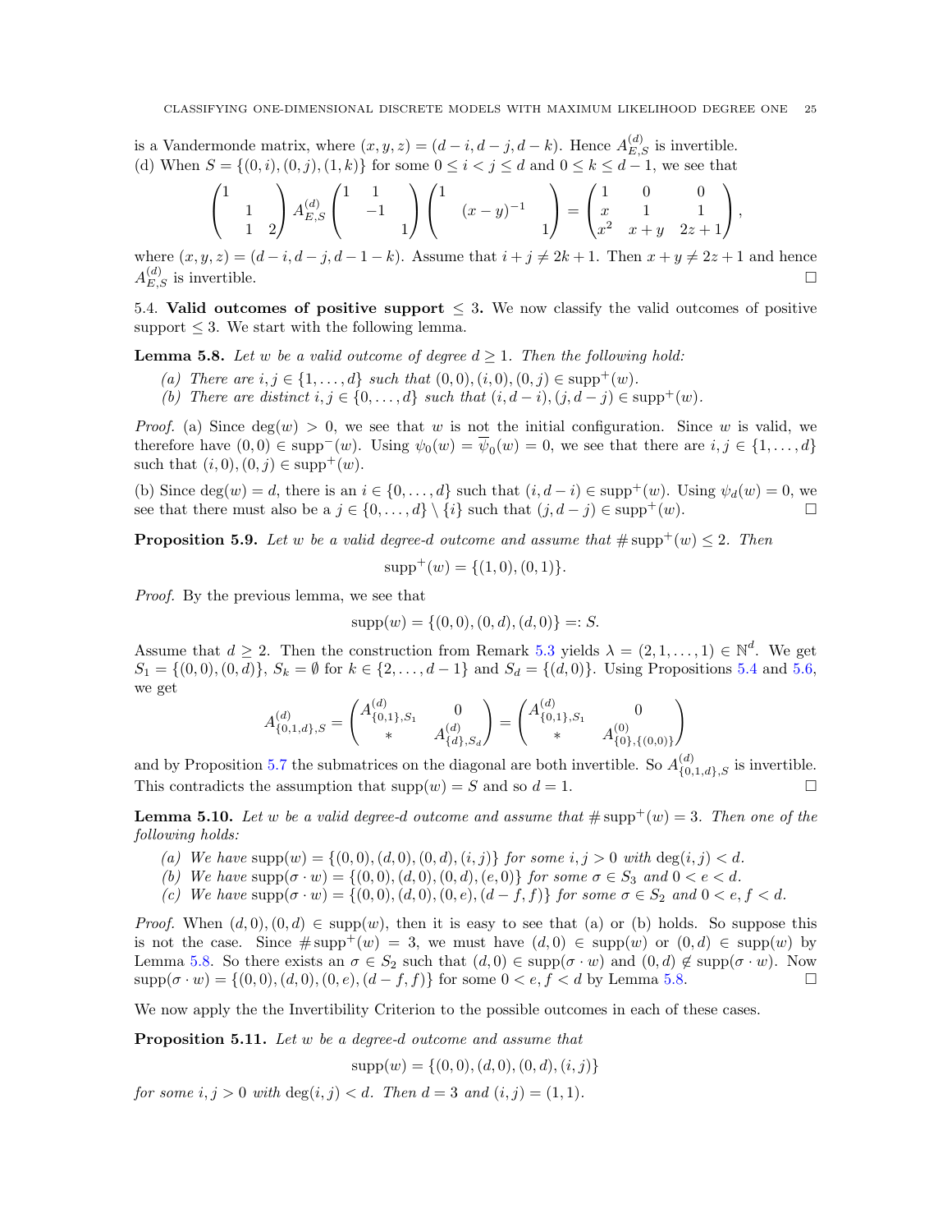is a Vandermonde matrix, where $(x, y, z) = (d-i, d-j, d-k)$. Hence $A^{(d)}_{E,S}$ is invertible.
(d) When $S = \{(0,i),(0,j),(1,k)\}$ for some $0 \le i < j \le d$ and $0 \le k \le d-1$, we see that

$$\begin{pmatrix} 1 & & \\ & 1 & \\ & 1 & 2 \end{pmatrix} A^{(d)}_{E,S} \begin{pmatrix} 1 & 1 & \\ & -1 & \\ & & 1 \end{pmatrix} \begin{pmatrix} 1 & & \\ & (x-y)^{-1} & \\ & & 1 \end{pmatrix} = \begin{pmatrix} 1 & 0 & 0 \\ x & 1 & 1 \\ x^2 & x+y & 2z+1 \end{pmatrix},$$

where $(x, y, z) = (d-i, d-j, d-1-k)$. Assume that $i + j \neq 2k+1$. Then $x + y \neq 2z+1$ and hence $A^{(d)}_{E,S}$ is invertible. $\square$

5.4. **Valid outcomes of positive support** $\le 3$. We now classify the valid outcomes of positive support $\le 3$. We start with the following lemma.

**Lemma 5.8.** *Let $w$ be a valid outcome of degree $d \ge 1$. Then the following hold:*

*(a) There are $i, j \in \{1, \dots, d\}$ such that $(0,0),(i,0),(0,j) \in \operatorname{supp}^+(w)$.*
*(b) There are distinct $i, j \in \{0, \dots, d\}$ such that $(i, d-i),(j, d-j) \in \operatorname{supp}^+(w)$.*

*Proof.* (a) Since $\deg(w) > 0$, we see that $w$ is not the initial configuration. Since $w$ is valid, we therefore have $(0,0) \in \operatorname{supp}^-(w)$. Using $\psi_0(w) = \overline{\psi}_0(w) = 0$, we see that there are $i, j \in \{1, \dots, d\}$ such that $(i,0),(0,j) \in \operatorname{supp}^+(w)$.

(b) Since $\deg(w) = d$, there is an $i \in \{0, \dots, d\}$ such that $(i, d-i) \in \operatorname{supp}^+(w)$. Using $\psi_d(w) = 0$, we see that there must also be a $j \in \{0, \dots, d\} \setminus \{i\}$ such that $(j, d-j) \in \operatorname{supp}^+(w)$. $\square$

**Proposition 5.9.** *Let $w$ be a valid degree-$d$ outcome and assume that $\#\operatorname{supp}^+(w) \le 2$. Then*

$$\operatorname{supp}^+(w) = \{(1,0),(0,1)\}.$$

*Proof.* By the previous lemma, we see that

$$\operatorname{supp}(w) = \{(0,0),(0,d),(d,0)\} =: S.$$

Assume that $d \ge 2$. Then the construction from Remark 5.3 yields $\lambda = (2, 1, \dots, 1) \in \mathbb{N}^d$. We get $S_1 = \{(0,0),(0,d)\}$, $S_k = \emptyset$ for $k \in \{2, \dots, d-1\}$ and $S_d = \{(d,0)\}$. Using Propositions 5.4 and 5.6, we get

$$A^{(d)}_{\{0,1,d\},S} = \begin{pmatrix} A^{(d)}_{\{0,1\},S_1} & 0 \\ * & A^{(d)}_{\{d\},S_d} \end{pmatrix} = \begin{pmatrix} A^{(d)}_{\{0,1\},S_1} & 0 \\ * & A^{(0)}_{\{0\},\{(0,0)\}} \end{pmatrix}$$

and by Proposition 5.7 the submatrices on the diagonal are both invertible. So $A^{(d)}_{\{0,1,d\},S}$ is invertible. This contradicts the assumption that $\operatorname{supp}(w) = S$ and so $d = 1$. $\square$

**Lemma 5.10.** *Let $w$ be a valid degree-$d$ outcome and assume that $\#\operatorname{supp}^+(w) = 3$. Then one of the following holds:*

*(a) We have $\operatorname{supp}(w) = \{(0,0),(d,0),(0,d),(i,j)\}$ for some $i, j > 0$ with $\deg(i,j) < d$.*
*(b) We have $\operatorname{supp}(\sigma \cdot w) = \{(0,0),(d,0),(0,d),(e,0)\}$ for some $\sigma \in S_3$ and $0 < e < d$.*
*(c) We have $\operatorname{supp}(\sigma \cdot w) = \{(0,0),(d,0),(0,e),(d-f,f)\}$ for some $\sigma \in S_2$ and $0 < e, f < d$.*

*Proof.* When $(d,0),(0,d) \in \operatorname{supp}(w)$, then it is easy to see that (a) or (b) holds. So suppose this is not the case. Since $\#\operatorname{supp}^+(w) = 3$, we must have $(d,0) \in \operatorname{supp}(w)$ or $(0,d) \in \operatorname{supp}(w)$ by Lemma 5.8. So there exists an $\sigma \in S_2$ such that $(d,0) \in \operatorname{supp}(\sigma \cdot w)$ and $(0,d) \notin \operatorname{supp}(\sigma \cdot w)$. Now $\operatorname{supp}(\sigma \cdot w) = \{(0,0),(d,0),(0,e),(d-f,f)\}$ for some $0 < e, f < d$ by Lemma 5.8. $\square$

We now apply the the Invertibility Criterion to the possible outcomes in each of these cases.

**Proposition 5.11.** *Let $w$ be a degree-$d$ outcome and assume that*

$$\operatorname{supp}(w) = \{(0,0),(d,0),(0,d),(i,j)\}$$

*for some $i, j > 0$ with $\deg(i,j) < d$. Then $d = 3$ and $(i,j) = (1,1)$.*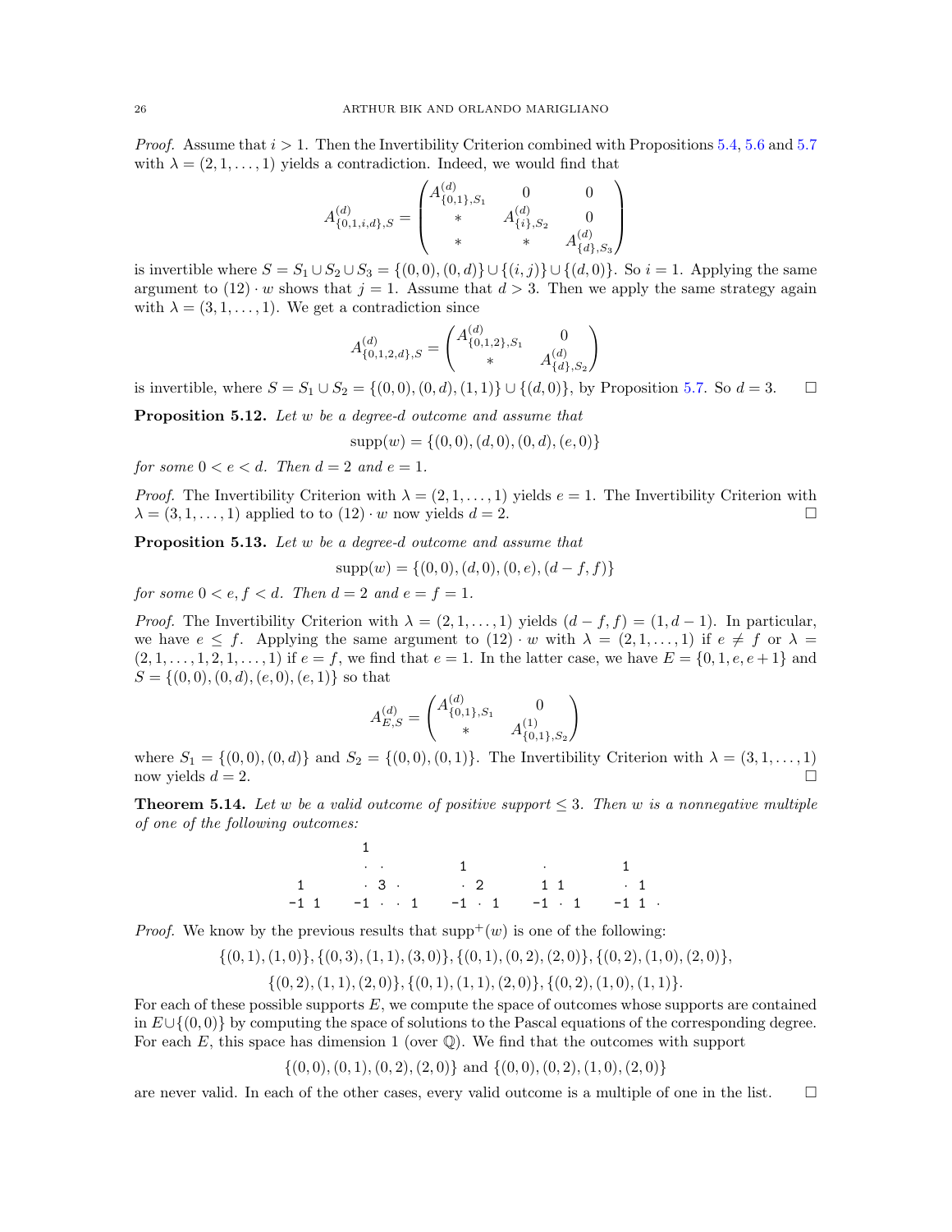*Proof.* Assume that $i > 1$. Then the Invertibility Criterion combined with Propositions 5.4, 5.6 and 5.7 with $\lambda = (2, 1, \dots, 1)$ yields a contradiction. Indeed, we would find that

$$A^{(d)}_{\{0,1,i,d\},S} = \begin{pmatrix} A^{(d)}_{\{0,1\},S_1} & 0 & 0 \\ * & A^{(d)}_{\{i\},S_2} & 0 \\ * & * & A^{(d)}_{\{d\},S_3} \end{pmatrix}$$

is invertible where $S = S_1 \cup S_2 \cup S_3 = \{(0, 0), (0, d)\} \cup \{(i, j)\} \cup \{(d, 0)\}$. So $i = 1$. Applying the same argument to $(12) \cdot w$ shows that $j = 1$. Assume that $d > 3$. Then we apply the same strategy again with $\lambda = (3, 1, \dots, 1)$. We get a contradiction since

$$A^{(d)}_{\{0,1,2,d\},S} = \begin{pmatrix} A^{(d)}_{\{0,1,2\},S_1} & 0 \\ * & A^{(d)}_{\{d\},S_2} \end{pmatrix}$$

is invertible, where $S = S_1 \cup S_2 = \{(0, 0), (0, d), (1, 1)\} \cup \{(d, 0)\}$, by Proposition 5.7. So $d = 3$. $\square$

**Proposition 5.12.** *Let $w$ be a degree-$d$ outcome and assume that*

$$\operatorname{supp}(w) = \{(0, 0), (d, 0), (0, d), (e, 0)\}$$

*for some $0 < e < d$. Then $d = 2$ and $e = 1$.*

*Proof.* The Invertibility Criterion with $\lambda = (2, 1, \dots, 1)$ yields $e = 1$. The Invertibility Criterion with $\lambda = (3, 1, \dots, 1)$ applied to to $(12) \cdot w$ now yields $d = 2$. $\square$

**Proposition 5.13.** *Let $w$ be a degree-$d$ outcome and assume that*

$$\operatorname{supp}(w) = \{(0, 0), (d, 0), (0, e), (d - f, f)\}$$

*for some $0 < e, f < d$. Then $d = 2$ and $e = f = 1$.*

*Proof.* The Invertibility Criterion with $\lambda = (2, 1, \dots, 1)$ yields $(d - f, f) = (1, d - 1)$. In particular, we have $e \leq f$. Applying the same argument to $(12) \cdot w$ with $\lambda = (2, 1, \dots, 1)$ if $e \neq f$ or $\lambda = (2, 1, \dots, 1, 2, 1, \dots, 1)$ if $e = f$, we find that $e = 1$. In the latter case, we have $E = \{0, 1, e, e + 1\}$ and $S = \{(0, 0), (0, d), (e, 0), (e, 1)\}$ so that

$$A^{(d)}_{E,S} = \begin{pmatrix} A^{(d)}_{\{0,1\},S_1} & 0 \\ * & A^{(1)}_{\{0,1\},S_2} \end{pmatrix}$$

where $S_1 = \{(0, 0), (0, d)\}$ and $S_2 = \{(0, 0), (0, 1)\}$. The Invertibility Criterion with $\lambda = (3, 1, \dots, 1)$ now yields $d = 2$. $\square$

**Theorem 5.14.** *Let $w$ be a valid outcome of positive support $\leq 3$. Then $w$ is a nonnegative multiple of one of the following outcomes:*

```
            1
            · ·          1           ·          1
  1         · 3 ·        · 2        1 1         · 1
 -1 1      -1 · · 1     -1 · 1     -1 · 1      -1 1 ·
```

*Proof.* We know by the previous results that $\operatorname{supp}^+(w)$ is one of the following:

$$\{(0, 1), (1, 0)\}, \{(0, 3), (1, 1), (3, 0)\}, \{(0, 1), (0, 2), (2, 0)\}, \{(0, 2), (1, 0), (2, 0)\},$$
$$\{(0, 2), (1, 1), (2, 0)\}, \{(0, 1), (1, 1), (2, 0)\}, \{(0, 2), (1, 0), (1, 1)\}.$$

For each of these possible supports $E$, we compute the space of outcomes whose supports are contained in $E \cup \{(0, 0)\}$ by computing the space of solutions to the Pascal equations of the corresponding degree. For each $E$, this space has dimension 1 (over $\mathbb{Q}$). We find that the outcomes with support

$$\{(0, 0), (0, 1), (0, 2), (2, 0)\} \text{ and } \{(0, 0), (0, 2), (1, 0), (2, 0)\}$$

are never valid. In each of the other cases, every valid outcome is a multiple of one in the list. $\square$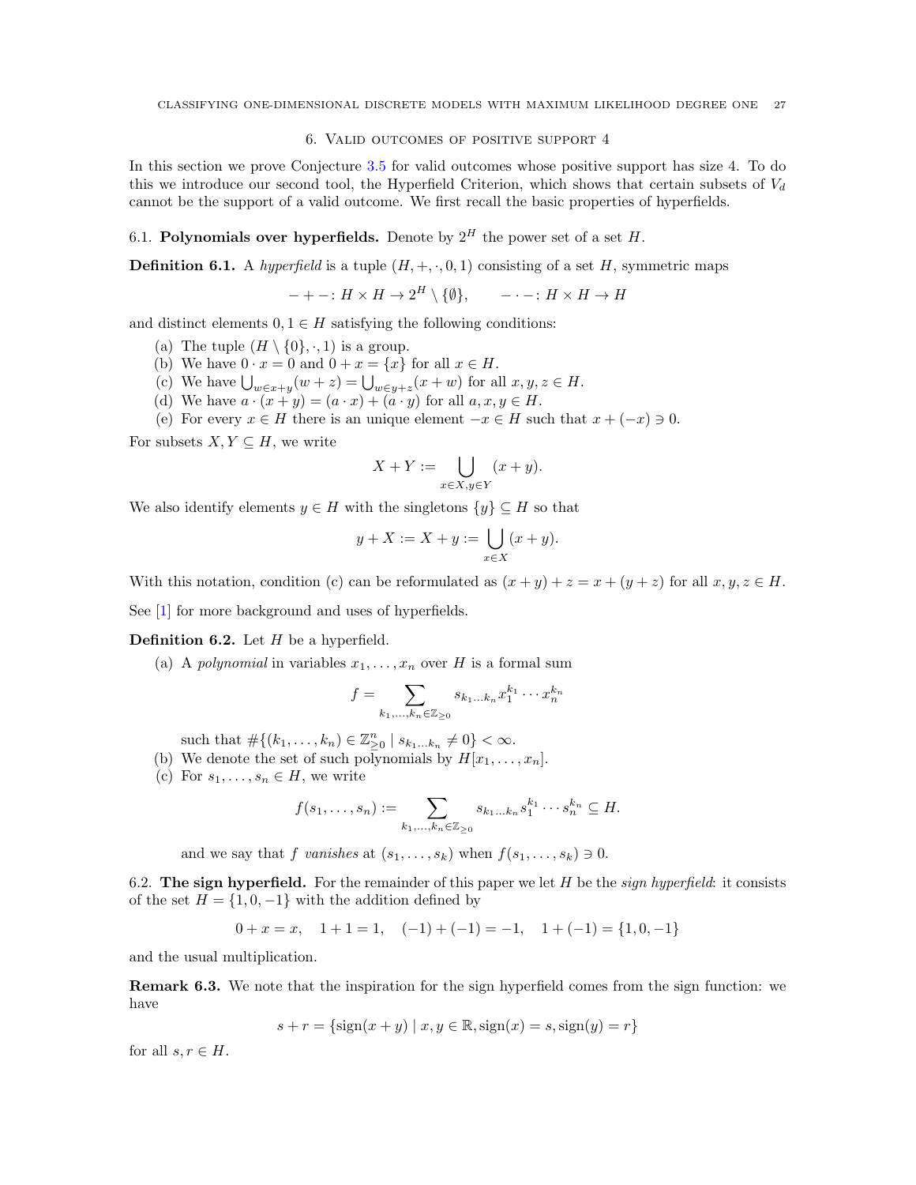## 6. Valid outcomes of positive support 4

In this section we prove Conjecture 3.5 for valid outcomes whose positive support has size 4. To do this we introduce our second tool, the Hyperfield Criterion, which shows that certain subsets of $V_d$ cannot be the support of a valid outcome. We first recall the basic properties of hyperfields.

### 6.1. Polynomials over hyperfields.

Denote by $2^H$ the power set of a set $H$.

**Definition 6.1.** A *hyperfield* is a tuple $(H, +, \cdot, 0, 1)$ consisting of a set $H$, symmetric maps

$$- + -\colon H \times H \to 2^H \setminus \{\emptyset\}, \qquad - \cdot -\colon H \times H \to H$$

and distinct elements $0, 1 \in H$ satisfying the following conditions:

(a) The tuple $(H \setminus \{0\}, \cdot, 1)$ is a group.
(b) We have $0 \cdot x = 0$ and $0 + x = \{x\}$ for all $x \in H$.
(c) We have $\bigcup_{w \in x+y}(w + z) = \bigcup_{w \in y+z}(x + w)$ for all $x, y, z \in H$.
(d) We have $a \cdot (x + y) = (a \cdot x) + (a \cdot y)$ for all $a, x, y \in H$.
(e) For every $x \in H$ there is an unique element $-x \in H$ such that $x + (-x) \ni 0$.

For subsets $X, Y \subseteq H$, we write

$$X + Y := \bigcup_{x \in X, y \in Y} (x + y).$$

We also identify elements $y \in H$ with the singletons $\{y\} \subseteq H$ so that

$$y + X := X + y := \bigcup_{x \in X} (x + y).$$

With this notation, condition (c) can be reformulated as $(x + y) + z = x + (y + z)$ for all $x, y, z \in H$.

See [1] for more background and uses of hyperfields.

**Definition 6.2.** Let $H$ be a hyperfield.

(a) A *polynomial* in variables $x_1, \ldots, x_n$ over $H$ is a formal sum

$$f = \sum_{k_1,\ldots,k_n \in \mathbb{Z}_{\geq 0}} s_{k_1 \ldots k_n} x_1^{k_1} \cdots x_n^{k_n}$$

such that $\#\{(k_1, \ldots, k_n) \in \mathbb{Z}_{\geq 0}^n \mid s_{k_1 \ldots k_n} \neq 0\} < \infty$.

(b) We denote the set of such polynomials by $H[x_1, \ldots, x_n]$.

(c) For $s_1, \ldots, s_n \in H$, we write

$$f(s_1, \ldots, s_n) := \sum_{k_1,\ldots,k_n \in \mathbb{Z}_{\geq 0}} s_{k_1 \ldots k_n} s_1^{k_1} \cdots s_n^{k_n} \subseteq H.$$

and we say that $f$ *vanishes* at $(s_1, \ldots, s_k)$ when $f(s_1, \ldots, s_k) \ni 0$.

### 6.2. The sign hyperfield.

For the remainder of this paper we let $H$ be the *sign hyperfield*: it consists of the set $H = \{1, 0, -1\}$ with the addition defined by

$$0 + x = x, \quad 1 + 1 = 1, \quad (-1) + (-1) = -1, \quad 1 + (-1) = \{1, 0, -1\}$$

and the usual multiplication.

**Remark 6.3.** We note that the inspiration for the sign hyperfield comes from the sign function: we have

$$s + r = \{\text{sign}(x + y) \mid x, y \in \mathbb{R}, \text{sign}(x) = s, \text{sign}(y) = r\}$$

for all $s, r \in H$.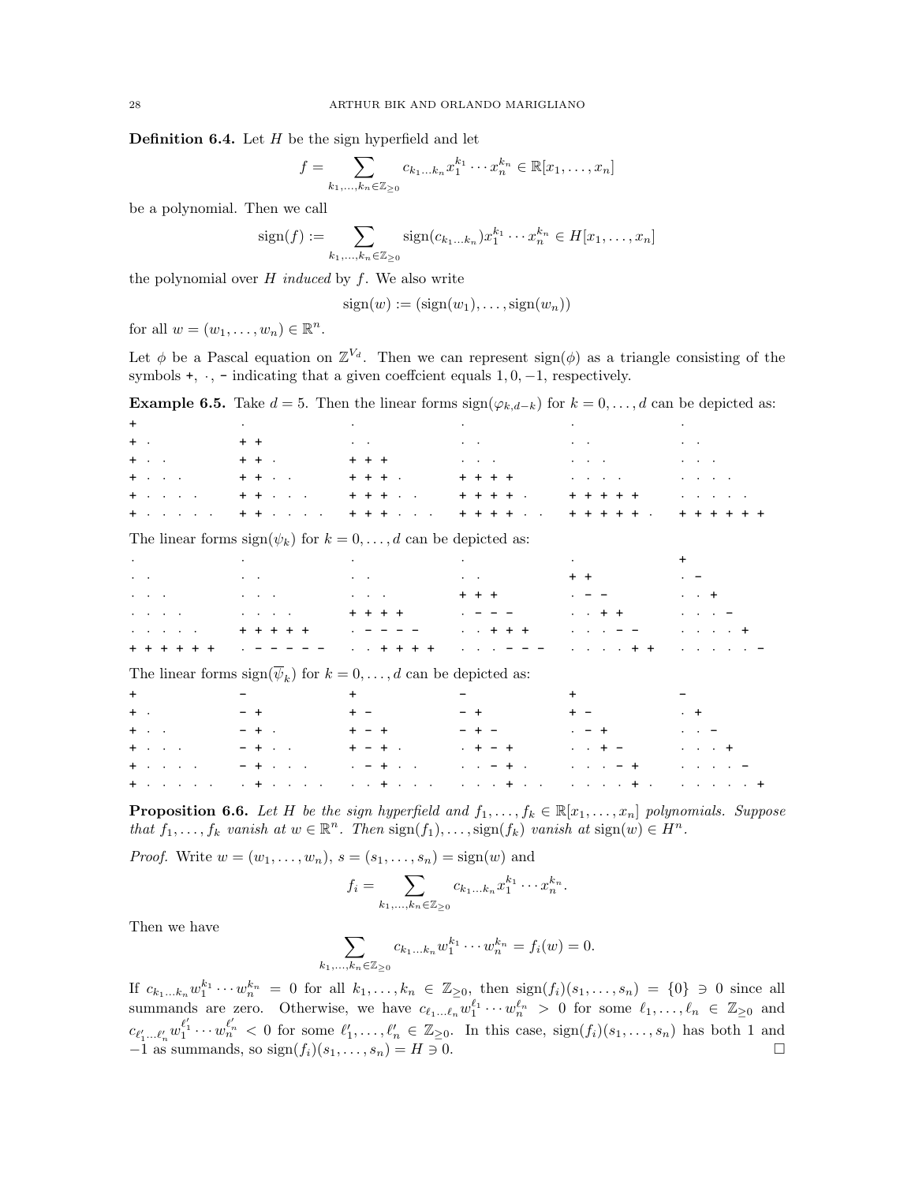**Definition 6.4.** Let $H$ be the sign hyperfield and let

$$f = \sum_{k_1,\dots,k_n \in \mathbb{Z}_{\geq 0}} c_{k_1\dots k_n} x_1^{k_1} \cdots x_n^{k_n} \in \mathbb{R}[x_1,\dots,x_n]$$

be a polynomial. Then we call

$$\operatorname{sign}(f) := \sum_{k_1,\dots,k_n \in \mathbb{Z}_{\geq 0}} \operatorname{sign}(c_{k_1\dots k_n}) x_1^{k_1} \cdots x_n^{k_n} \in H[x_1,\dots,x_n]$$

the polynomial over $H$ *induced* by $f$. We also write

$$\operatorname{sign}(w) := (\operatorname{sign}(w_1),\dots,\operatorname{sign}(w_n))$$

for all $w = (w_1,\dots,w_n) \in \mathbb{R}^n$.

Let $\phi$ be a Pascal equation on $\mathbb{Z}^{V_d}$. Then we can represent $\operatorname{sign}(\phi)$ as a triangle consisting of the symbols +, $\cdot$, - indicating that a given coeffcient equals $1, 0, -1$, respectively.

**Example 6.5.** Take $d = 5$. Then the linear forms $\operatorname{sign}(\varphi_{k,d-k})$ for $k = 0,\dots,d$ can be depicted as:

```
+             ·               ·               ·               ·               ·
+ ·           + +             · ·             · ·             · ·             · ·
+ · ·         + + ·           + + +           · · ·           · · ·           · · ·
+ · · ·       + + · ·         + + + ·         + + + +         · · · ·         · · · ·
+ · · · ·     + + · · ·       + + + · ·       + + + + ·       + + + + +       · · · · ·
+ · · · · ·   + + · · · ·     + + + · · ·     + + + + · ·     + + + + + ·     + + + + + +
```

The linear forms $\operatorname{sign}(\psi_k)$ for $k = 0,\dots,d$ can be depicted as:

```
·             ·               ·               ·               ·               +
· ·           · ·             · ·             · ·             + +             · -
· · ·         · · ·           · · ·           + + +           · - -           · · +
· · · ·       · · · ·         + + + +         · - - -         · · + +         · · · -
· · · · ·     + + + + +       · - - - -       · · + + +       · · · - -       · · · · +
+ + + + + +   · - - - - -     · · + + + +     · · · - - -     · · · · + +     · · · · · -
```

The linear forms $\operatorname{sign}(\overline{\psi}_k)$ for $k = 0,\dots,d$ can be depicted as:

```
+             -               +               -               +               -
+ ·           - +             + -             - +             + -             · +
+ · ·         - + ·           + - +           - + -           · - +           · · -
+ · · ·       - + · ·         + - + ·         · + - +         · · + -         · · · +
+ · · · ·     - + · · ·       · - + · ·       · · - + ·       · · · - +       · · · · -
+ · · · · ·   · + · · · ·     · · + · · ·     · · · + · ·     · · · · + ·     · · · · · +
```

**Proposition 6.6.** *Let $H$ be the sign hyperfield and $f_1,\dots,f_k \in \mathbb{R}[x_1,\dots,x_n]$ polynomials. Suppose that $f_1,\dots,f_k$ vanish at $w \in \mathbb{R}^n$. Then $\operatorname{sign}(f_1),\dots,\operatorname{sign}(f_k)$ vanish at $\operatorname{sign}(w) \in H^n$.*

*Proof.* Write $w = (w_1,\dots,w_n)$, $s = (s_1,\dots,s_n) = \operatorname{sign}(w)$ and

$$f_i = \sum_{k_1,\dots,k_n \in \mathbb{Z}_{\geq 0}} c_{k_1\dots k_n} x_1^{k_1} \cdots x_n^{k_n}.$$

Then we have

$$\sum_{k_1,\dots,k_n \in \mathbb{Z}_{\geq 0}} c_{k_1\dots k_n} w_1^{k_1} \cdots w_n^{k_n} = f_i(w) = 0.$$

If $c_{k_1\dots k_n} w_1^{k_1} \cdots w_n^{k_n} = 0$ for all $k_1,\dots,k_n \in \mathbb{Z}_{\geq 0}$, then $\operatorname{sign}(f_i)(s_1,\dots,s_n) = \{0\} \ni 0$ since all summands are zero. Otherwise, we have $c_{\ell_1\dots\ell_n} w_1^{\ell_1} \cdots w_n^{\ell_n} > 0$ for some $\ell_1,\dots,\ell_n \in \mathbb{Z}_{\geq 0}$ and $c_{\ell'_1\dots\ell'_n} w_1^{\ell'_1} \cdots w_n^{\ell'_n} < 0$ for some $\ell'_1,\dots,\ell'_n \in \mathbb{Z}_{\geq 0}$. In this case, $\operatorname{sign}(f_i)(s_1,\dots,s_n)$ has both 1 and $-1$ as summands, so $\operatorname{sign}(f_i)(s_1,\dots,s_n) = H \ni 0$. $\square$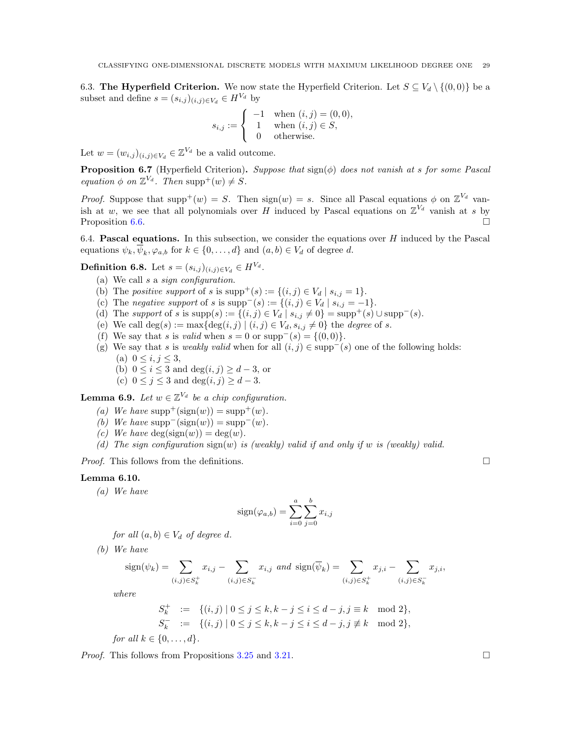6.3. **The Hyperfield Criterion.** We now state the Hyperfield Criterion. Let $S \subseteq V_d \setminus \{(0,0)\}$ be a subset and define $s = (s_{i,j})_{(i,j)\in V_d} \in H^{V_d}$ by

$$s_{i,j} := \begin{cases} -1 & \text{when } (i,j) = (0,0), \\ 1 & \text{when } (i,j) \in S, \\ 0 & \text{otherwise.} \end{cases}$$

Let $w = (w_{i,j})_{(i,j)\in V_d} \in \mathbb{Z}^{V_d}$ be a valid outcome.

**Proposition 6.7** (Hyperfield Criterion)**.** *Suppose that* $\operatorname{sign}(\phi)$ *does not vanish at* $s$ *for some Pascal equation* $\phi$ *on* $\mathbb{Z}^{V_d}$*. Then* $\operatorname{supp}^+(w) \neq S$*.*

*Proof.* Suppose that $\operatorname{supp}^+(w) = S$. Then $\operatorname{sign}(w) = s$. Since all Pascal equations $\phi$ on $\mathbb{Z}^{V_d}$ vanish at $w$, we see that all polynomials over $H$ induced by Pascal equations on $\mathbb{Z}^{V_d}$ vanish at $s$ by Proposition 6.6. $\square$

6.4. **Pascal equations.** In this subsection, we consider the equations over $H$ induced by the Pascal equations $\psi_k, \overline{\psi}_k, \varphi_{a,b}$ for $k \in \{0,\dots,d\}$ and $(a,b) \in V_d$ of degree $d$.

**Definition 6.8.** Let $s = (s_{i,j})_{(i,j)\in V_d} \in H^{V_d}$.

(a) We call $s$ a *sign configuration*.
(b) The *positive support* of $s$ is $\operatorname{supp}^+(s) := \{(i,j) \in V_d \mid s_{i,j} = 1\}$.
(c) The *negative support* of $s$ is $\operatorname{supp}^-(s) := \{(i,j) \in V_d \mid s_{i,j} = -1\}$.
(d) The *support* of $s$ is $\operatorname{supp}(s) := \{(i,j) \in V_d \mid s_{i,j} \neq 0\} = \operatorname{supp}^+(s) \cup \operatorname{supp}^-(s)$.
(e) We call $\deg(s) := \max\{\deg(i,j) \mid (i,j) \in V_d, s_{i,j} \neq 0\}$ the *degree* of $s$.
(f) We say that $s$ is *valid* when $s = 0$ or $\operatorname{supp}^-(s) = \{(0,0)\}$.
(g) We say that $s$ is *weakly valid* when for all $(i,j) \in \operatorname{supp}^-(s)$ one of the following holds:
  (a) $0 \leq i,j \leq 3$,
  (b) $0 \leq i \leq 3$ and $\deg(i,j) \geq d-3$, or
  (c) $0 \leq j \leq 3$ and $\deg(i,j) \geq d-3$.

**Lemma 6.9.** *Let* $w \in \mathbb{Z}^{V_d}$ *be a chip configuration.*

*(a) We have* $\operatorname{supp}^+(\operatorname{sign}(w)) = \operatorname{supp}^+(w)$*.*
*(b) We have* $\operatorname{supp}^-(\operatorname{sign}(w)) = \operatorname{supp}^-(w)$*.*
*(c) We have* $\deg(\operatorname{sign}(w)) = \deg(w)$*.*
*(d) The sign configuration* $\operatorname{sign}(w)$ *is (weakly) valid if and only if* $w$ *is (weakly) valid.*

*Proof.* This follows from the definitions. $\square$

**Lemma 6.10.**

*(a) We have*

$$\operatorname{sign}(\varphi_{a,b}) = \sum_{i=0}^{a}\sum_{j=0}^{b} x_{i,j}$$

*for all* $(a,b) \in V_d$ *of degree* $d$*.*

*(b) We have*

$$\operatorname{sign}(\psi_k) = \sum_{(i,j)\in S_k^+} x_{i,j} - \sum_{(i,j)\in S_k^-} x_{i,j} \text{ and } \operatorname{sign}(\overline{\psi}_k) = \sum_{(i,j)\in S_k^+} x_{j,i} - \sum_{(i,j)\in S_k^-} x_{j,i},$$

*where*

$$\begin{aligned} S_k^+ &:= \{(i,j) \mid 0 \leq j \leq k, k-j \leq i \leq d-j, j \equiv k \mod 2\}, \\ S_k^- &:= \{(i,j) \mid 0 \leq j \leq k, k-j \leq i \leq d-j, j \not\equiv k \mod 2\}, \end{aligned}$$

*for all* $k \in \{0,\dots,d\}$*.*

*Proof.* This follows from Propositions 3.25 and 3.21. $\square$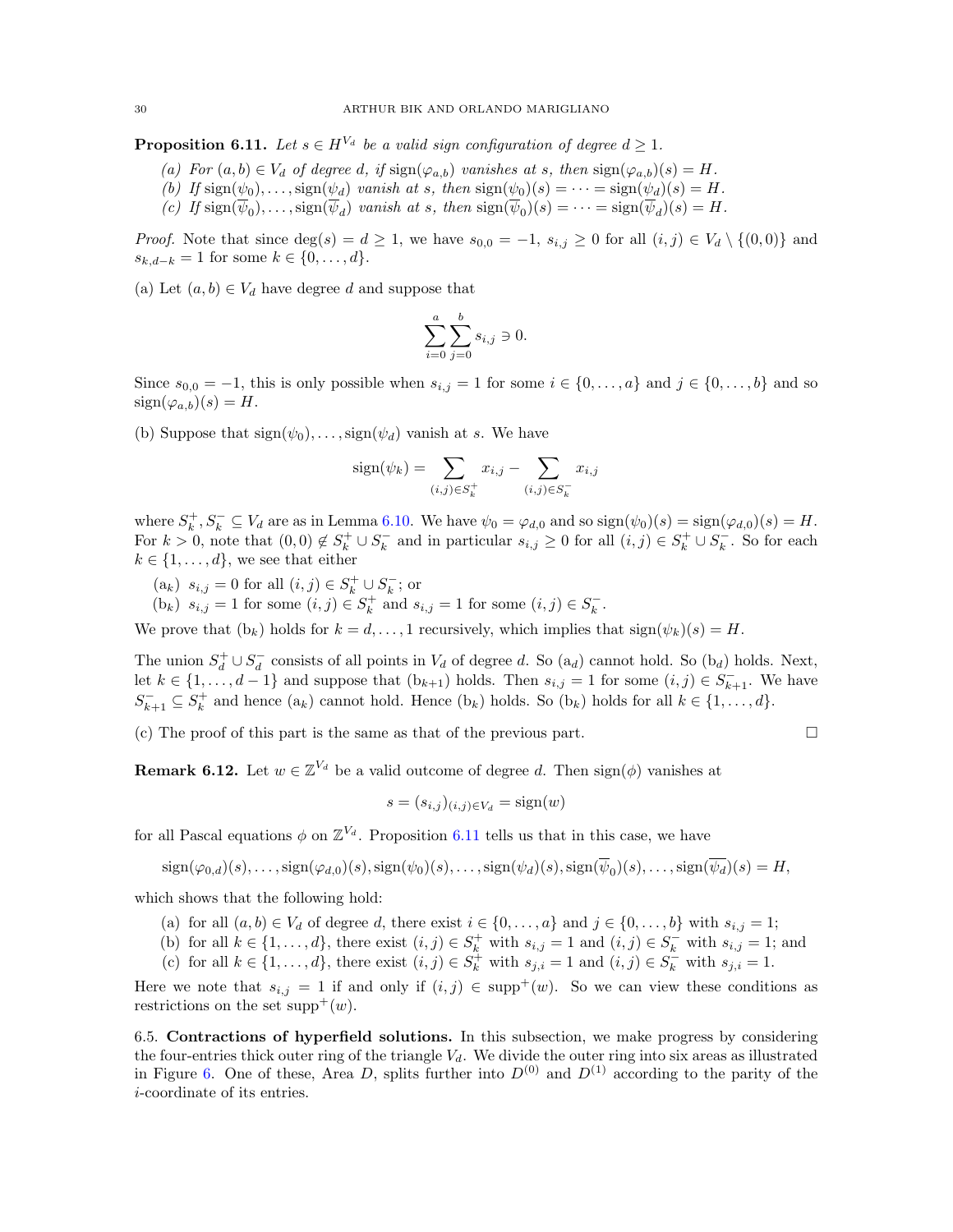**Proposition 6.11.** *Let $s \in H^{V_d}$ be a valid sign configuration of degree $d \geq 1$.*

*(a) For $(a,b) \in V_d$ of degree $d$, if $\operatorname{sign}(\varphi_{a,b})$ vanishes at $s$, then $\operatorname{sign}(\varphi_{a,b})(s) = H$.*
*(b) If $\operatorname{sign}(\psi_0), \dots, \operatorname{sign}(\psi_d)$ vanish at $s$, then $\operatorname{sign}(\psi_0)(s) = \dots = \operatorname{sign}(\psi_d)(s) = H$.*
*(c) If $\operatorname{sign}(\overline{\psi}_0), \dots, \operatorname{sign}(\overline{\psi}_d)$ vanish at $s$, then $\operatorname{sign}(\overline{\psi}_0)(s) = \dots = \operatorname{sign}(\overline{\psi}_d)(s) = H$.*

*Proof.* Note that since $\deg(s) = d \geq 1$, we have $s_{0,0} = -1$, $s_{i,j} \geq 0$ for all $(i,j) \in V_d \setminus \{(0,0)\}$ and $s_{k,d-k} = 1$ for some $k \in \{0, \dots, d\}$.

(a) Let $(a,b) \in V_d$ have degree $d$ and suppose that

$$\sum_{i=0}^{a} \sum_{j=0}^{b} s_{i,j} \ni 0.$$

Since $s_{0,0} = -1$, this is only possible when $s_{i,j} = 1$ for some $i \in \{0, \dots, a\}$ and $j \in \{0, \dots, b\}$ and so $\operatorname{sign}(\varphi_{a,b})(s) = H$.

(b) Suppose that $\operatorname{sign}(\psi_0), \dots, \operatorname{sign}(\psi_d)$ vanish at $s$. We have

$$\operatorname{sign}(\psi_k) = \sum_{(i,j) \in S_k^+} x_{i,j} - \sum_{(i,j) \in S_k^-} x_{i,j}$$

where $S_k^+, S_k^- \subseteq V_d$ are as in Lemma 6.10. We have $\psi_0 = \varphi_{d,0}$ and so $\operatorname{sign}(\psi_0)(s) = \operatorname{sign}(\varphi_{d,0})(s) = H$. For $k > 0$, note that $(0,0) \notin S_k^+ \cup S_k^-$ and in particular $s_{i,j} \geq 0$ for all $(i,j) \in S_k^+ \cup S_k^-$. So for each $k \in \{1, \dots, d\}$, we see that either

(a$_k$) $s_{i,j} = 0$ for all $(i,j) \in S_k^+ \cup S_k^-$; or
(b$_k$) $s_{i,j} = 1$ for some $(i,j) \in S_k^+$ and $s_{i,j} = 1$ for some $(i,j) \in S_k^-$.

We prove that (b$_k$) holds for $k = d, \dots, 1$ recursively, which implies that $\operatorname{sign}(\psi_k)(s) = H$.

The union $S_d^+ \cup S_d^-$ consists of all points in $V_d$ of degree $d$. So (a$_d$) cannot hold. So (b$_d$) holds. Next, let $k \in \{1, \dots, d-1\}$ and suppose that (b$_{k+1}$) holds. Then $s_{i,j} = 1$ for some $(i,j) \in S_{k+1}^-$. We have $S_{k+1}^- \subseteq S_k^+$ and hence (a$_k$) cannot hold. Hence (b$_k$) holds. So (b$_k$) holds for all $k \in \{1, \dots, d\}$.

(c) The proof of this part is the same as that of the previous part. $\square$

**Remark 6.12.** Let $w \in \mathbb{Z}^{V_d}$ be a valid outcome of degree $d$. Then $\operatorname{sign}(\phi)$ vanishes at

$$s = (s_{i,j})_{(i,j) \in V_d} = \operatorname{sign}(w)$$

for all Pascal equations $\phi$ on $\mathbb{Z}^{V_d}$. Proposition 6.11 tells us that in this case, we have

$$\operatorname{sign}(\varphi_{0,d})(s), \dots, \operatorname{sign}(\varphi_{d,0})(s), \operatorname{sign}(\psi_0)(s), \dots, \operatorname{sign}(\psi_d)(s), \operatorname{sign}(\overline{\psi}_0)(s), \dots, \operatorname{sign}(\overline{\psi}_d)(s) = H,$$

which shows that the following hold:

(a) for all $(a,b) \in V_d$ of degree $d$, there exist $i \in \{0, \dots, a\}$ and $j \in \{0, \dots, b\}$ with $s_{i,j} = 1$;
(b) for all $k \in \{1, \dots, d\}$, there exist $(i,j) \in S_k^+$ with $s_{i,j} = 1$ and $(i,j) \in S_k^-$ with $s_{i,j} = 1$; and
(c) for all $k \in \{1, \dots, d\}$, there exist $(i,j) \in S_k^+$ with $s_{j,i} = 1$ and $(i,j) \in S_k^-$ with $s_{j,i} = 1$.

Here we note that $s_{i,j} = 1$ if and only if $(i,j) \in \operatorname{supp}^+(w)$. So we can view these conditions as restrictions on the set $\operatorname{supp}^+(w)$.

### 6.5. Contractions of hyperfield solutions.

In this subsection, we make progress by considering the four-entries thick outer ring of the triangle $V_d$. We divide the outer ring into six areas as illustrated in Figure 6. One of these, Area $D$, splits further into $D^{(0)}$ and $D^{(1)}$ according to the parity of the $i$-coordinate of its entries.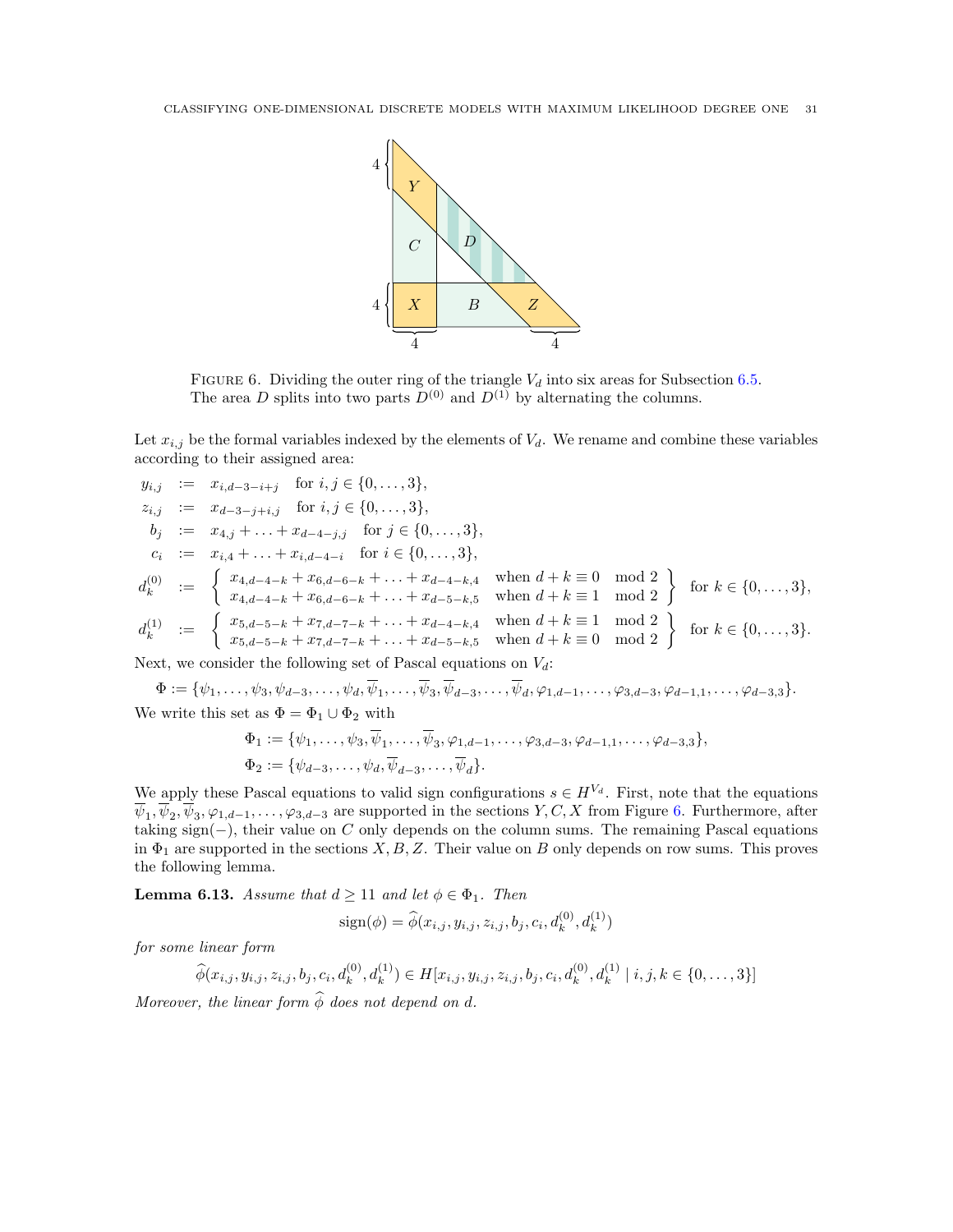FIGURE 6. Dividing the outer ring of the triangle $V_d$ into six areas for Subsection 6.5. The area $D$ splits into two parts $D^{(0)}$ and $D^{(1)}$ by alternating the columns.

Let $x_{i,j}$ be the formal variables indexed by the elements of $V_d$. We rename and combine these variables according to their assigned area:

$$
\begin{aligned}
y_{i,j} &:= x_{i,d-3-i+j} \quad \text{for } i,j \in \{0,\ldots,3\},\\
z_{i,j} &:= x_{d-3-j+i,j} \quad \text{for } i,j \in \{0,\ldots,3\},\\
b_j &:= x_{4,j} + \ldots + x_{d-4-j,j} \quad \text{for } j \in \{0,\ldots,3\},\\
c_i &:= x_{i,4} + \ldots + x_{i,d-4-i} \quad \text{for } i \in \{0,\ldots,3\},\\
d_k^{(0)} &:= \left\{ \begin{array}{ll} x_{4,d-4-k} + x_{6,d-6-k} + \ldots + x_{d-4-k,4} & \text{when } d+k \equiv 0 \mod 2 \\ x_{4,d-4-k} + x_{6,d-6-k} + \ldots + x_{d-5-k,5} & \text{when } d+k \equiv 1 \mod 2 \end{array} \right\} \text{ for } k \in \{0,\ldots,3\},\\
d_k^{(1)} &:= \left\{ \begin{array}{ll} x_{5,d-5-k} + x_{7,d-7-k} + \ldots + x_{d-4-k,4} & \text{when } d+k \equiv 1 \mod 2 \\ x_{5,d-5-k} + x_{7,d-7-k} + \ldots + x_{d-5-k,5} & \text{when } d+k \equiv 0 \mod 2 \end{array} \right\} \text{ for } k \in \{0,\ldots,3\}.
\end{aligned}
$$

Next, we consider the following set of Pascal equations on $V_d$:

$$\Phi := \{\psi_1, \ldots, \psi_3, \psi_{d-3}, \ldots, \psi_d, \overline{\psi}_1, \ldots, \overline{\psi}_3, \overline{\psi}_{d-3}, \ldots, \overline{\psi}_d, \varphi_{1,d-1}, \ldots, \varphi_{3,d-3}, \varphi_{d-1,1}, \ldots, \varphi_{d-3,3}\}.$$

We write this set as $\Phi = \Phi_1 \cup \Phi_2$ with

$$
\begin{aligned}
\Phi_1 &:= \{\psi_1, \ldots, \psi_3, \overline{\psi}_1, \ldots, \overline{\psi}_3, \varphi_{1,d-1}, \ldots, \varphi_{3,d-3}, \varphi_{d-1,1}, \ldots, \varphi_{d-3,3}\},\\
\Phi_2 &:= \{\psi_{d-3}, \ldots, \psi_d, \overline{\psi}_{d-3}, \ldots, \overline{\psi}_d\}.
\end{aligned}
$$

We apply these Pascal equations to valid sign configurations $s \in H^{V_d}$. First, note that the equations $\overline{\psi}_1, \overline{\psi}_2, \overline{\psi}_3, \varphi_{1,d-1}, \ldots, \varphi_{3,d-3}$ are supported in the sections $Y, C, X$ from Figure 6. Furthermore, after taking sign$(-)$, their value on $C$ only depends on the column sums. The remaining Pascal equations in $\Phi_1$ are supported in the sections $X, B, Z$. Their value on $B$ only depends on row sums. This proves the following lemma.

**Lemma 6.13.** *Assume that $d \geq 11$ and let $\phi \in \Phi_1$. Then*

$$\operatorname{sign}(\phi) = \widehat{\phi}(x_{i,j}, y_{i,j}, z_{i,j}, b_j, c_i, d_k^{(0)}, d_k^{(1)})$$

*for some linear form*

$$\widehat{\phi}(x_{i,j}, y_{i,j}, z_{i,j}, b_j, c_i, d_k^{(0)}, d_k^{(1)}) \in H[x_{i,j}, y_{i,j}, z_{i,j}, b_j, c_i, d_k^{(0)}, d_k^{(1)} \mid i,j,k \in \{0,\ldots,3\}]$$

*Moreover, the linear form $\widehat{\phi}$ does not depend on $d$.*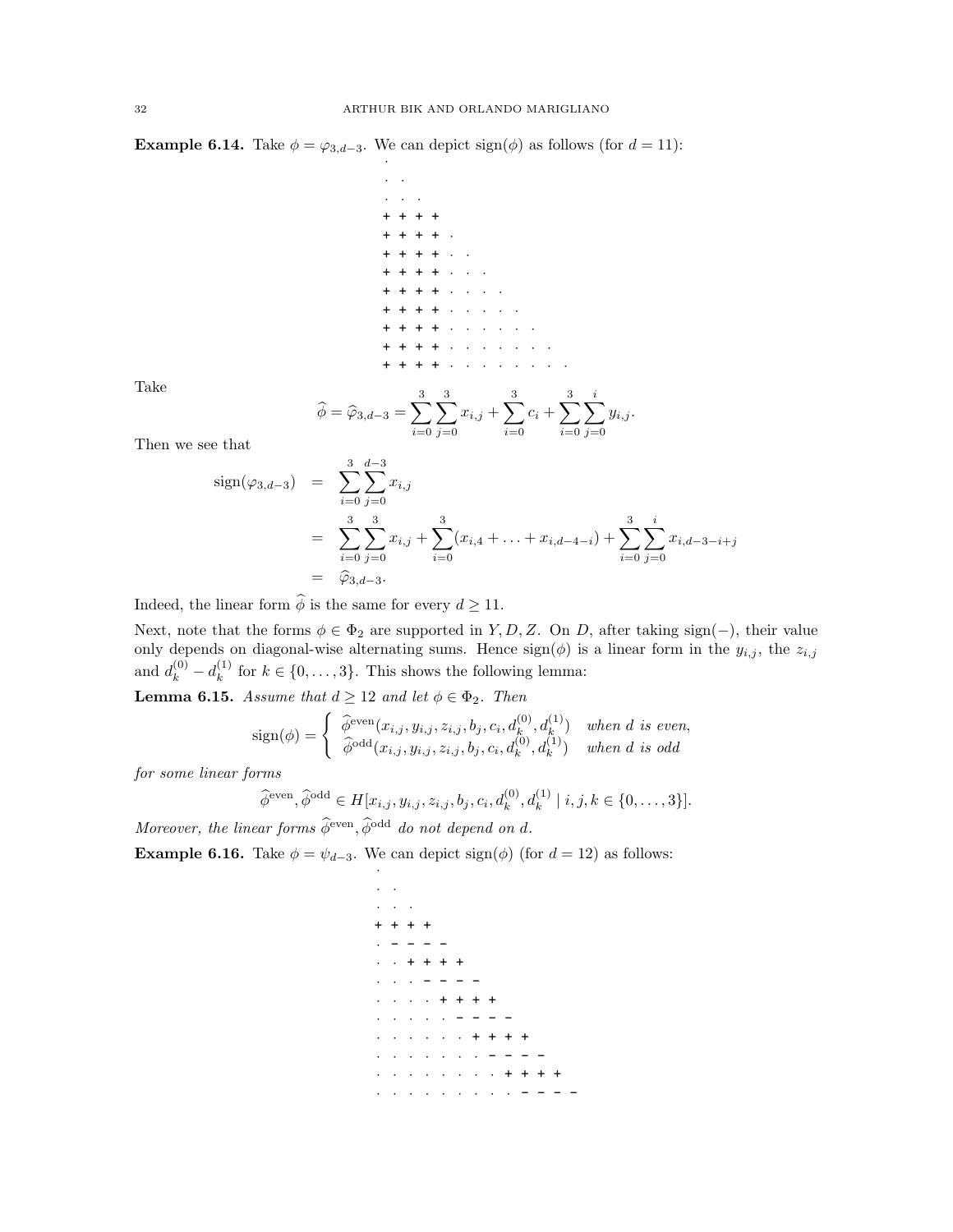**Example 6.14.** Take $\phi = \varphi_{3,d-3}$. We can depict $\operatorname{sign}(\phi)$ as follows (for $d = 11$):

```
·
· ·
· · ·
+ + + +
+ + + + ·
+ + + + · ·
+ + + + · · ·
+ + + + · · · ·
+ + + + · · · · ·
+ + + + · · · · · ·
+ + + + · · · · · · ·
+ + + + · · · · · · · ·
```

Take

$$\widehat{\phi} = \widehat{\varphi}_{3,d-3} = \sum_{i=0}^{3}\sum_{j=0}^{3} x_{i,j} + \sum_{i=0}^{3} c_i + \sum_{i=0}^{3}\sum_{j=0}^{i} y_{i,j}.$$

Then we see that

$$\begin{aligned}
\operatorname{sign}(\varphi_{3,d-3}) &= \sum_{i=0}^{3}\sum_{j=0}^{d-3} x_{i,j} \\
&= \sum_{i=0}^{3}\sum_{j=0}^{3} x_{i,j} + \sum_{i=0}^{3}(x_{i,4} + \ldots + x_{i,d-4-i}) + \sum_{i=0}^{3}\sum_{j=0}^{i} x_{i,d-3-i+j} \\
&= \widehat{\varphi}_{3,d-3}.
\end{aligned}$$

Indeed, the linear form $\widehat{\phi}$ is the same for every $d \geq 11$.

Next, note that the forms $\phi \in \Phi_2$ are supported in $Y, D, Z$. On $D$, after taking $\operatorname{sign}(-)$, their value only depends on diagonal-wise alternating sums. Hence $\operatorname{sign}(\phi)$ is a linear form in the $y_{i,j}$, the $z_{i,j}$ and $d_k^{(0)} - d_k^{(1)}$ for $k \in \{0, \ldots, 3\}$. This shows the following lemma:

**Lemma 6.15.** *Assume that $d \geq 12$ and let $\phi \in \Phi_2$. Then*

$$\operatorname{sign}(\phi) = \begin{cases} \widehat{\phi}^{\text{even}}(x_{i,j}, y_{i,j}, z_{i,j}, b_j, c_i, d_k^{(0)}, d_k^{(1)}) & \text{when } d \text{ is even,} \\ \widehat{\phi}^{\text{odd}}(x_{i,j}, y_{i,j}, z_{i,j}, b_j, c_i, d_k^{(0)}, d_k^{(1)}) & \text{when } d \text{ is odd} \end{cases}$$

*for some linear forms*

$$\widehat{\phi}^{\text{even}}, \widehat{\phi}^{\text{odd}} \in H[x_{i,j}, y_{i,j}, z_{i,j}, b_j, c_i, d_k^{(0)}, d_k^{(1)} \mid i,j,k \in \{0, \ldots, 3\}].$$

*Moreover, the linear forms $\widehat{\phi}^{\text{even}}, \widehat{\phi}^{\text{odd}}$ do not depend on $d$.*

**Example 6.16.** Take $\phi = \psi_{d-3}$. We can depict $\operatorname{sign}(\phi)$ (for $d = 12$) as follows:

```
·
· ·
· · ·
+ + + +
· − − − −
· · + + + +
· · · − − − −
· · · · + + + +
· · · · · − − − −
· · · · · · + + + +
· · · · · · · − − − −
· · · · · · · · + + + +
· · · · · · · · · − − − −
```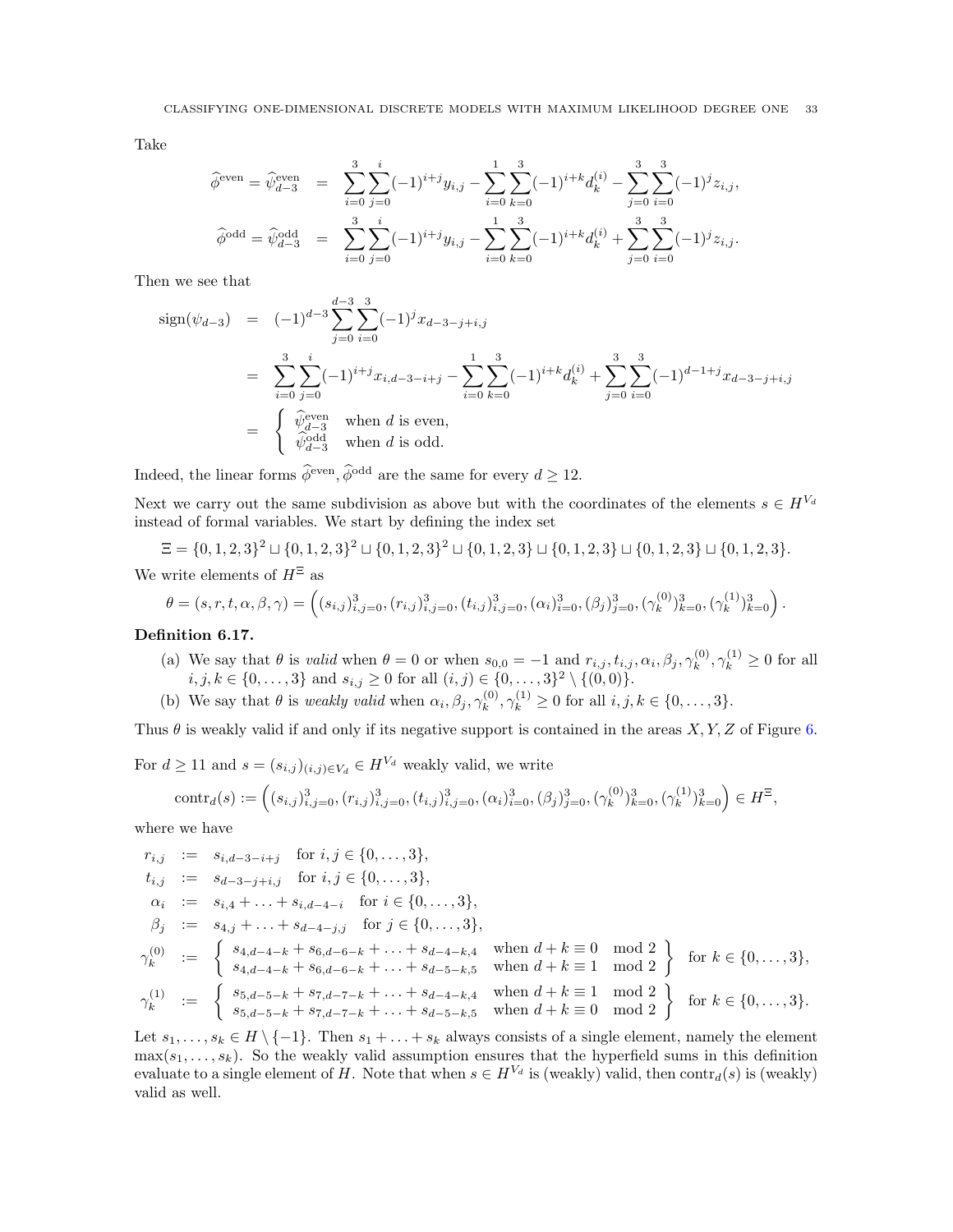Take

$$
\begin{aligned}
\widehat{\phi}^{\mathrm{even}} = \widehat{\psi}_{d-3}^{\mathrm{even}} &= \sum_{i=0}^{3}\sum_{j=0}^{i}(-1)^{i+j}y_{i,j} - \sum_{i=0}^{1}\sum_{k=0}^{3}(-1)^{i+k}d_k^{(i)} - \sum_{j=0}^{3}\sum_{i=0}^{3}(-1)^{j}z_{i,j},\\
\widehat{\phi}^{\mathrm{odd}} = \widehat{\psi}_{d-3}^{\mathrm{odd}} &= \sum_{i=0}^{3}\sum_{j=0}^{i}(-1)^{i+j}y_{i,j} - \sum_{i=0}^{1}\sum_{k=0}^{3}(-1)^{i+k}d_k^{(i)} + \sum_{j=0}^{3}\sum_{i=0}^{3}(-1)^{j}z_{i,j}.
\end{aligned}
$$

Then we see that

$$
\begin{aligned}
\mathrm{sign}(\psi_{d-3}) &= (-1)^{d-3}\sum_{j=0}^{d-3}\sum_{i=0}^{3}(-1)^{j}x_{d-3-j+i,j}\\
&= \sum_{i=0}^{3}\sum_{j=0}^{i}(-1)^{i+j}x_{i,d-3-i+j} - \sum_{i=0}^{1}\sum_{k=0}^{3}(-1)^{i+k}d_k^{(i)} + \sum_{j=0}^{3}\sum_{i=0}^{3}(-1)^{d-1+j}x_{d-3-j+i,j}\\
&= \begin{cases} \widehat{\psi}_{d-3}^{\mathrm{even}} & \text{when } d \text{ is even},\\ \widehat{\psi}_{d-3}^{\mathrm{odd}} & \text{when } d \text{ is odd}.\end{cases}
\end{aligned}
$$

Indeed, the linear forms $\widehat{\phi}^{\mathrm{even}}, \widehat{\phi}^{\mathrm{odd}}$ are the same for every $d \geq 12$.

Next we carry out the same subdivision as above but with the coordinates of the elements $s \in H^{V_d}$ instead of formal variables. We start by defining the index set

$$
\Xi = \{0,1,2,3\}^2 \sqcup \{0,1,2,3\}^2 \sqcup \{0,1,2,3\}^2 \sqcup \{0,1,2,3\} \sqcup \{0,1,2,3\} \sqcup \{0,1,2,3\} \sqcup \{0,1,2,3\}.
$$

We write elements of $H^{\Xi}$ as

$$
\theta = (s,r,t,\alpha,\beta,\gamma) = \left((s_{i,j})_{i,j=0}^{3}, (r_{i,j})_{i,j=0}^{3}, (t_{i,j})_{i,j=0}^{3}, (\alpha_i)_{i=0}^{3}, (\beta_j)_{j=0}^{3}, (\gamma_k^{(0)})_{k=0}^{3}, (\gamma_k^{(1)})_{k=0}^{3}\right).
$$

**Definition 6.17.**

(a) We say that $\theta$ is *valid* when $\theta = 0$ or when $s_{0,0} = -1$ and $r_{i,j}, t_{i,j}, \alpha_i, \beta_j, \gamma_k^{(0)}, \gamma_k^{(1)} \geq 0$ for all $i,j,k \in \{0,\ldots,3\}$ and $s_{i,j} \geq 0$ for all $(i,j) \in \{0,\ldots,3\}^2 \setminus \{(0,0)\}$.

(b) We say that $\theta$ is *weakly valid* when $\alpha_i, \beta_j, \gamma_k^{(0)}, \gamma_k^{(1)} \geq 0$ for all $i,j,k \in \{0,\ldots,3\}$.

Thus $\theta$ is weakly valid if and only if its negative support is contained in the areas $X, Y, Z$ of Figure 6.

For $d \geq 11$ and $s = (s_{i,j})_{(i,j)\in V_d} \in H^{V_d}$ weakly valid, we write

$$
\mathrm{contr}_d(s) := \left((s_{i,j})_{i,j=0}^{3}, (r_{i,j})_{i,j=0}^{3}, (t_{i,j})_{i,j=0}^{3}, (\alpha_i)_{i=0}^{3}, (\beta_j)_{j=0}^{3}, (\gamma_k^{(0)})_{k=0}^{3}, (\gamma_k^{(1)})_{k=0}^{3}\right) \in H^{\Xi},
$$

where we have

$$
\begin{aligned}
r_{i,j} &:= s_{i,d-3-i+j} \quad \text{for } i,j \in \{0,\ldots,3\},\\
t_{i,j} &:= s_{d-3-j+i,j} \quad \text{for } i,j \in \{0,\ldots,3\},\\
\alpha_i &:= s_{i,4} + \ldots + s_{i,d-4-i} \quad \text{for } i \in \{0,\ldots,3\},\\
\beta_j &:= s_{4,j} + \ldots + s_{d-4-j,j} \quad \text{for } j \in \{0,\ldots,3\},\\
\gamma_k^{(0)} &:= \left\{\begin{array}{ll} s_{4,d-4-k} + s_{6,d-6-k} + \ldots + s_{d-4-k,4} & \text{when } d+k \equiv 0 \mod 2\\ s_{4,d-4-k} + s_{6,d-6-k} + \ldots + s_{d-5-k,5} & \text{when } d+k \equiv 1 \mod 2\end{array}\right\} \quad \text{for } k \in \{0,\ldots,3\},\\
\gamma_k^{(1)} &:= \left\{\begin{array}{ll} s_{5,d-5-k} + s_{7,d-7-k} + \ldots + s_{d-4-k,4} & \text{when } d+k \equiv 1 \mod 2\\ s_{5,d-5-k} + s_{7,d-7-k} + \ldots + s_{d-5-k,5} & \text{when } d+k \equiv 0 \mod 2\end{array}\right\} \quad \text{for } k \in \{0,\ldots,3\}.
\end{aligned}
$$

Let $s_1, \ldots, s_k \in H \setminus \{-1\}$. Then $s_1 + \ldots + s_k$ always consists of a single element, namely the element $\max(s_1, \ldots, s_k)$. So the weakly valid assumption ensures that the hyperfield sums in this definition evaluate to a single element of $H$. Note that when $s \in H^{V_d}$ is (weakly) valid, then $\mathrm{contr}_d(s)$ is (weakly) valid as well.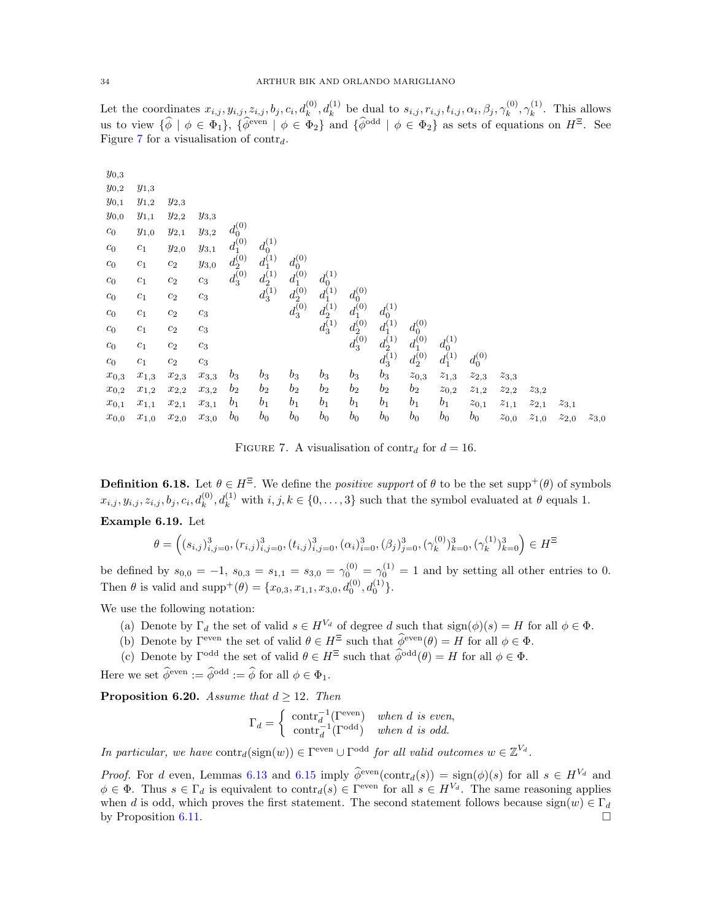Let the coordinates $x_{i,j}, y_{i,j}, z_{i,j}, b_j, c_i, d_k^{(0)}, d_k^{(1)}$ be dual to $s_{i,j}, r_{i,j}, t_{i,j}, \alpha_i, \beta_j, \gamma_k^{(0)}, \gamma_k^{(1)}$. This allows us to view $\{\widehat{\phi} \mid \phi \in \Phi_1\}$, $\{\widehat{\phi}^{\text{even}} \mid \phi \in \Phi_2\}$ and $\{\widehat{\phi}^{\text{odd}} \mid \phi \in \Phi_2\}$ as sets of equations on $H^\Xi$. See Figure 7 for a visualisation of $\text{contr}_d$.

| | | | | | | | | | | | | | | | | |
|---|---|---|---|---|---|---|---|---|---|---|---|---|---|---|---|---|
| $y_{0,3}$ | | | | | | | | | | | | | | | | |
| $y_{0,2}$ | $y_{1,3}$ | | | | | | | | | | | | | | | |
| $y_{0,1}$ | $y_{1,2}$ | $y_{2,3}$ | | | | | | | | | | | | | | |
| $y_{0,0}$ | $y_{1,1}$ | $y_{2,2}$ | $y_{3,3}$ | | | | | | | | | | | | | |
| $c_0$ | $y_{1,0}$ | $y_{2,1}$ | $y_{3,2}$ | $d_0^{(0)}$ | | | | | | | | | | | | |
| $c_0$ | $c_1$ | $y_{2,0}$ | $y_{3,1}$ | $d_1^{(0)}$ | $d_0^{(1)}$ | | | | | | | | | | | |
| $c_0$ | $c_1$ | $c_2$ | $y_{3,0}$ | $d_2^{(0)}$ | $d_1^{(1)}$ | $d_0^{(0)}$ | | | | | | | | | | |
| $c_0$ | $c_1$ | $c_2$ | $c_3$ | $d_3^{(0)}$ | $d_2^{(1)}$ | $d_1^{(0)}$ | $d_0^{(1)}$ | | | | | | | | | |
| $c_0$ | $c_1$ | $c_2$ | $c_3$ | | $d_3^{(1)}$ | $d_2^{(0)}$ | $d_1^{(1)}$ | $d_0^{(0)}$ | | | | | | | | |
| $c_0$ | $c_1$ | $c_2$ | $c_3$ | | | $d_3^{(0)}$ | $d_2^{(1)}$ | $d_1^{(0)}$ | $d_0^{(1)}$ | | | | | | | |
| $c_0$ | $c_1$ | $c_2$ | $c_3$ | | | | $d_3^{(1)}$ | $d_2^{(0)}$ | $d_1^{(1)}$ | $d_0^{(0)}$ | | | | | | |
| $c_0$ | $c_1$ | $c_2$ | $c_3$ | | | | | $d_3^{(0)}$ | $d_2^{(1)}$ | $d_1^{(0)}$ | $d_0^{(1)}$ | | | | | |
| $c_0$ | $c_1$ | $c_2$ | $c_3$ | | | | | | $d_3^{(1)}$ | $d_2^{(0)}$ | $d_1^{(1)}$ | $d_0^{(0)}$ | | | | |
| $x_{0,3}$ | $x_{1,3}$ | $x_{2,3}$ | $x_{3,3}$ | $b_3$ | $b_3$ | $b_3$ | $b_3$ | $b_3$ | $b_3$ | $z_{0,3}$ | $z_{1,3}$ | $z_{2,3}$ | $z_{3,3}$ | | | |
| $x_{0,2}$ | $x_{1,2}$ | $x_{2,2}$ | $x_{3,2}$ | $b_2$ | $b_2$ | $b_2$ | $b_2$ | $b_2$ | $b_2$ | $b_2$ | $z_{0,2}$ | $z_{1,2}$ | $z_{2,2}$ | $z_{3,2}$ | | |
| $x_{0,1}$ | $x_{1,1}$ | $x_{2,1}$ | $x_{3,1}$ | $b_1$ | $b_1$ | $b_1$ | $b_1$ | $b_1$ | $b_1$ | $b_1$ | $b_1$ | $z_{0,1}$ | $z_{1,1}$ | $z_{2,1}$ | $z_{3,1}$ | |
| $x_{0,0}$ | $x_{1,0}$ | $x_{2,0}$ | $x_{3,0}$ | $b_0$ | $b_0$ | $b_0$ | $b_0$ | $b_0$ | $b_0$ | $b_0$ | $b_0$ | $b_0$ | $z_{0,0}$ | $z_{1,0}$ | $z_{2,0}$ | $z_{3,0}$ |

FIGURE 7. A visualisation of $\text{contr}_d$ for $d = 16$.

**Definition 6.18.** Let $\theta \in H^\Xi$. We define the *positive support* of $\theta$ to be the set $\text{supp}^+(\theta)$ of symbols $x_{i,j}, y_{i,j}, z_{i,j}, b_j, c_i, d_k^{(0)}, d_k^{(1)}$ with $i, j, k \in \{0, \dots, 3\}$ such that the symbol evaluated at $\theta$ equals 1.

**Example 6.19.** Let

$$\theta = \left((s_{i,j})_{i,j=0}^3, (r_{i,j})_{i,j=0}^3, (t_{i,j})_{i,j=0}^3, (\alpha_i)_{i=0}^3, (\beta_j)_{j=0}^3, (\gamma_k^{(0)})_{k=0}^3, (\gamma_k^{(1)})_{k=0}^3\right) \in H^\Xi$$

be defined by $s_{0,0} = -1$, $s_{0,3} = s_{1,1} = s_{3,0} = \gamma_0^{(0)} = \gamma_0^{(1)} = 1$ and by setting all other entries to 0. Then $\theta$ is valid and $\text{supp}^+(\theta) = \{x_{0,3}, x_{1,1}, x_{3,0}, d_0^{(0)}, d_0^{(1)}\}$.

We use the following notation:

(a) Denote by $\Gamma_d$ the set of valid $s \in H^{V_d}$ of degree $d$ such that $\text{sign}(\phi)(s) = H$ for all $\phi \in \Phi$.
(b) Denote by $\Gamma^{\text{even}}$ the set of valid $\theta \in H^\Xi$ such that $\widehat{\phi}^{\text{even}}(\theta) = H$ for all $\phi \in \Phi$.
(c) Denote by $\Gamma^{\text{odd}}$ the set of valid $\theta \in H^\Xi$ such that $\widehat{\phi}^{\text{odd}}(\theta) = H$ for all $\phi \in \Phi$.

Here we set $\widehat{\phi}^{\text{even}} := \widehat{\phi}^{\text{odd}} := \widehat{\phi}$ for all $\phi \in \Phi_1$.

**Proposition 6.20.** *Assume that $d \geq 12$. Then*

$$\Gamma_d = \begin{cases} \text{contr}_d^{-1}(\Gamma^{\text{even}}) & \text{when } d \text{ is even,} \\ \text{contr}_d^{-1}(\Gamma^{\text{odd}}) & \text{when } d \text{ is odd.} \end{cases}$$

*In particular, we have $\text{contr}_d(\text{sign}(w)) \in \Gamma^{\text{even}} \cup \Gamma^{\text{odd}}$ for all valid outcomes $w \in \mathbb{Z}^{V_d}$.*

*Proof.* For $d$ even, Lemmas 6.13 and 6.15 imply $\widehat{\phi}^{\text{even}}(\text{contr}_d(s)) = \text{sign}(\phi)(s)$ for all $s \in H^{V_d}$ and $\phi \in \Phi$. Thus $s \in \Gamma_d$ is equivalent to $\text{contr}_d(s) \in \Gamma^{\text{even}}$ for all $s \in H^{V_d}$. The same reasoning applies when $d$ is odd, which proves the first statement. The second statement follows because $\text{sign}(w) \in \Gamma_d$ by Proposition 6.11. $\square$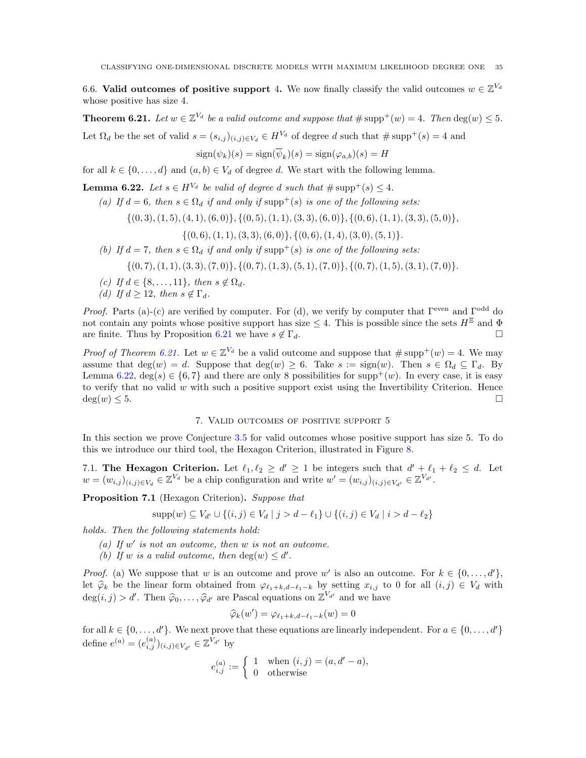**6.6. Valid outcomes of positive support 4.** We now finally classify the valid outcomes $w \in \mathbb{Z}^{V_d}$ whose positive has size 4.

**Theorem 6.21.** *Let $w \in \mathbb{Z}^{V_d}$ be a valid outcome and suppose that $\#\operatorname{supp}^+(w) = 4$. Then $\deg(w) \leq 5$.*

Let $\Omega_d$ be the set of valid $s = (s_{i,j})_{(i,j)\in V_d} \in H^{V_d}$ of degree $d$ such that $\#\operatorname{supp}^+(s) = 4$ and

$$\operatorname{sign}(\psi_k)(s) = \operatorname{sign}(\overline{\psi}_k)(s) = \operatorname{sign}(\varphi_{a,b})(s) = H$$

for all $k \in \{0, \ldots, d\}$ and $(a,b) \in V_d$ of degree $d$. We start with the following lemma.

**Lemma 6.22.** *Let $s \in H^{V_d}$ be valid of degree $d$ such that $\#\operatorname{supp}^+(s) \leq 4$.*

*(a) If $d = 6$, then $s \in \Omega_d$ if and only if $\operatorname{supp}^+(s)$ is one of the following sets:*

$$\{(0,3),(1,5),(4,1),(6,0)\}, \{(0,5),(1,1),(3,3),(6,0)\}, \{(0,6),(1,1),(3,3),(5,0)\},$$
$$\{(0,6),(1,1),(3,3),(6,0)\}, \{(0,6),(1,4),(3,0),(5,1)\}.$$

*(b) If $d = 7$, then $s \in \Omega_d$ if and only if $\operatorname{supp}^+(s)$ is one of the following sets:*

$$\{(0,7),(1,1),(3,3),(7,0)\}, \{(0,7),(1,3),(5,1),(7,0)\}, \{(0,7),(1,5),(3,1),(7,0)\}.$$

*(c) If $d \in \{8, \ldots, 11\}$, then $s \notin \Omega_d$.*

*(d) If $d \geq 12$, then $s \notin \Gamma_d$.*

*Proof.* Parts (a)-(c) are verified by computer. For (d), we verify by computer that $\Gamma^{\text{even}}$ and $\Gamma^{\text{odd}}$ do not contain any points whose positive support has size $\leq 4$. This is possible since the sets $H^{\Xi}$ and $\Phi$ are finite. Thus by Proposition 6.21 we have $s \notin \Gamma_d$. $\square$

*Proof of Theorem 6.21.* Let $w \in \mathbb{Z}^{V_d}$ be a valid outcome and suppose that $\#\operatorname{supp}^+(w) = 4$. We may assume that $\deg(w) = d$. Suppose that $\deg(w) \geq 6$. Take $s := \operatorname{sign}(w)$. Then $s \in \Omega_d \subseteq \Gamma_d$. By Lemma 6.22, $\deg(s) \in \{6, 7\}$ and there are only 8 possibilities for $\operatorname{supp}^+(w)$. In every case, it is easy to verify that no valid $w$ with such a positive support exist using the Invertibility Criterion. Hence $\deg(w) \leq 5$. $\square$

## 7. Valid outcomes of positive support 5

In this section we prove Conjecture 3.5 for valid outcomes whose positive support has size 5. To do this we introduce our third tool, the Hexagon Criterion, illustrated in Figure 8.

**7.1. The Hexagon Criterion.** Let $\ell_1, \ell_2 \geq d' \geq 1$ be integers such that $d' + \ell_1 + \ell_2 \leq d$. Let $w = (w_{i,j})_{(i,j)\in V_d} \in \mathbb{Z}^{V_d}$ be a chip configuration and write $w' = (w_{i,j})_{(i,j)\in V_{d'}} \in \mathbb{Z}^{V_{d'}}$.

**Proposition 7.1** (Hexagon Criterion)**.** *Suppose that*

$$\operatorname{supp}(w) \subseteq V_{d'} \cup \{(i,j) \in V_d \mid j > d - \ell_1\} \cup \{(i,j) \in V_d \mid i > d - \ell_2\}$$

*holds. Then the following statements hold:*

*(a) If $w'$ is not an outcome, then $w$ is not an outcome.*

*(b) If $w$ is a valid outcome, then $\deg(w) \leq d'$.*

*Proof.* (a) We suppose that $w$ is an outcome and prove $w'$ is also an outcome. For $k \in \{0, \ldots, d'\}$, let $\widehat{\varphi}_k$ be the linear form obtained from $\varphi_{\ell_1+k, d-\ell_1-k}$ by setting $x_{i,j}$ to 0 for all $(i,j) \in V_d$ with $\deg(i,j) > d'$. Then $\widehat{\varphi}_0, \ldots, \widehat{\varphi}_{d'}$ are Pascal equations on $\mathbb{Z}^{V_{d'}}$ and we have

$$\widehat{\varphi}_k(w') = \varphi_{\ell_1+k, d-\ell_1-k}(w) = 0$$

for all $k \in \{0, \ldots, d'\}$. We next prove that these equations are linearly independent. For $a \in \{0, \ldots, d'\}$ define $e^{(a)} = (e^{(a)}_{i,j})_{(i,j)\in V_{d'}} \in \mathbb{Z}^{V_{d'}}$ by

$$e^{(a)}_{i,j} := \begin{cases} 1 & \text{when } (i,j) = (a, d'-a), \\ 0 & \text{otherwise} \end{cases}$$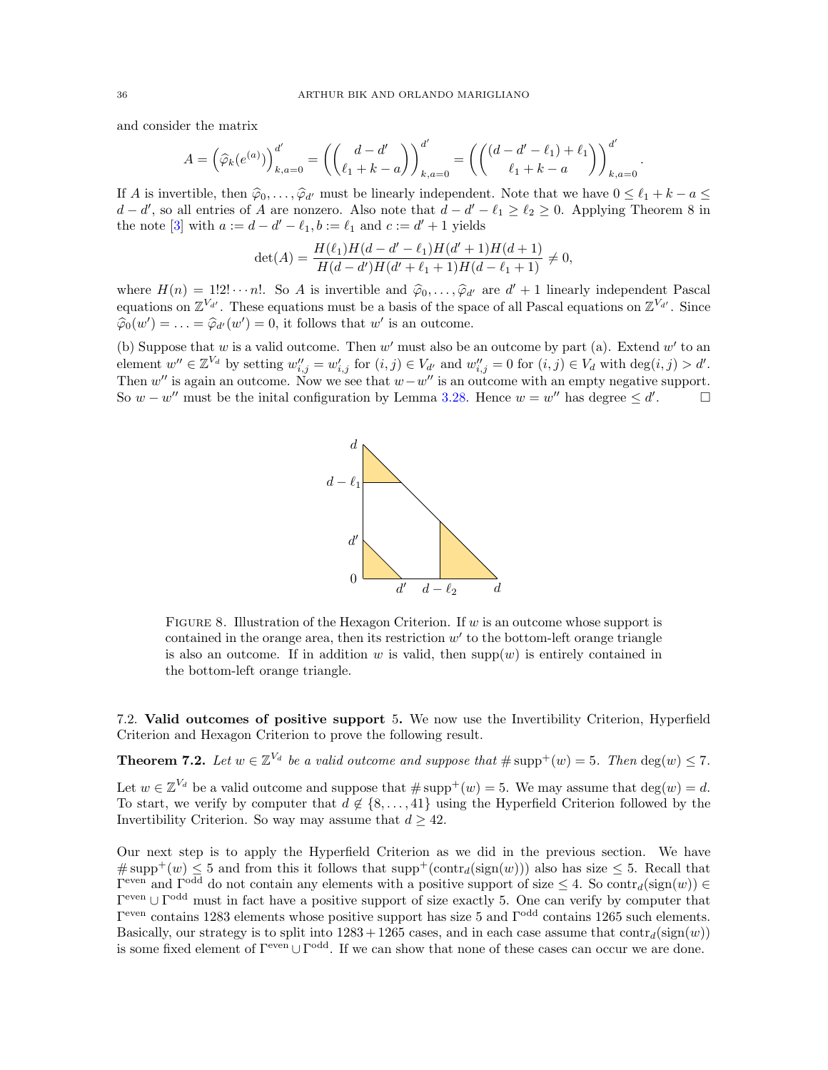and consider the matrix

$$A = \left(\widehat{\varphi}_k(e^{(a)})\right)_{k,a=0}^{d'} = \left(\binom{d-d'}{\ell_1+k-a}\right)_{k,a=0}^{d'} = \left(\binom{(d-d'-\ell_1)+\ell_1}{\ell_1+k-a}\right)_{k,a=0}^{d'}.$$

If $A$ is invertible, then $\widehat{\varphi}_0,\dots,\widehat{\varphi}_{d'}$ must be linearly independent. Note that we have $0 \le \ell_1+k-a \le d-d'$, so all entries of $A$ are nonzero. Also note that $d-d'-\ell_1 \ge \ell_2 \ge 0$. Applying Theorem 8 in the note [3] with $a := d-d'-\ell_1, b := \ell_1$ and $c := d'+1$ yields

$$\det(A) = \frac{H(\ell_1)H(d-d'-\ell_1)H(d'+1)H(d+1)}{H(d-d')H(d'+\ell_1+1)H(d-\ell_1+1)} \neq 0,$$

where $H(n) = 1!2!\cdots n!$. So $A$ is invertible and $\widehat{\varphi}_0,\dots,\widehat{\varphi}_{d'}$ are $d'+1$ linearly independent Pascal equations on $\mathbb{Z}^{V_{d'}}$. These equations must be a basis of the space of all Pascal equations on $\mathbb{Z}^{V_{d'}}$. Since $\widehat{\varphi}_0(w') = \ldots = \widehat{\varphi}_{d'}(w') = 0$, it follows that $w'$ is an outcome.

(b) Suppose that $w$ is a valid outcome. Then $w'$ must also be an outcome by part (a). Extend $w'$ to an element $w'' \in \mathbb{Z}^{V_d}$ by setting $w''_{i,j} = w'_{i,j}$ for $(i,j) \in V_{d'}$ and $w''_{i,j} = 0$ for $(i,j) \in V_d$ with $\deg(i,j) > d'$. Then $w''$ is again an outcome. Now we see that $w - w''$ is an outcome with an empty negative support. So $w - w''$ must be the inital configuration by Lemma 3.28. Hence $w = w''$ has degree $\le d'$. □

FIGURE 8. Illustration of the Hexagon Criterion. If $w$ is an outcome whose support is contained in the orange area, then its restriction $w'$ to the bottom-left orange triangle is also an outcome. If in addition $w$ is valid, then $\mathrm{supp}(w)$ is entirely contained in the bottom-left orange triangle.

### 7.2. Valid outcomes of positive support 5.

We now use the Invertibility Criterion, Hyperfield Criterion and Hexagon Criterion to prove the following result.

**Theorem 7.2.** *Let $w \in \mathbb{Z}^{V_d}$ be a valid outcome and suppose that $\#\,\mathrm{supp}^+(w) = 5$. Then $\deg(w) \le 7$.*

Let $w \in \mathbb{Z}^{V_d}$ be a valid outcome and suppose that $\#\,\mathrm{supp}^+(w) = 5$. We may assume that $\deg(w) = d$. To start, we verify by computer that $d \notin \{8,\dots,41\}$ using the Hyperfield Criterion followed by the Invertibility Criterion. So way may assume that $d \ge 42$.

Our next step is to apply the Hyperfield Criterion as we did in the previous section. We have $\#\,\mathrm{supp}^+(w) \le 5$ and from this it follows that $\mathrm{supp}^+(\mathrm{contr}_d(\mathrm{sign}(w)))$ also has size $\le 5$. Recall that $\Gamma^{\mathrm{even}}$ and $\Gamma^{\mathrm{odd}}$ do not contain any elements with a positive support of size $\le 4$. So $\mathrm{contr}_d(\mathrm{sign}(w)) \in \Gamma^{\mathrm{even}} \cup \Gamma^{\mathrm{odd}}$ must in fact have a positive support of size exactly 5. One can verify by computer that $\Gamma^{\mathrm{even}}$ contains 1283 elements whose positive support has size 5 and $\Gamma^{\mathrm{odd}}$ contains 1265 such elements. Basically, our strategy is to split into $1283 + 1265$ cases, and in each case assume that $\mathrm{contr}_d(\mathrm{sign}(w))$ is some fixed element of $\Gamma^{\mathrm{even}} \cup \Gamma^{\mathrm{odd}}$. If we can show that none of these cases can occur we are done.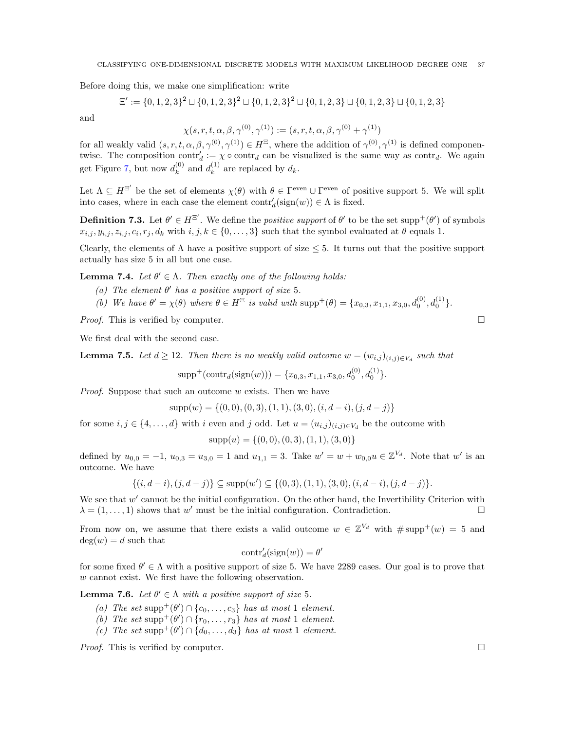Before doing this, we make one simplification: write

$$\Xi' := \{0,1,2,3\}^2 \sqcup \{0,1,2,3\}^2 \sqcup \{0,1,2,3\}^2 \sqcup \{0,1,2,3\} \sqcup \{0,1,2,3\} \sqcup \{0,1,2,3\}$$

and

$$\chi(s,r,t,\alpha,\beta,\gamma^{(0)},\gamma^{(1)}) := (s,r,t,\alpha,\beta,\gamma^{(0)}+\gamma^{(1)})$$

for all weakly valid $(s,r,t,\alpha,\beta,\gamma^{(0)},\gamma^{(1)}) \in H^{\Xi}$, where the addition of $\gamma^{(0)},\gamma^{(1)}$ is defined componentwise. The composition $\mathrm{contr}'_d := \chi \circ \mathrm{contr}_d$ can be visualized is the same way as $\mathrm{contr}_d$. We again get Figure 7, but now $d_k^{(0)}$ and $d_k^{(1)}$ are replaced by $d_k$.

Let $\Lambda \subseteq H^{\Xi'}$ be the set of elements $\chi(\theta)$ with $\theta \in \Gamma^{\mathrm{even}} \cup \Gamma^{\mathrm{even}}$ of positive support 5. We will split into cases, where in each case the element $\mathrm{contr}'_d(\mathrm{sign}(w)) \in \Lambda$ is fixed.

**Definition 7.3.** Let $\theta' \in H^{\Xi'}$. We define the *positive support* of $\theta'$ to be the set $\mathrm{supp}^+(\theta')$ of symbols $x_{i,j}, y_{i,j}, z_{i,j}, c_i, r_j, d_k$ with $i,j,k \in \{0,\ldots,3\}$ such that the symbol evaluated at $\theta$ equals 1.

Clearly, the elements of $\Lambda$ have a positive support of size $\leq 5$. It turns out that the positive support actually has size 5 in all but one case.

**Lemma 7.4.** *Let $\theta' \in \Lambda$. Then exactly one of the following holds:*

*(a) The element $\theta'$ has a positive support of size 5.*

*(b) We have $\theta' = \chi(\theta)$ where $\theta \in H^{\Xi}$ is valid with $\mathrm{supp}^+(\theta) = \{x_{0,3}, x_{1,1}, x_{3,0}, d_0^{(0)}, d_0^{(1)}\}$.*

*Proof.* This is verified by computer. ☐

We first deal with the second case.

**Lemma 7.5.** *Let $d \geq 12$. Then there is no weakly valid outcome $w = (w_{i,j})_{(i,j)\in V_d}$ such that*

$$\mathrm{supp}^+(\mathrm{contr}_d(\mathrm{sign}(w))) = \{x_{0,3}, x_{1,1}, x_{3,0}, d_0^{(0)}, d_0^{(1)}\}.$$

*Proof.* Suppose that such an outcome $w$ exists. Then we have

$$\mathrm{supp}(w) = \{(0,0),(0,3),(1,1),(3,0),(i,d-i),(j,d-j)\}$$

for some $i,j \in \{4,\ldots,d\}$ with $i$ even and $j$ odd. Let $u = (u_{i,j})_{(i,j)\in V_d}$ be the outcome with

$$\mathrm{supp}(u) = \{(0,0),(0,3),(1,1),(3,0)\}$$

defined by $u_{0,0} = -1$, $u_{0,3} = u_{3,0} = 1$ and $u_{1,1} = 3$. Take $w' = w + w_{0,0}u \in \mathbb{Z}^{V_d}$. Note that $w'$ is an outcome. We have

$$\{(i,d-i),(j,d-j)\} \subseteq \mathrm{supp}(w') \subseteq \{(0,3),(1,1),(3,0),(i,d-i),(j,d-j)\}.$$

We see that $w'$ cannot be the initial configuration. On the other hand, the Invertibility Criterion with $\lambda = (1,\ldots,1)$ shows that $w'$ must be the initial configuration. Contradiction. ☐

From now on, we assume that there exists a valid outcome $w \in \mathbb{Z}^{V_d}$ with $\#\mathrm{supp}^+(w) = 5$ and $\deg(w) = d$ such that

$$\mathrm{contr}'_d(\mathrm{sign}(w)) = \theta'$$

for some fixed $\theta' \in \Lambda$ with a positive support of size 5. We have 2289 cases. Our goal is to prove that $w$ cannot exist. We first have the following observation.

**Lemma 7.6.** *Let $\theta' \in \Lambda$ with a positive support of size 5.*

*(a) The set $\mathrm{supp}^+(\theta') \cap \{c_0,\ldots,c_3\}$ has at most 1 element.*

*(b) The set $\mathrm{supp}^+(\theta') \cap \{r_0,\ldots,r_3\}$ has at most 1 element.*

*(c) The set $\mathrm{supp}^+(\theta') \cap \{d_0,\ldots,d_3\}$ has at most 1 element.*

*Proof.* This is verified by computer. ☐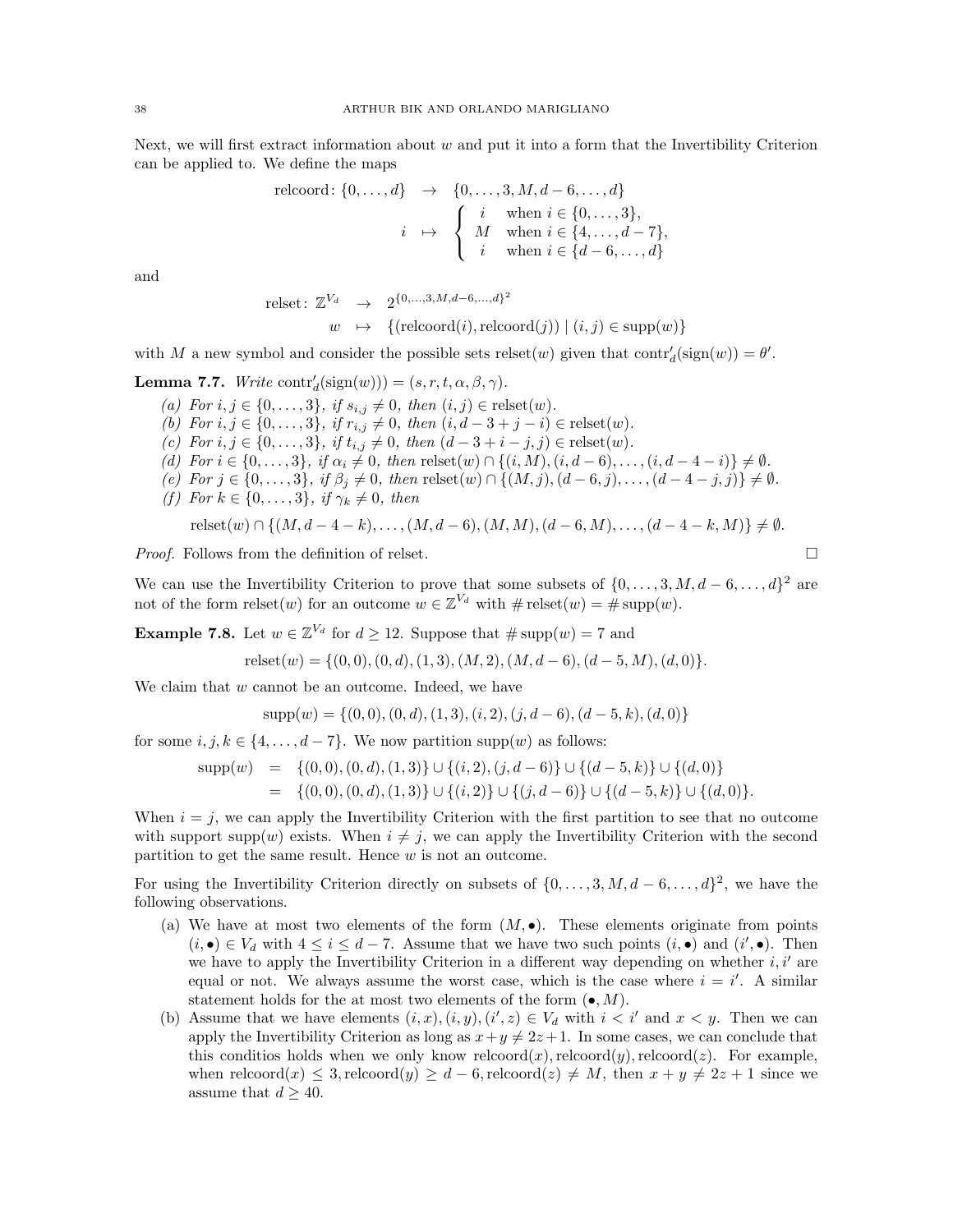Next, we will first extract information about $w$ and put it into a form that the Invertibility Criterion can be applied to. We define the maps

$$
\begin{array}{rcl}
\mathrm{relcoord}\colon \{0,\dots,d\} & \to & \{0,\dots,3,M,d-6,\dots,d\} \\
i & \mapsto & \begin{cases} i & \text{when } i \in \{0,\dots,3\}, \\ M & \text{when } i \in \{4,\dots,d-7\}, \\ i & \text{when } i \in \{d-6,\dots,d\} \end{cases}
\end{array}
$$

and

$$
\begin{array}{rcl}
\mathrm{relset}\colon \mathbb{Z}^{V_d} & \to & 2^{\{0,\dots,3,M,d-6,\dots,d\}^2} \\
w & \mapsto & \{(\mathrm{relcoord}(i),\mathrm{relcoord}(j)) \mid (i,j) \in \mathrm{supp}(w)\}
\end{array}
$$

with $M$ a new symbol and consider the possible sets $\mathrm{relset}(w)$ given that $\mathrm{contr}'_d(\mathrm{sign}(w)) = \theta'$.

**Lemma 7.7.** *Write* $\mathrm{contr}'_d(\mathrm{sign}(w))) = (s,r,t,\alpha,\beta,\gamma)$.

*(a) For $i,j \in \{0,\dots,3\}$, if $s_{i,j} \neq 0$, then $(i,j) \in \mathrm{relset}(w)$.*
*(b) For $i,j \in \{0,\dots,3\}$, if $r_{i,j} \neq 0$, then $(i,d-3+j-i) \in \mathrm{relset}(w)$.*
*(c) For $i,j \in \{0,\dots,3\}$, if $t_{i,j} \neq 0$, then $(d-3+i-j,j) \in \mathrm{relset}(w)$.*
*(d) For $i \in \{0,\dots,3\}$, if $\alpha_i \neq 0$, then $\mathrm{relset}(w) \cap \{(i,M),(i,d-6),\dots,(i,d-4-i)\} \neq \emptyset$.*
*(e) For $j \in \{0,\dots,3\}$, if $\beta_j \neq 0$, then $\mathrm{relset}(w) \cap \{(M,j),(d-6,j),\dots,(d-4-j,j)\} \neq \emptyset$.*
*(f) For $k \in \{0,\dots,3\}$, if $\gamma_k \neq 0$, then*

$$\mathrm{relset}(w) \cap \{(M,d-4-k),\dots,(M,d-6),(M,M),(d-6,M),\dots,(d-4-k,M)\} \neq \emptyset.$$

*Proof.* Follows from the definition of relset. $\square$

We can use the Invertibility Criterion to prove that some subsets of $\{0,\dots,3,M,d-6,\dots,d\}^2$ are not of the form $\mathrm{relset}(w)$ for an outcome $w \in \mathbb{Z}^{V_d}$ with $\#\,\mathrm{relset}(w) = \#\,\mathrm{supp}(w)$.

**Example 7.8.** Let $w \in \mathbb{Z}^{V_d}$ for $d \geq 12$. Suppose that $\#\,\mathrm{supp}(w) = 7$ and

$$\mathrm{relset}(w) = \{(0,0),(0,d),(1,3),(M,2),(M,d-6),(d-5,M),(d,0)\}.$$

We claim that $w$ cannot be an outcome. Indeed, we have

$$\mathrm{supp}(w) = \{(0,0),(0,d),(1,3),(i,2),(j,d-6),(d-5,k),(d,0)\}$$

for some $i,j,k \in \{4,\dots,d-7\}$. We now partition $\mathrm{supp}(w)$ as follows:

$$
\begin{aligned}
\mathrm{supp}(w) &= \{(0,0),(0,d),(1,3)\} \cup \{(i,2),(j,d-6)\} \cup \{(d-5,k)\} \cup \{(d,0)\} \\
&= \{(0,0),(0,d),(1,3)\} \cup \{(i,2)\} \cup \{(j,d-6)\} \cup \{(d-5,k)\} \cup \{(d,0)\}.
\end{aligned}
$$

When $i = j$, we can apply the Invertibility Criterion with the first partition to see that no outcome with support $\mathrm{supp}(w)$ exists. When $i \neq j$, we can apply the Invertibility Criterion with the second partition to get the same result. Hence $w$ is not an outcome.

For using the Invertibility Criterion directly on subsets of $\{0,\dots,3,M,d-6,\dots,d\}^2$, we have the following observations.

(a) We have at most two elements of the form $(M,\bullet)$. These elements originate from points $(i,\bullet) \in V_d$ with $4 \leq i \leq d-7$. Assume that we have two such points $(i,\bullet)$ and $(i',\bullet)$. Then we have to apply the Invertibility Criterion in a different way depending on whether $i,i'$ are equal or not. We always assume the worst case, which is the case where $i = i'$. A similar statement holds for the at most two elements of the form $(\bullet,M)$.

(b) Assume that we have elements $(i,x),(i,y),(i',z) \in V_d$ with $i < i'$ and $x < y$. Then we can apply the Invertibility Criterion as long as $x+y \neq 2z+1$. In some cases, we can conclude that this conditios holds when we only know $\mathrm{relcoord}(x),\mathrm{relcoord}(y),\mathrm{relcoord}(z)$. For example, when $\mathrm{relcoord}(x) \leq 3, \mathrm{relcoord}(y) \geq d-6, \mathrm{relcoord}(z) \neq M$, then $x+y \neq 2z+1$ since we assume that $d \geq 40$.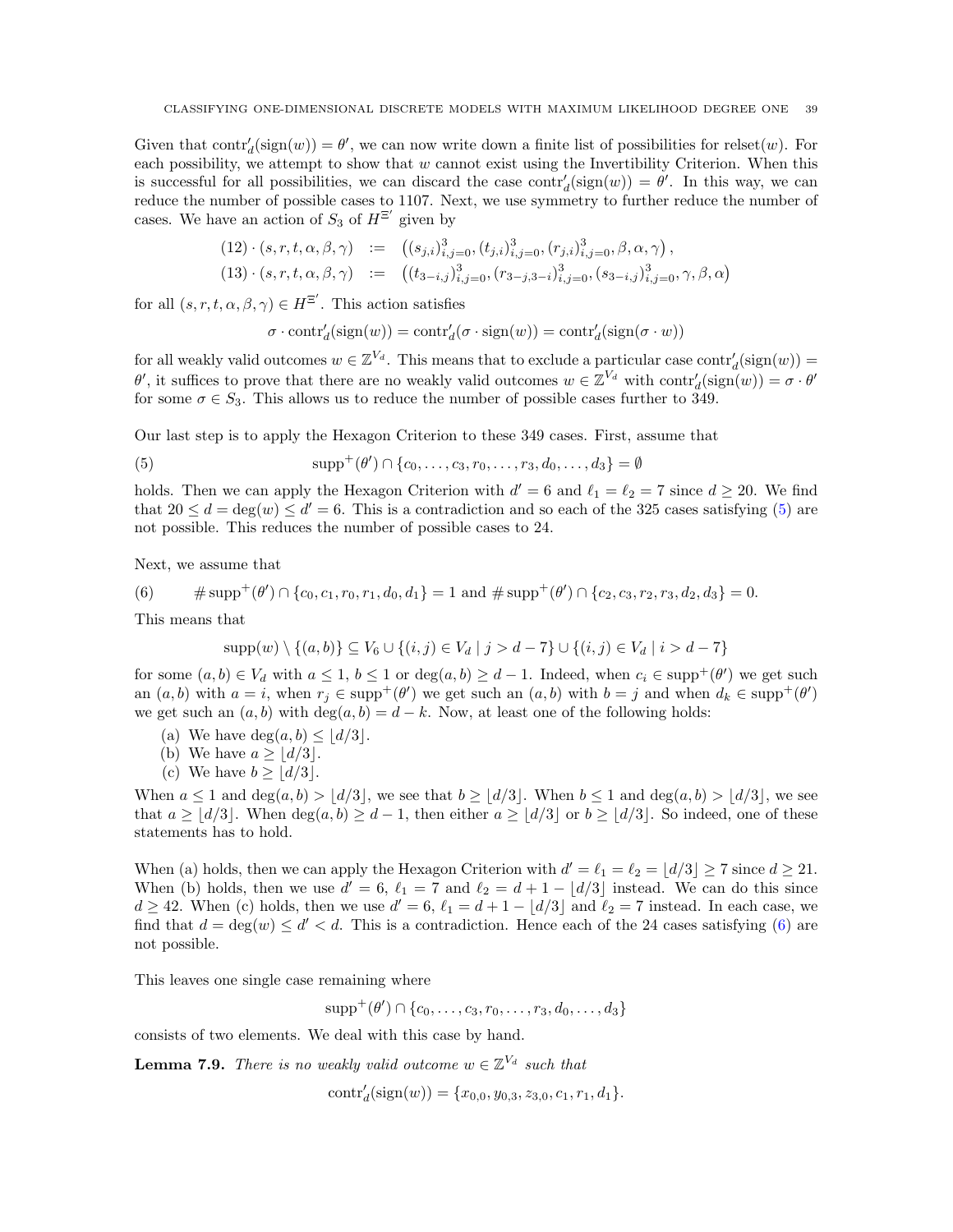Given that $\text{contr}'_d(\text{sign}(w)) = \theta'$, we can now write down a finite list of possibilities for $\text{relset}(w)$. For each possibility, we attempt to show that $w$ cannot exist using the Invertibility Criterion. When this is successful for all possibilities, we can discard the case $\text{contr}'_d(\text{sign}(w)) = \theta'$. In this way, we can reduce the number of possible cases to 1107. Next, we use symmetry to further reduce the number of cases. We have an action of $S_3$ of $H^{\Xi'}$ given by

$$
\begin{aligned}
(12)\cdot(s,r,t,\alpha,\beta,\gamma) &:= \left((s_{j,i})_{i,j=0}^3, (t_{j,i})_{i,j=0}^3, (r_{j,i})_{i,j=0}^3, \beta, \alpha, \gamma\right),\\
(13)\cdot(s,r,t,\alpha,\beta,\gamma) &:= \left((t_{3-i,j})_{i,j=0}^3, (r_{3-j,3-i})_{i,j=0}^3, (s_{3-i,j})_{i,j=0}^3, \gamma, \beta, \alpha\right)
\end{aligned}
$$

for all $(s,r,t,\alpha,\beta,\gamma) \in H^{\Xi'}$. This action satisfies

$$\sigma \cdot \text{contr}'_d(\text{sign}(w)) = \text{contr}'_d(\sigma \cdot \text{sign}(w)) = \text{contr}'_d(\text{sign}(\sigma \cdot w))$$

for all weakly valid outcomes $w \in \mathbb{Z}^{V_d}$. This means that to exclude a particular case $\text{contr}'_d(\text{sign}(w)) = \theta'$, it suffices to prove that there are no weakly valid outcomes $w \in \mathbb{Z}^{V_d}$ with $\text{contr}'_d(\text{sign}(w)) = \sigma \cdot \theta'$ for some $\sigma \in S_3$. This allows us to reduce the number of possible cases further to 349.

Our last step is to apply the Hexagon Criterion to these 349 cases. First, assume that

$$\text{supp}^+(\theta') \cap \{c_0,\dots,c_3,r_0,\dots,r_3,d_0,\dots,d_3\} = \emptyset \tag{5}$$

holds. Then we can apply the Hexagon Criterion with $d' = 6$ and $\ell_1 = \ell_2 = 7$ since $d \geq 20$. We find that $20 \leq d = \deg(w) \leq d' = 6$. This is a contradiction and so each of the 325 cases satisfying (5) are not possible. This reduces the number of possible cases to 24.

Next, we assume that

$$\#\,\text{supp}^+(\theta') \cap \{c_0,c_1,r_0,r_1,d_0,d_1\} = 1 \text{ and } \#\,\text{supp}^+(\theta') \cap \{c_2,c_3,r_2,r_3,d_2,d_3\} = 0. \tag{6}$$

This means that

$$\text{supp}(w) \setminus \{(a,b)\} \subseteq V_6 \cup \{(i,j) \in V_d \mid j > d-7\} \cup \{(i,j) \in V_d \mid i > d-7\}$$

for some $(a,b) \in V_d$ with $a \leq 1$, $b \leq 1$ or $\deg(a,b) \geq d-1$. Indeed, when $c_i \in \text{supp}^+(\theta')$ we get such an $(a,b)$ with $a = i$, when $r_j \in \text{supp}^+(\theta')$ we get such an $(a,b)$ with $b = j$ and when $d_k \in \text{supp}^+(\theta')$ we get such an $(a,b)$ with $\deg(a,b) = d-k$. Now, at least one of the following holds:

(a) We have $\deg(a,b) \leq \lfloor d/3 \rfloor$.
(b) We have $a \geq \lfloor d/3 \rfloor$.
(c) We have $b \geq \lfloor d/3 \rfloor$.

When $a \leq 1$ and $\deg(a,b) > \lfloor d/3 \rfloor$, we see that $b \geq \lfloor d/3 \rfloor$. When $b \leq 1$ and $\deg(a,b) > \lfloor d/3 \rfloor$, we see that $a \geq \lfloor d/3 \rfloor$. When $\deg(a,b) \geq d-1$, then either $a \geq \lfloor d/3 \rfloor$ or $b \geq \lfloor d/3 \rfloor$. So indeed, one of these statements has to hold.

When (a) holds, then we can apply the Hexagon Criterion with $d' = \ell_1 = \ell_2 = \lfloor d/3 \rfloor \geq 7$ since $d \geq 21$. When (b) holds, then we use $d' = 6$, $\ell_1 = 7$ and $\ell_2 = d + 1 - \lfloor d/3 \rfloor$ instead. We can do this since $d \geq 42$. When (c) holds, then we use $d' = 6$, $\ell_1 = d + 1 - \lfloor d/3 \rfloor$ and $\ell_2 = 7$ instead. In each case, we find that $d = \deg(w) \leq d' < d$. This is a contradiction. Hence each of the 24 cases satisfying (6) are not possible.

This leaves one single case remaining where

$$\text{supp}^+(\theta') \cap \{c_0,\dots,c_3,r_0,\dots,r_3,d_0,\dots,d_3\}$$

consists of two elements. We deal with this case by hand.

**Lemma 7.9.** *There is no weakly valid outcome $w \in \mathbb{Z}^{V_d}$ such that*

$$\text{contr}'_d(\text{sign}(w)) = \{x_{0,0}, y_{0,3}, z_{3,0}, c_1, r_1, d_1\}.$$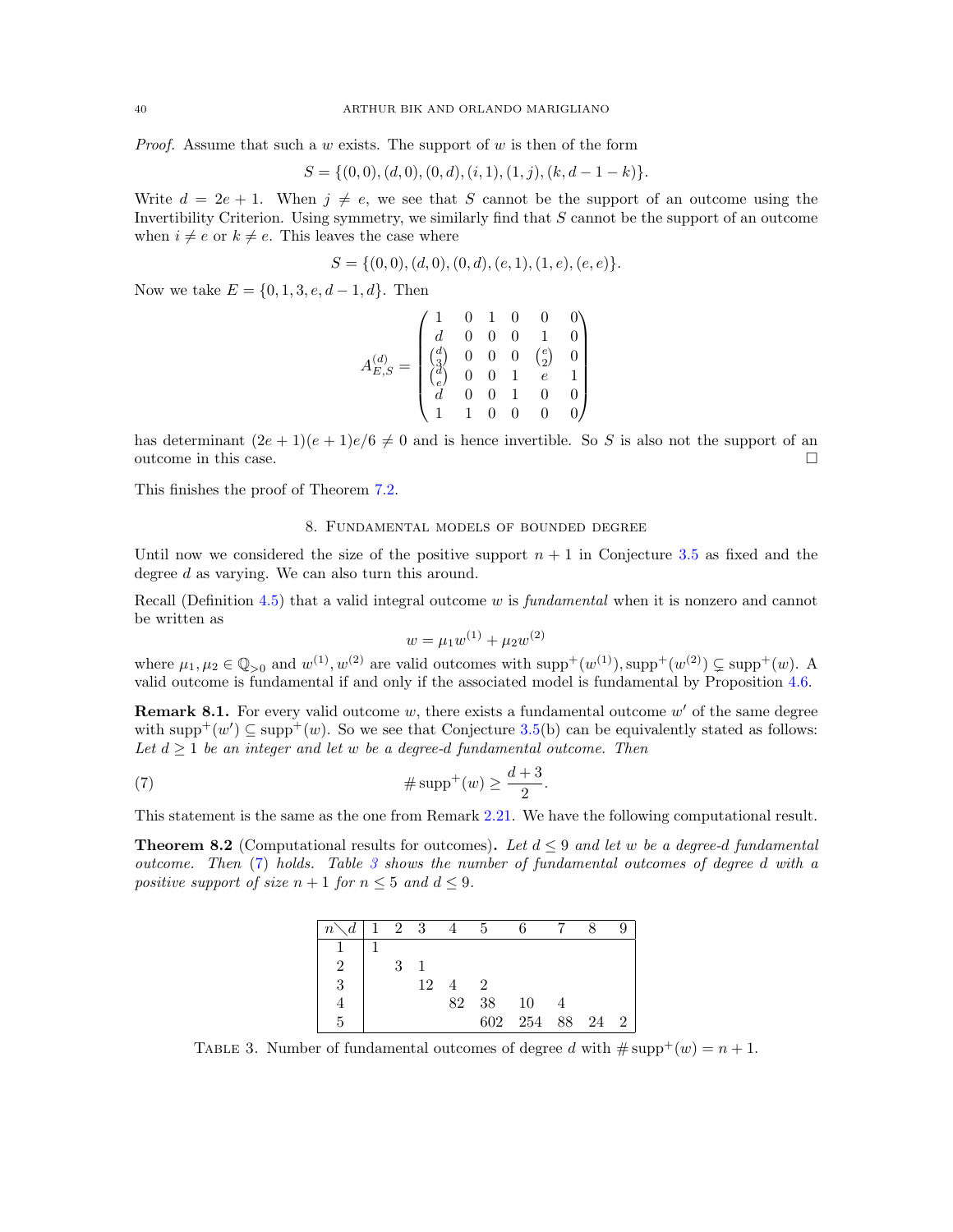*Proof.* Assume that such a $w$ exists. The support of $w$ is then of the form

$$S = \{(0,0),(d,0),(0,d),(i,1),(1,j),(k,d-1-k)\}.$$

Write $d = 2e+1$. When $j \neq e$, we see that $S$ cannot be the support of an outcome using the Invertibility Criterion. Using symmetry, we similarly find that $S$ cannot be the support of an outcome when $i \neq e$ or $k \neq e$. This leaves the case where

$$S = \{(0,0),(d,0),(0,d),(e,1),(1,e),(e,e)\}.$$

Now we take $E = \{0,1,3,e,d-1,d\}$. Then

$$A_{E,S}^{(d)} = \begin{pmatrix} 1 & 0 & 1 & 0 & 0 & 0 \\ d & 0 & 0 & 0 & 1 & 0 \\ \binom{d}{3} & 0 & 0 & 0 & \binom{e}{2} & 0 \\ \binom{d}{e} & 0 & 0 & 1 & e & 1 \\ d & 0 & 0 & 1 & 0 & 0 \\ 1 & 1 & 0 & 0 & 0 & 0 \end{pmatrix}$$

has determinant $(2e+1)(e+1)e/6 \neq 0$ and is hence invertible. So $S$ is also not the support of an outcome in this case. □

This finishes the proof of Theorem 7.2.

## 8. Fundamental models of bounded degree

Until now we considered the size of the positive support $n+1$ in Conjecture 3.5 as fixed and the degree $d$ as varying. We can also turn this around.

Recall (Definition 4.5) that a valid integral outcome $w$ is *fundamental* when it is nonzero and cannot be written as

$$w = \mu_1 w^{(1)} + \mu_2 w^{(2)}$$

where $\mu_1, \mu_2 \in \mathbb{Q}_{>0}$ and $w^{(1)}, w^{(2)}$ are valid outcomes with $\mathrm{supp}^+(w^{(1)}), \mathrm{supp}^+(w^{(2)}) \subsetneq \mathrm{supp}^+(w)$. A valid outcome is fundamental if and only if the associated model is fundamental by Proposition 4.6.

**Remark 8.1.** For every valid outcome $w$, there exists a fundamental outcome $w'$ of the same degree with $\mathrm{supp}^+(w') \subseteq \mathrm{supp}^+(w)$. So we see that Conjecture 3.5(b) can be equivalently stated as follows: *Let $d \geq 1$ be an integer and let $w$ be a degree-$d$ fundamental outcome. Then*

$$\# \,\mathrm{supp}^+(w) \geq \frac{d+3}{2}. \tag{7}$$

This statement is the same as the one from Remark 2.21. We have the following computational result.

**Theorem 8.2** (Computational results for outcomes)**.** *Let $d \leq 9$ and let $w$ be a degree-$d$ fundamental outcome. Then (7) holds. Table 3 shows the number of fundamental outcomes of degree $d$ with a positive support of size $n+1$ for $n \leq 5$ and $d \leq 9$.*

| $n \diagdown d$ | 1 | 2 | 3 | 4 | 5 | 6 | 7 | 8 | 9 |
|---|---|---|---|---|---|---|---|---|---|
| 1 | 1 | | | | | | | | |
| 2 | | 3 | 1 | | | | | | |
| 3 | | | 12 | 4 | 2 | | | | |
| 4 | | | | 82 | 38 | 10 | 4 | | |
| 5 | | | | | 602 | 254 | 88 | 24 | 2 |

Table 3. Number of fundamental outcomes of degree $d$ with $\# \,\mathrm{supp}^+(w) = n+1$.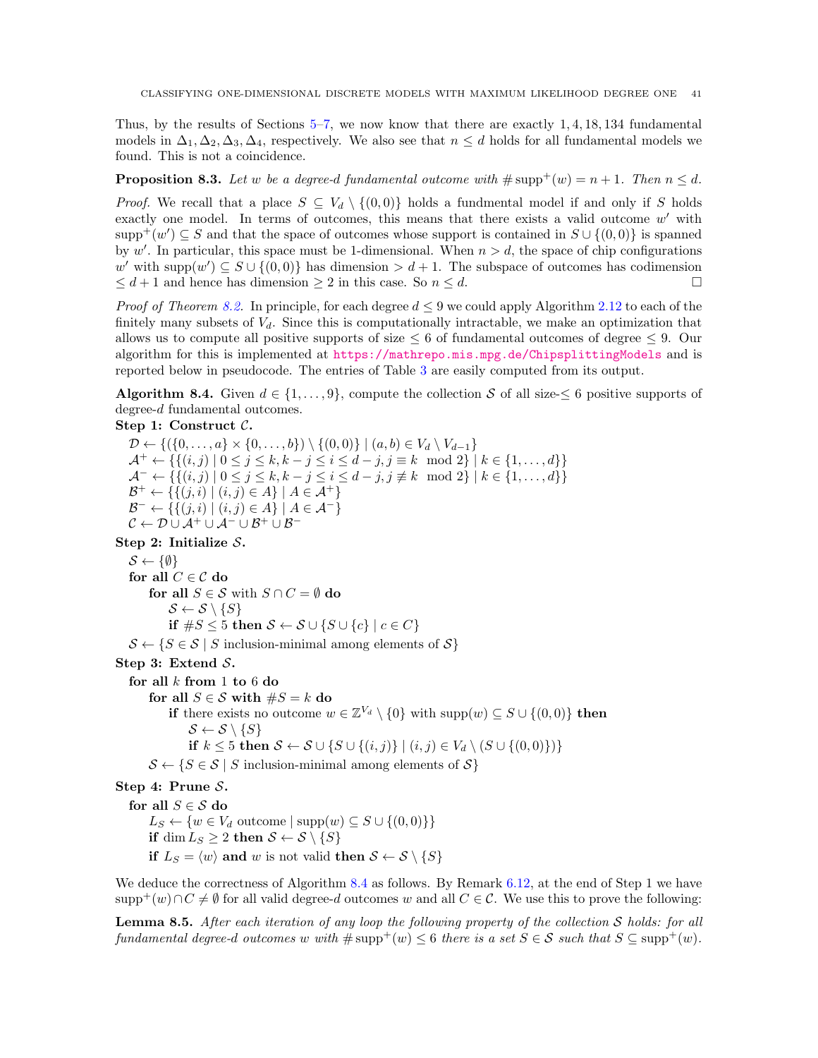Thus, by the results of Sections 5–7, we now know that there are exactly $1, 4, 18, 134$ fundamental models in $\Delta_1, \Delta_2, \Delta_3, \Delta_4$, respectively. We also see that $n \leq d$ holds for all fundamental models we found. This is not a coincidence.

**Proposition 8.3.** *Let $w$ be a degree-$d$ fundamental outcome with $\# \operatorname{supp}^+(w) = n+1$. Then $n \leq d$.*

*Proof.* We recall that a place $S \subseteq V_d \setminus \{(0,0)\}$ holds a fundmental model if and only if $S$ holds exactly one model. In terms of outcomes, this means that there exists a valid outcome $w'$ with $\operatorname{supp}^+(w') \subseteq S$ and that the space of outcomes whose support is contained in $S \cup \{(0,0)\}$ is spanned by $w'$. In particular, this space must be 1-dimensional. When $n > d$, the space of chip configurations $w'$ with $\operatorname{supp}(w') \subseteq S \cup \{(0,0)\}$ has dimension $> d+1$. The subspace of outcomes has codimension $\leq d+1$ and hence has dimension $\geq 2$ in this case. So $n \leq d$. $\square$

*Proof of Theorem 8.2.* In principle, for each degree $d \leq 9$ we could apply Algorithm 2.12 to each of the finitely many subsets of $V_d$. Since this is computationally intractable, we make an optimization that allows us to compute all positive supports of size $\leq 6$ of fundamental outcomes of degree $\leq 9$. Our algorithm for this is implemented at https://mathrepo.mis.mpg.de/ChipsplittingModels and is reported below in pseudocode. The entries of Table 3 are easily computed from its output.

**Algorithm 8.4.** Given $d \in \{1, \ldots, 9\}$, compute the collection $\mathcal{S}$ of all size-$\leq 6$ positive supports of degree-$d$ fundamental outcomes.

**Step 1: Construct $\mathcal{C}$.**

$\mathcal{D} \leftarrow \{(\{0,\ldots,a\} \times \{0,\ldots,b\}) \setminus \{(0,0)\} \mid (a,b) \in V_d \setminus V_{d-1}\}$
$\mathcal{A}^+ \leftarrow \{\{(i,j) \mid 0 \leq j \leq k, k-j \leq i \leq d-j, j \equiv k \mod 2\} \mid k \in \{1,\ldots,d\}\}$
$\mathcal{A}^- \leftarrow \{\{(i,j) \mid 0 \leq j \leq k, k-j \leq i \leq d-j, j \not\equiv k \mod 2\} \mid k \in \{1,\ldots,d\}\}$
$\mathcal{B}^+ \leftarrow \{\{(j,i) \mid (i,j) \in A\} \mid A \in \mathcal{A}^+\}$
$\mathcal{B}^- \leftarrow \{\{(j,i) \mid (i,j) \in A\} \mid A \in \mathcal{A}^-\}$
$\mathcal{C} \leftarrow \mathcal{D} \cup \mathcal{A}^+ \cup \mathcal{A}^- \cup \mathcal{B}^+ \cup \mathcal{B}^-$

**Step 2: Initialize $\mathcal{S}$.**

$\mathcal{S} \leftarrow \{\emptyset\}$
**for all** $C \in \mathcal{C}$ **do**
  **for all** $S \in \mathcal{S}$ with $S \cap C = \emptyset$ **do**
    $\mathcal{S} \leftarrow \mathcal{S} \setminus \{S\}$
    **if** $\#S \leq 5$ **then** $\mathcal{S} \leftarrow \mathcal{S} \cup \{S \cup \{c\} \mid c \in C\}$
$\mathcal{S} \leftarrow \{S \in \mathcal{S} \mid S \text{ inclusion-minimal among elements of } \mathcal{S}\}$

**Step 3: Extend $\mathcal{S}$.**

**for all** $k$ **from** 1 **to** 6 **do**
  **for all** $S \in \mathcal{S}$ **with** $\#S = k$ **do**
    **if** there exists no outcome $w \in \mathbb{Z}^{V_d} \setminus \{0\}$ with $\operatorname{supp}(w) \subseteq S \cup \{(0,0)\}$ **then**
      $\mathcal{S} \leftarrow \mathcal{S} \setminus \{S\}$
      **if** $k \leq 5$ **then** $\mathcal{S} \leftarrow \mathcal{S} \cup \{S \cup \{(i,j)\} \mid (i,j) \in V_d \setminus (S \cup \{(0,0)\})\}$
  $\mathcal{S} \leftarrow \{S \in \mathcal{S} \mid S \text{ inclusion-minimal among elements of } \mathcal{S}\}$

**Step 4: Prune $\mathcal{S}$.**

**for all** $S \in \mathcal{S}$ **do**
  $L_S \leftarrow \{w \in V_d \text{ outcome} \mid \operatorname{supp}(w) \subseteq S \cup \{(0,0)\}\}$
  **if** $\dim L_S \geq 2$ **then** $\mathcal{S} \leftarrow \mathcal{S} \setminus \{S\}$
  **if** $L_S = \langle w \rangle$ **and** $w$ is not valid **then** $\mathcal{S} \leftarrow \mathcal{S} \setminus \{S\}$

We deduce the correctness of Algorithm 8.4 as follows. By Remark 6.12, at the end of Step 1 we have $\operatorname{supp}^+(w) \cap C \neq \emptyset$ for all valid degree-$d$ outcomes $w$ and all $C \in \mathcal{C}$. We use this to prove the following:

**Lemma 8.5.** *After each iteration of any loop the following property of the collection $\mathcal{S}$ holds: for all fundamental degree-$d$ outcomes $w$ with $\# \operatorname{supp}^+(w) \leq 6$ there is a set $S \in \mathcal{S}$ such that $S \subseteq \operatorname{supp}^+(w)$.*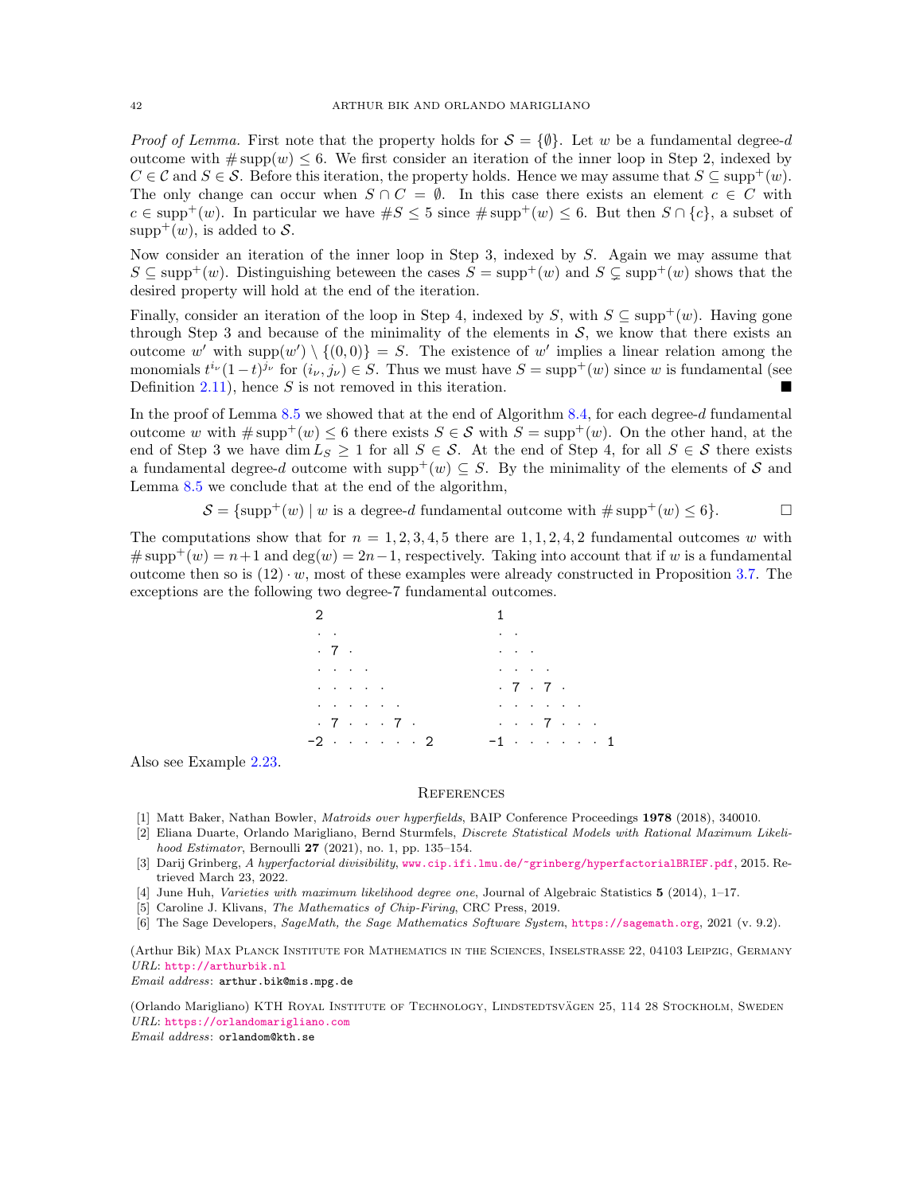*Proof of Lemma.* First note that the property holds for $\mathcal{S} = \{\emptyset\}$. Let $w$ be a fundamental degree-$d$ outcome with $\#\operatorname{supp}(w) \leq 6$. We first consider an iteration of the inner loop in Step 2, indexed by $C \in \mathcal{C}$ and $S \in \mathcal{S}$. Before this iteration, the property holds. Hence we may assume that $S \subseteq \operatorname{supp}^+(w)$. The only change can occur when $S \cap C = \emptyset$. In this case there exists an element $c \in C$ with $c \in \operatorname{supp}^+(w)$. In particular we have $\#S \leq 5$ since $\#\operatorname{supp}^+(w) \leq 6$. But then $S \cap \{c\}$, a subset of $\operatorname{supp}^+(w)$, is added to $\mathcal{S}$.

Now consider an iteration of the inner loop in Step 3, indexed by $S$. Again we may assume that $S \subseteq \operatorname{supp}^+(w)$. Distinguishing beteween the cases $S = \operatorname{supp}^+(w)$ and $S \subsetneq \operatorname{supp}^+(w)$ shows that the desired property will hold at the end of the iteration.

Finally, consider an iteration of the loop in Step 4, indexed by $S$, with $S \subseteq \operatorname{supp}^+(w)$. Having gone through Step 3 and because of the minimality of the elements in $\mathcal{S}$, we know that there exists an outcome $w'$ with $\operatorname{supp}(w') \setminus \{(0,0)\} = S$. The existence of $w'$ implies a linear relation among the monomials $t^{i_\nu}(1-t)^{j_\nu}$ for $(i_\nu, j_\nu) \in S$. Thus we must have $S = \operatorname{supp}^+(w)$ since $w$ is fundamental (see Definition 2.11), hence $S$ is not removed in this iteration. ■

In the proof of Lemma 8.5 we showed that at the end of Algorithm 8.4, for each degree-$d$ fundamental outcome $w$ with $\#\operatorname{supp}^+(w) \leq 6$ there exists $S \in \mathcal{S}$ with $S = \operatorname{supp}^+(w)$. On the other hand, at the end of Step 3 we have $\dim L_S \geq 1$ for all $S \in \mathcal{S}$. At the end of Step 4, for all $S \in \mathcal{S}$ there exists a fundamental degree-$d$ outcome with $\operatorname{supp}^+(w) \subseteq S$. By the minimality of the elements of $\mathcal{S}$ and Lemma 8.5 we conclude that at the end of the algorithm,

$$\mathcal{S} = \{\operatorname{supp}^+(w) \mid w \text{ is a degree-}d \text{ fundamental outcome with } \#\operatorname{supp}^+(w) \leq 6\}. \qquad \square$$

The computations show that for $n = 1, 2, 3, 4, 5$ there are $1, 1, 2, 4, 2$ fundamental outcomes $w$ with $\#\operatorname{supp}^+(w) = n+1$ and $\deg(w) = 2n-1$, respectively. Taking into account that if $w$ is a fundamental outcome then so is $(12) \cdot w$, most of these examples were already constructed in Proposition 3.7. The exceptions are the following two degree-7 fundamental outcomes.

```
 2                        1
 · ·                      · ·
 · 7 ·                    · · ·
 · · · ·                  · · · ·
 · · · · ·                · 7 · 7 ·
 · · · · · ·              · · · · · ·
 · 7 · · · 7 ·            · · · 7 · · ·
-2 · · · · · · 2         -1 · · · · · · 1
```

Also see Example 2.23.

## References

[1] Matt Baker, Nathan Bowler, *Matroids over hyperfields*, BAIP Conference Proceedings **1978** (2018), 340010.

[2] Eliana Duarte, Orlando Marigliano, Bernd Sturmfels, *Discrete Statistical Models with Rational Maximum Likelihood Estimator*, Bernoulli **27** (2021), no. 1, pp. 135–154.

[3] Darij Grinberg, *A hyperfactorial divisibility*, www.cip.ifi.lmu.de/~grinberg/hyperfactorialBRIEF.pdf, 2015. Retrieved March 23, 2022.

[4] June Huh, *Varieties with maximum likelihood degree one*, Journal of Algebraic Statistics **5** (2014), 1–17.

[5] Caroline J. Klivans, *The Mathematics of Chip-Firing*, CRC Press, 2019.

[6] The Sage Developers, *SageMath, the Sage Mathematics Software System*, https://sagemath.org, 2021 (v. 9.2).

(Arthur Bik) Max Planck Institute for Mathematics in the Sciences, Inselstrasse 22, 04103 Leipzig, Germany
*URL*: http://arthurbik.nl
*Email address*: arthur.bik@mis.mpg.de

(Orlando Marigliano) KTH Royal Institute of Technology, Lindstedtsvägen 25, 114 28 Stockholm, Sweden
*URL*: https://orlandomarigliano.com
*Email address*: orlandom@kth.se